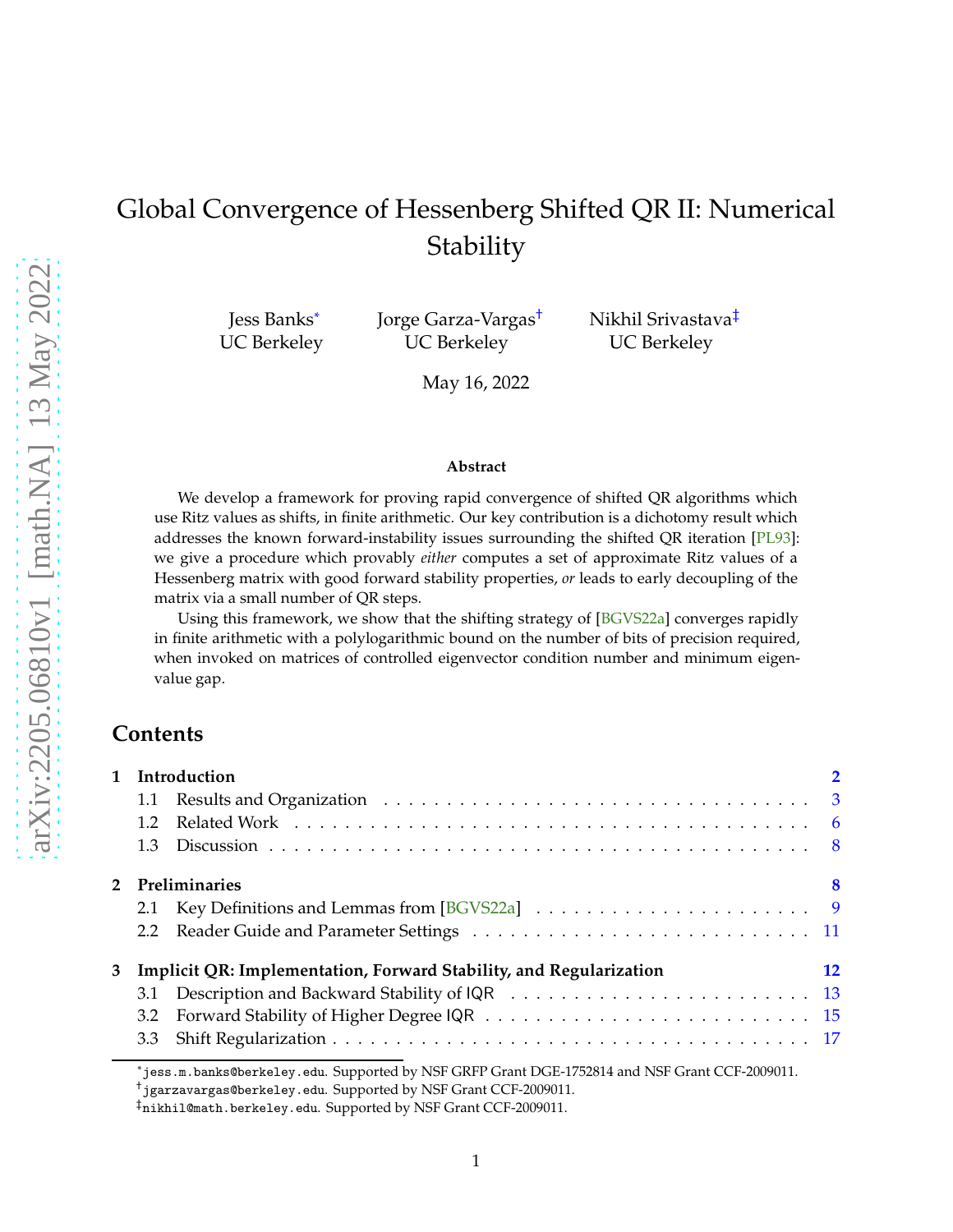# Global Convergence of Hessenberg Shifted QR II: Numerical Stability

Jess Banks[*] UC Berkeley

Jorge Garza-Vargas[†] UC Berkeley

Nikhil Srivastava[‡] UC Berkeley

May 16, 2022

### Abstract

We develop a framework for proving rapid convergence of shifted QR algorithms which use Ritz values as shifts, in finite arithmetic. Our key contribution is a dichotomy result which addresses the known forward-instability issues surrounding the shifted QR iteration [PL93]: we give a procedure which provably *either* computes a set of approximate Ritz values of a Hessenberg matrix with good forward stability properties, *or* leads to early decoupling of the matrix via a small number of QR steps.

Using this framework, we show that the shifting strategy of [BGVS22a] converges rapidly in finite arithmetic with a polylogarithmic bound on the number of bits of precision required, when invoked on matrices of controlled eigenvector condition number and minimum eigenvalue gap.

## Contents

- **1 Introduction** — 2
  - 1.1 Results and Organization — 3
  - 1.2 Related Work — 6
  - 1.3 Discussion — 8
- **2 Preliminaries** — 8
  - 2.1 Key Definitions and Lemmas from [BGVS22a] — 9
  - 2.2 Reader Guide and Parameter Settings — 11
- **3 Implicit QR: Implementation, Forward Stability, and Regularization** — 12
  - 3.1 Description and Backward Stability of IQR — 13
  - 3.2 Forward Stability of Higher Degree IQR — 15
  - 3.3 Shift Regularization — 17

[*] jess.m.banks@berkeley.edu. Supported by NSF GRFP Grant DGE-1752814 and NSF Grant CCF-2009011.

[†] jgarzavargas@berkeley.edu. Supported by NSF Grant CCF-2009011.

[‡] nikhil@math.berkeley.edu. Supported by NSF Grant CCF-2009011.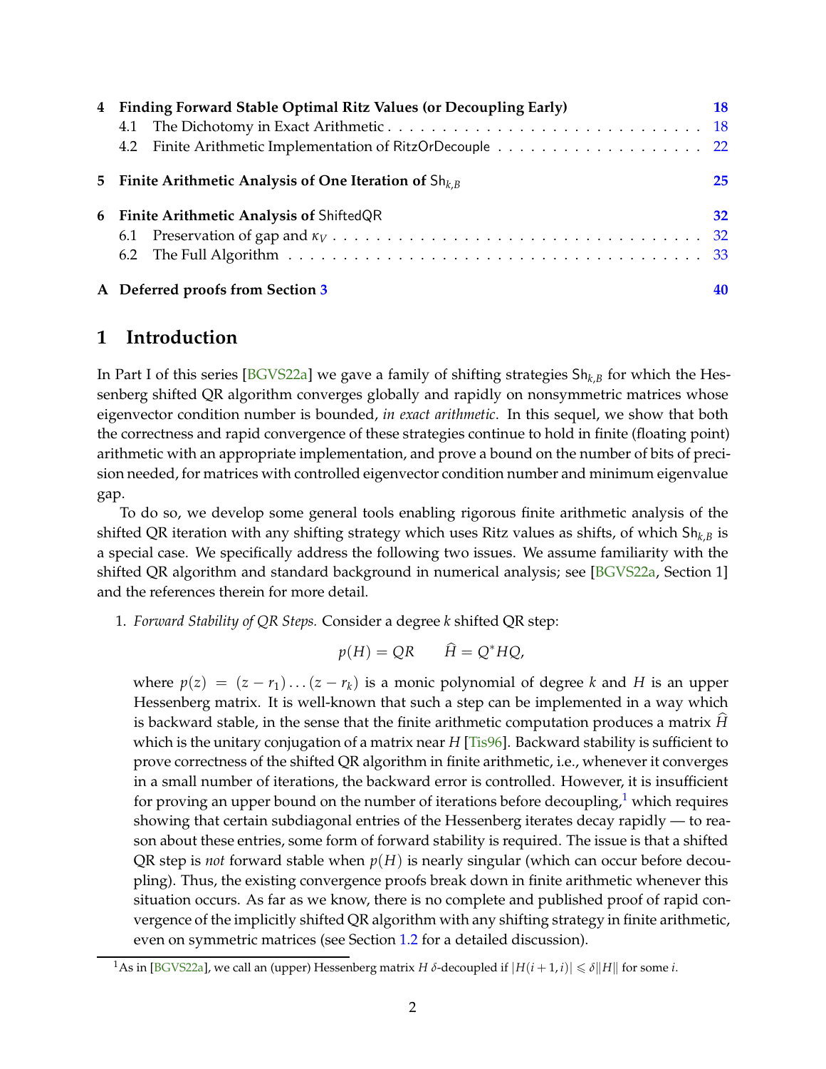| | | |
|---|---|---|
| **4** | **Finding Forward Stable Optimal Ritz Values (or Decoupling Early)** | **18** |
| | 4.1 The Dichotomy in Exact Arithmetic | 18 |
| | 4.2 Finite Arithmetic Implementation of RitzOrDecouple | 22 |
| **5** | **Finite Arithmetic Analysis of One Iteration of $\mathsf{Sh}_{k,B}$** | **25** |
| **6** | **Finite Arithmetic Analysis of ShiftedQR** | **32** |
| | 6.1 Preservation of gap and $\kappa_V$ | 32 |
| | 6.2 The Full Algorithm | 33 |
| **A** | **Deferred proofs from Section 3** | **40** |

# 1 Introduction

In Part I of this series [BGVS22a] we gave a family of shifting strategies $\mathsf{Sh}_{k,B}$ for which the Hessenberg shifted QR algorithm converges globally and rapidly on nonsymmetric matrices whose eigenvector condition number is bounded, *in exact arithmetic*. In this sequel, we show that both the correctness and rapid convergence of these strategies continue to hold in finite (floating point) arithmetic with an appropriate implementation, and prove a bound on the number of bits of precision needed, for matrices with controlled eigenvector condition number and minimum eigenvalue gap.

To do so, we develop some general tools enabling rigorous finite arithmetic analysis of the shifted QR iteration with any shifting strategy which uses Ritz values as shifts, of which $\mathsf{Sh}_{k,B}$ is a special case. We specifically address the following two issues. We assume familiarity with the shifted QR algorithm and standard background in numerical analysis; see [BGVS22a, Section 1] and the references therein for more detail.

1. *Forward Stability of QR Steps.* Consider a degree $k$ shifted QR step:

$$p(H) = QR \qquad \widehat{H} = Q^*HQ,$$

where $p(z) = (z - r_1)\dots(z - r_k)$ is a monic polynomial of degree $k$ and $H$ is an upper Hessenberg matrix. It is well-known that such a step can be implemented in a way which is backward stable, in the sense that the finite arithmetic computation produces a matrix $\widehat{H}$ which is the unitary conjugation of a matrix near $H$ [Tis96]. Backward stability is sufficient to prove correctness of the shifted QR algorithm in finite arithmetic, i.e., whenever it converges in a small number of iterations, the backward error is controlled. However, it is insufficient for proving an upper bound on the number of iterations before decoupling,[1] which requires showing that certain subdiagonal entries of the Hessenberg iterates decay rapidly — to reason about these entries, some form of forward stability is required. The issue is that a shifted QR step is *not* forward stable when $p(H)$ is nearly singular (which can occur before decoupling). Thus, the existing convergence proofs break down in finite arithmetic whenever this situation occurs. As far as we know, there is no complete and published proof of rapid convergence of the implicitly shifted QR algorithm with any shifting strategy in finite arithmetic, even on symmetric matrices (see Section 1.2 for a detailed discussion).

[1] As in [BGVS22a], we call an (upper) Hessenberg matrix $H$ $\delta$-decoupled if $|H(i+1,i)| \leqslant \delta\|H\|$ for some $i$.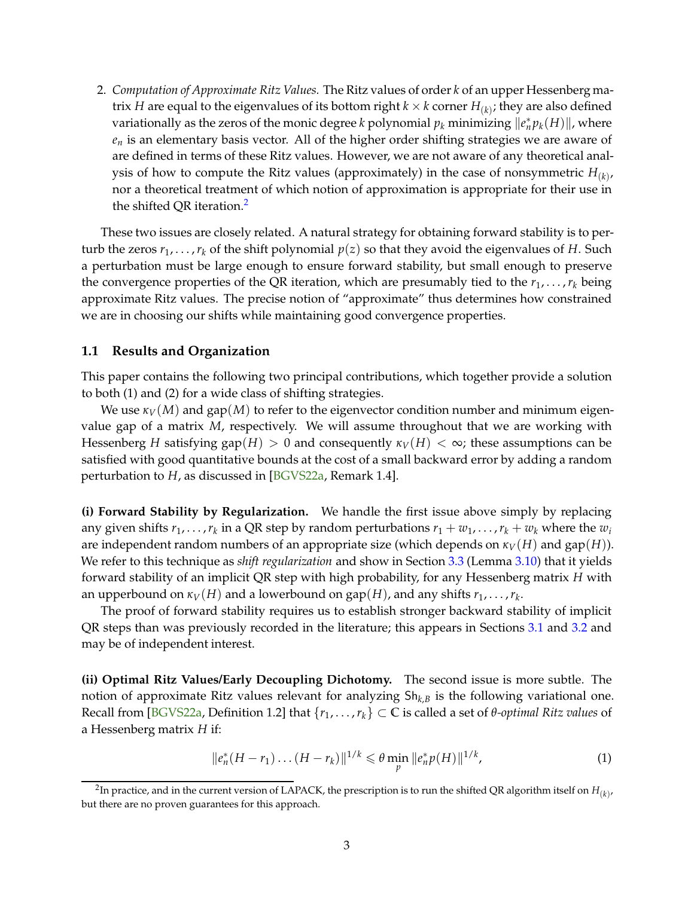2. *Computation of Approximate Ritz Values.* The Ritz values of order $k$ of an upper Hessenberg matrix $H$ are equal to the eigenvalues of its bottom right $k \times k$ corner $H_{(k)}$; they are also defined variationally as the zeros of the monic degree $k$ polynomial $p_k$ minimizing $\|e_n^* p_k(H)\|$, where $e_n$ is an elementary basis vector. All of the higher order shifting strategies we are aware of are defined in terms of these Ritz values. However, we are not aware of any theoretical analysis of how to compute the Ritz values (approximately) in the case of nonsymmetric $H_{(k)}$, nor a theoretical treatment of which notion of approximation is appropriate for their use in the shifted QR iteration.[2]

These two issues are closely related. A natural strategy for obtaining forward stability is to perturb the zeros $r_1, \ldots, r_k$ of the shift polynomial $p(z)$ so that they avoid the eigenvalues of $H$. Such a perturbation must be large enough to ensure forward stability, but small enough to preserve the convergence properties of the QR iteration, which are presumably tied to the $r_1, \ldots, r_k$ being approximate Ritz values. The precise notion of "approximate" thus determines how constrained we are in choosing our shifts while maintaining good convergence properties.

### 1.1 Results and Organization

This paper contains the following two principal contributions, which together provide a solution to both (1) and (2) for a wide class of shifting strategies.

We use $\kappa_V(M)$ and $\mathrm{gap}(M)$ to refer to the eigenvector condition number and minimum eigenvalue gap of a matrix $M$, respectively. We will assume throughout that we are working with Hessenberg $H$ satisfying $\mathrm{gap}(H) > 0$ and consequently $\kappa_V(H) < \infty$; these assumptions can be satisfied with good quantitative bounds at the cost of a small backward error by adding a random perturbation to $H$, as discussed in [BGVS22a, Remark 1.4].

**(i) Forward Stability by Regularization.** We handle the first issue above simply by replacing any given shifts $r_1, \ldots, r_k$ in a QR step by random perturbations $r_1 + w_1, \ldots, r_k + w_k$ where the $w_i$ are independent random numbers of an appropriate size (which depends on $\kappa_V(H)$ and $\mathrm{gap}(H)$). We refer to this technique as *shift regularization* and show in Section 3.3 (Lemma 3.10) that it yields forward stability of an implicit QR step with high probability, for any Hessenberg matrix $H$ with an upperbound on $\kappa_V(H)$ and a lowerbound on $\mathrm{gap}(H)$, and any shifts $r_1, \ldots, r_k$.

The proof of forward stability requires us to establish stronger backward stability of implicit QR steps than was previously recorded in the literature; this appears in Sections 3.1 and 3.2 and may be of independent interest.

**(ii) Optimal Ritz Values/Early Decoupling Dichotomy.** The second issue is more subtle. The notion of approximate Ritz values relevant for analyzing $\mathsf{Sh}_{k,B}$ is the following variational one. Recall from [BGVS22a, Definition 1.2] that $\{r_1, \ldots, r_k\} \subset \mathbb{C}$ is called a set of *$\theta$-optimal Ritz values* of a Hessenberg matrix $H$ if:

$$\|e_n^*(H - r_1)\ldots(H - r_k)\|^{1/k} \leqslant \theta \min_p \|e_n^* p(H)\|^{1/k}, \tag{1}$$

[2] In practice, and in the current version of LAPACK, the prescription is to run the shifted QR algorithm itself on $H_{(k)}$, but there are no proven guarantees for this approach.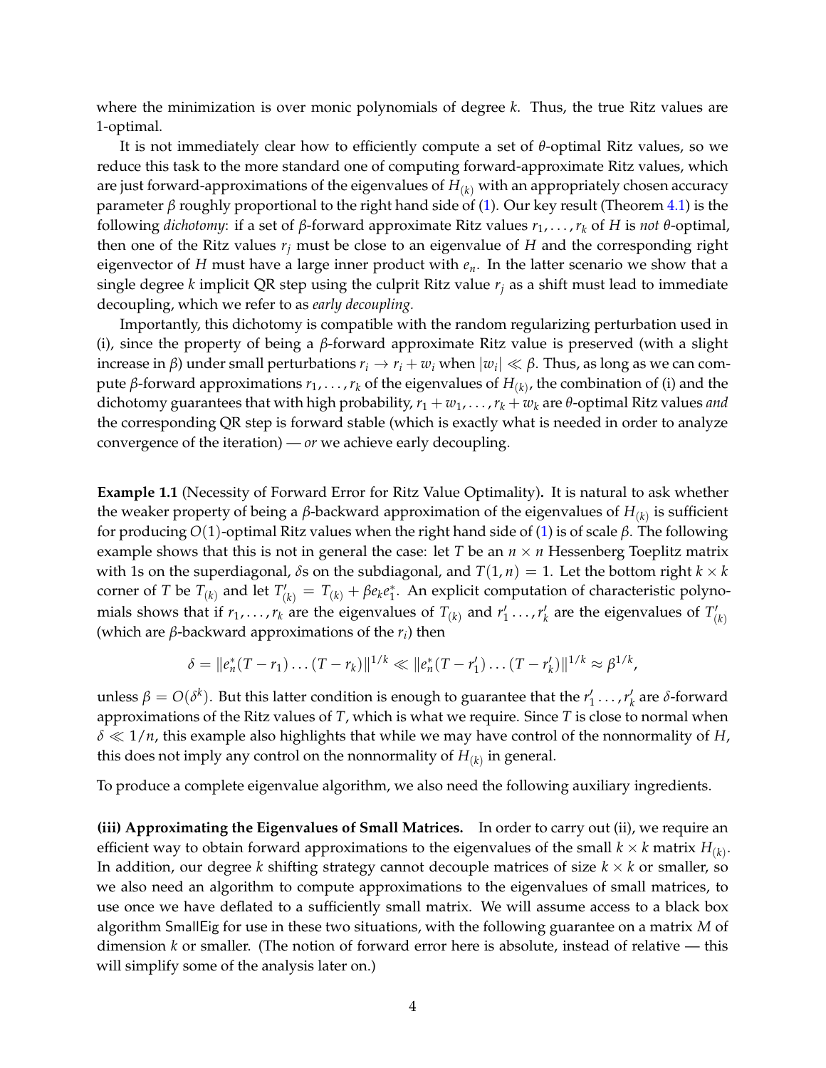where the minimization is over monic polynomials of degree $k$. Thus, the true Ritz values are 1-optimal.

It is not immediately clear how to efficiently compute a set of $\theta$-optimal Ritz values, so we reduce this task to the more standard one of computing forward-approximate Ritz values, which are just forward-approximations of the eigenvalues of $H_{(k)}$ with an appropriately chosen accuracy parameter $\beta$ roughly proportional to the right hand side of (1). Our key result (Theorem 4.1) is the following *dichotomy*: if a set of $\beta$-forward approximate Ritz values $r_1, \ldots, r_k$ of $H$ is *not* $\theta$-optimal, then one of the Ritz values $r_j$ must be close to an eigenvalue of $H$ and the corresponding right eigenvector of $H$ must have a large inner product with $e_n$. In the latter scenario we show that a single degree $k$ implicit QR step using the culprit Ritz value $r_j$ as a shift must lead to immediate decoupling, which we refer to as *early decoupling*.

Importantly, this dichotomy is compatible with the random regularizing perturbation used in (i), since the property of being a $\beta$-forward approximate Ritz value is preserved (with a slight increase in $\beta$) under small perturbations $r_i \to r_i + w_i$ when $|w_i| \ll \beta$. Thus, as long as we can compute $\beta$-forward approximations $r_1, \ldots, r_k$ of the eigenvalues of $H_{(k)}$, the combination of (i) and the dichotomy guarantees that with high probability, $r_1 + w_1, \ldots, r_k + w_k$ are $\theta$-optimal Ritz values *and* the corresponding QR step is forward stable (which is exactly what is needed in order to analyze convergence of the iteration) — *or* we achieve early decoupling.

**Example 1.1** (Necessity of Forward Error for Ritz Value Optimality)**.** It is natural to ask whether the weaker property of being a $\beta$-backward approximation of the eigenvalues of $H_{(k)}$ is sufficient for producing $O(1)$-optimal Ritz values when the right hand side of (1) is of scale $\beta$. The following example shows that this is not in general the case: let $T$ be an $n \times n$ Hessenberg Toeplitz matrix with 1s on the superdiagonal, $\delta$s on the subdiagonal, and $T(1, n) = 1$. Let the bottom right $k \times k$ corner of $T$ be $T_{(k)}$ and let $T'_{(k)} = T_{(k)} + \beta e_k e_1^*$. An explicit computation of characteristic polynomials shows that if $r_1, \ldots, r_k$ are the eigenvalues of $T_{(k)}$ and $r'_1 \ldots, r'_k$ are the eigenvalues of $T'_{(k)}$ (which are $\beta$-backward approximations of the $r_i$) then

$$\delta = \|e_n^*(T - r_1) \ldots (T - r_k)\|^{1/k} \ll \|e_n^*(T - r'_1) \ldots (T - r'_k)\|^{1/k} \approx \beta^{1/k},$$

unless $\beta = O(\delta^k)$. But this latter condition is enough to guarantee that the $r'_1 \ldots, r'_k$ are $\delta$-forward approximations of the Ritz values of $T$, which is what we require. Since $T$ is close to normal when $\delta \ll 1/n$, this example also highlights that while we may have control of the nonnormality of $H$, this does not imply any control on the nonnormality of $H_{(k)}$ in general.

To produce a complete eigenvalue algorithm, we also need the following auxiliary ingredients.

**(iii) Approximating the Eigenvalues of Small Matrices.** In order to carry out (ii), we require an efficient way to obtain forward approximations to the eigenvalues of the small $k \times k$ matrix $H_{(k)}$. In addition, our degree $k$ shifting strategy cannot decouple matrices of size $k \times k$ or smaller, so we also need an algorithm to compute approximations to the eigenvalues of small matrices, to use once we have deflated to a sufficiently small matrix. We will assume access to a black box algorithm SmallEig for use in these two situations, with the following guarantee on a matrix $M$ of dimension $k$ or smaller. (The notion of forward error here is absolute, instead of relative — this will simplify some of the analysis later on.)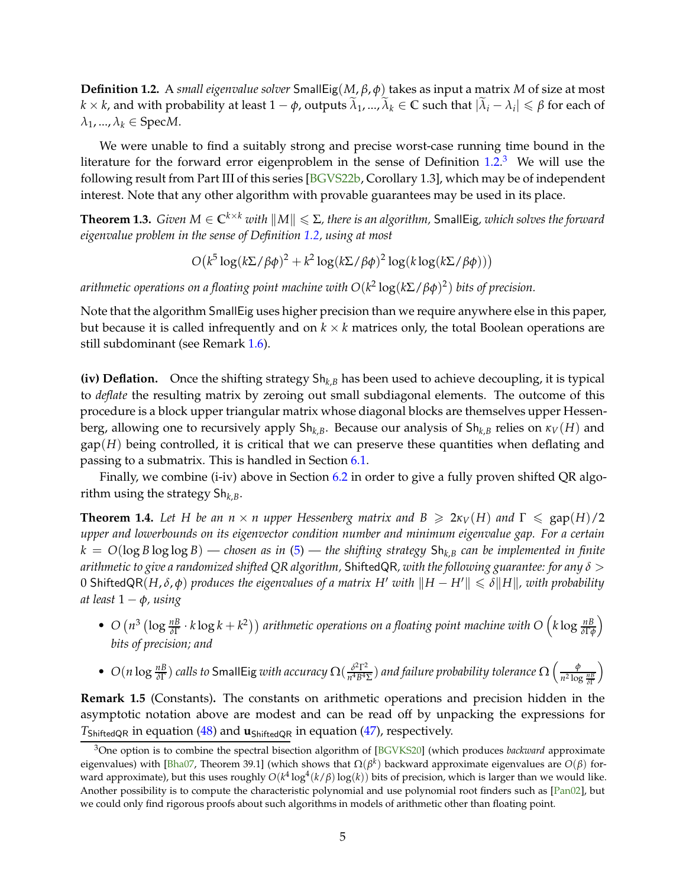**Definition 1.2.** A *small eigenvalue solver* $\mathsf{SmallEig}(M, \beta, \phi)$ takes as input a matrix $M$ of size at most $k \times k$, and with probability at least $1 - \phi$, outputs $\widetilde{\lambda}_1, ..., \widetilde{\lambda}_k \in \mathbb{C}$ such that $|\widetilde{\lambda}_i - \lambda_i| \leqslant \beta$ for each of $\lambda_1, ..., \lambda_k \in \mathrm{Spec} M$.

We were unable to find a suitably strong and precise worst-case running time bound in the literature for the forward error eigenproblem in the sense of Definition 1.2.[3] We will use the following result from Part III of this series [BGVS22b, Corollary 1.3], which may be of independent interest. Note that any other algorithm with provable guarantees may be used in its place.

**Theorem 1.3.** *Given $M \in \mathbb{C}^{k \times k}$ with $\|M\| \leqslant \Sigma$, there is an algorithm,* $\mathsf{SmallEig}$*, which solves the forward eigenvalue problem in the sense of Definition 1.2, using at most*

$$O\big(k^5 \log(k\Sigma/\beta\phi)^2 + k^2 \log(k\Sigma/\beta\phi)^2 \log(k \log(k\Sigma/\beta\phi))\big)$$

*arithmetic operations on a floating point machine with $O(k^2 \log(k\Sigma/\beta\phi)^2)$ bits of precision.*

Note that the algorithm $\mathsf{SmallEig}$ uses higher precision than we require anywhere else in this paper, but because it is called infrequently and on $k \times k$ matrices only, the total Boolean operations are still subdominant (see Remark 1.6).

**(iv) Deflation.** Once the shifting strategy $\mathsf{Sh}_{k,B}$ has been used to achieve decoupling, it is typical to *deflate* the resulting matrix by zeroing out small subdiagonal elements. The outcome of this procedure is a block upper triangular matrix whose diagonal blocks are themselves upper Hessenberg, allowing one to recursively apply $\mathsf{Sh}_{k,B}$. Because our analysis of $\mathsf{Sh}_{k,B}$ relies on $\kappa_V(H)$ and $\mathrm{gap}(H)$ being controlled, it is critical that we can preserve these quantities when deflating and passing to a submatrix. This is handled in Section 6.1.

Finally, we combine (i-iv) above in Section 6.2 in order to give a fully proven shifted QR algorithm using the strategy $\mathsf{Sh}_{k,B}$.

**Theorem 1.4.** *Let $H$ be an $n \times n$ upper Hessenberg matrix and $B \geqslant 2\kappa_V(H)$ and $\Gamma \leqslant \mathrm{gap}(H)/2$ upper and lowerbounds on its eigenvector condition number and minimum eigenvalue gap. For a certain $k = O(\log B \log \log B)$ — chosen as in (5) — the shifting strategy $\mathsf{Sh}_{k,B}$ can be implemented in finite arithmetic to give a randomized shifted QR algorithm,* $\mathsf{ShiftedQR}$*, with the following guarantee: for any $\delta > 0$ $\mathsf{ShiftedQR}(H, \delta, \phi)$ produces the eigenvalues of a matrix $H'$ with $\|H - H'\| \leqslant \delta \|H\|$, with probability at least $1 - \phi$, using*

- $O\left(n^3 \left(\log \frac{nB}{\delta\Gamma} \cdot k \log k + k^2\right)\right)$ *arithmetic operations on a floating point machine with* $O\left(k \log \frac{nB}{\delta\Gamma\phi}\right)$ *bits of precision; and*
- $O(n \log \frac{nB}{\delta\Gamma})$ *calls to* $\mathsf{SmallEig}$ *with accuracy* $\Omega(\frac{\delta^2\Gamma^2}{n^4 B^4 \Sigma})$ *and failure probability tolerance* $\Omega\left(\frac{\phi}{n^2 \log \frac{nB}{\delta\Gamma}}\right)$

**Remark 1.5** (Constants)**.** The constants on arithmetic operations and precision hidden in the asymptotic notation above are modest and can be read off by unpacking the expressions for $T_{\mathsf{ShiftedQR}}$ in equation (48) and $\mathbf{u}_{\mathsf{ShiftedQR}}$ in equation (47), respectively.

[3] One option is to combine the spectral bisection algorithm of [BGVKS20] (which produces *backward* approximate eigenvalues) with [Bha07, Theorem 39.1] (which shows that $\Omega(\beta^k)$ backward approximate eigenvalues are $O(\beta)$ forward approximate), but this uses roughly $O(k^4 \log^4(k/\beta) \log(k))$ bits of precision, which is larger than we would like. Another possibility is to compute the characteristic polynomial and use polynomial root finders such as [Pan02], but we could only find rigorous proofs about such algorithms in models of arithmetic other than floating point.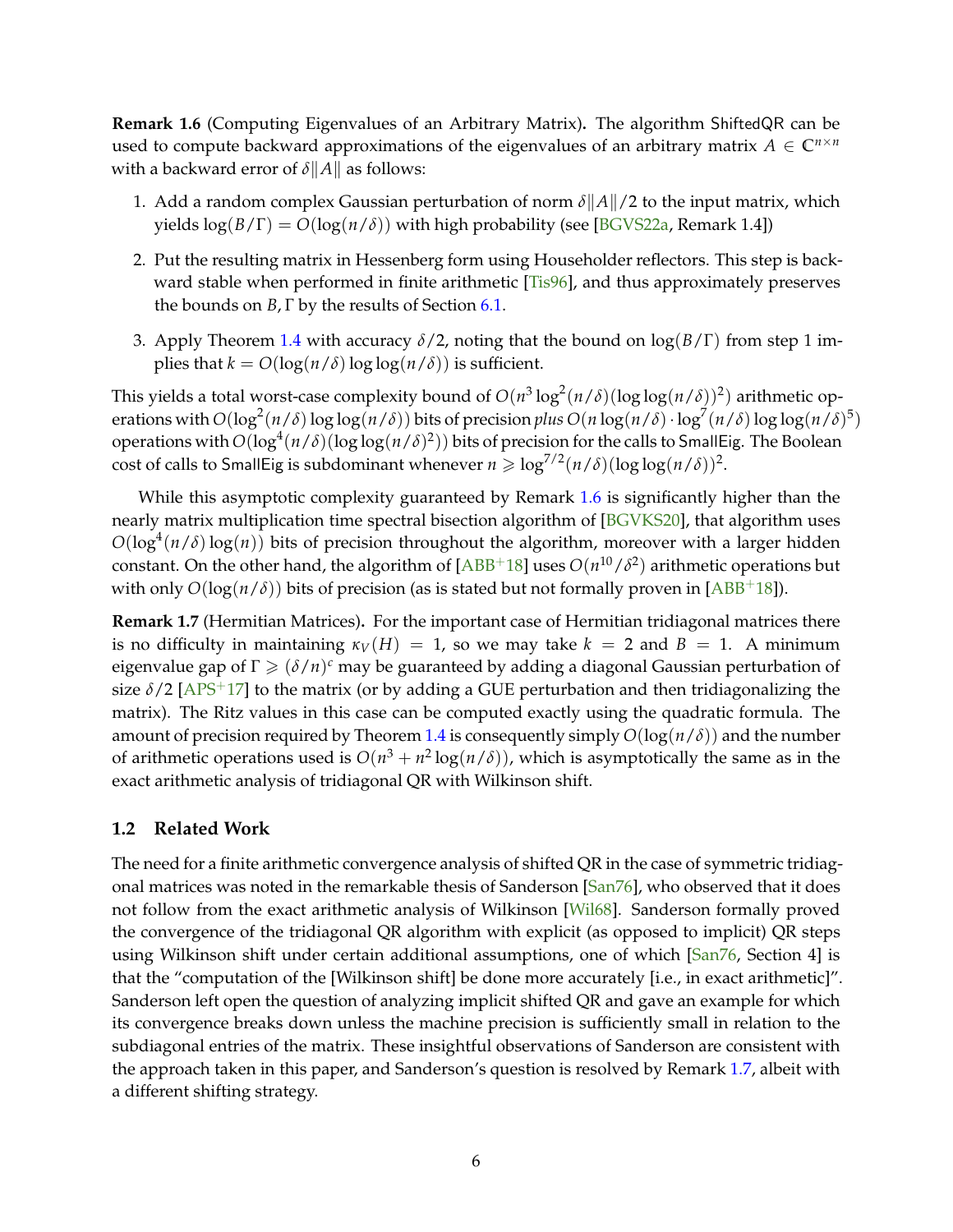**Remark 1.6** (Computing Eigenvalues of an Arbitrary Matrix)**.** The algorithm ShiftedQR can be used to compute backward approximations of the eigenvalues of an arbitrary matrix $A \in \mathbb{C}^{n\times n}$ with a backward error of $\delta\|A\|$ as follows:

1. Add a random complex Gaussian perturbation of norm $\delta\|A\|/2$ to the input matrix, which yields $\log(B/\Gamma) = O(\log(n/\delta))$ with high probability (see [BGVS22a, Remark 1.4])
2. Put the resulting matrix in Hessenberg form using Householder reflectors. This step is backward stable when performed in finite arithmetic [Tis96], and thus approximately preserves the bounds on $B, \Gamma$ by the results of Section 6.1.
3. Apply Theorem 1.4 with accuracy $\delta/2$, noting that the bound on $\log(B/\Gamma)$ from step 1 implies that $k = O(\log(n/\delta)\log\log(n/\delta))$ is sufficient.

This yields a total worst-case complexity bound of $O(n^3\log^2(n/\delta)(\log\log(n/\delta))^2)$ arithmetic operations with $O(\log^2(n/\delta)\log\log(n/\delta))$ bits of precision *plus* $O(n\log(n/\delta)\cdot\log^7(n/\delta)\log\log(n/\delta)^5)$ operations with $O(\log^4(n/\delta)(\log\log(n/\delta)^2))$ bits of precision for the calls to SmallEig. The Boolean cost of calls to SmallEig is subdominant whenever $n \geqslant \log^{7/2}(n/\delta)(\log\log(n/\delta))^2$.

While this asymptotic complexity guaranteed by Remark 1.6 is significantly higher than the nearly matrix multiplication time spectral bisection algorithm of [BGVKS20], that algorithm uses $O(\log^4(n/\delta)\log(n))$ bits of precision throughout the algorithm, moreover with a larger hidden constant. On the other hand, the algorithm of [ABB+18] uses $O(n^{10}/\delta^2)$ arithmetic operations but with only $O(\log(n/\delta))$ bits of precision (as is stated but not formally proven in [ABB+18]).

**Remark 1.7** (Hermitian Matrices)**.** For the important case of Hermitian tridiagonal matrices there is no difficulty in maintaining $\kappa_V(H) = 1$, so we may take $k = 2$ and $B = 1$. A minimum eigenvalue gap of $\Gamma \geqslant (\delta/n)^c$ may be guaranteed by adding a diagonal Gaussian perturbation of size $\delta/2$ [APS+17] to the matrix (or by adding a GUE perturbation and then tridiagonalizing the matrix). The Ritz values in this case can be computed exactly using the quadratic formula. The amount of precision required by Theorem 1.4 is consequently simply $O(\log(n/\delta))$ and the number of arithmetic operations used is $O(n^3 + n^2\log(n/\delta))$, which is asymptotically the same as in the exact arithmetic analysis of tridiagonal QR with Wilkinson shift.

## 1.2 Related Work

The need for a finite arithmetic convergence analysis of shifted QR in the case of symmetric tridiagonal matrices was noted in the remarkable thesis of Sanderson [San76], who observed that it does not follow from the exact arithmetic analysis of Wilkinson [Wil68]. Sanderson formally proved the convergence of the tridiagonal QR algorithm with explicit (as opposed to implicit) QR steps using Wilkinson shift under certain additional assumptions, one of which [San76, Section 4] is that the "computation of the [Wilkinson shift] be done more accurately [i.e., in exact arithmetic]". Sanderson left open the question of analyzing implicit shifted QR and gave an example for which its convergence breaks down unless the machine precision is sufficiently small in relation to the subdiagonal entries of the matrix. These insightful observations of Sanderson are consistent with the approach taken in this paper, and Sanderson's question is resolved by Remark 1.7, albeit with a different shifting strategy.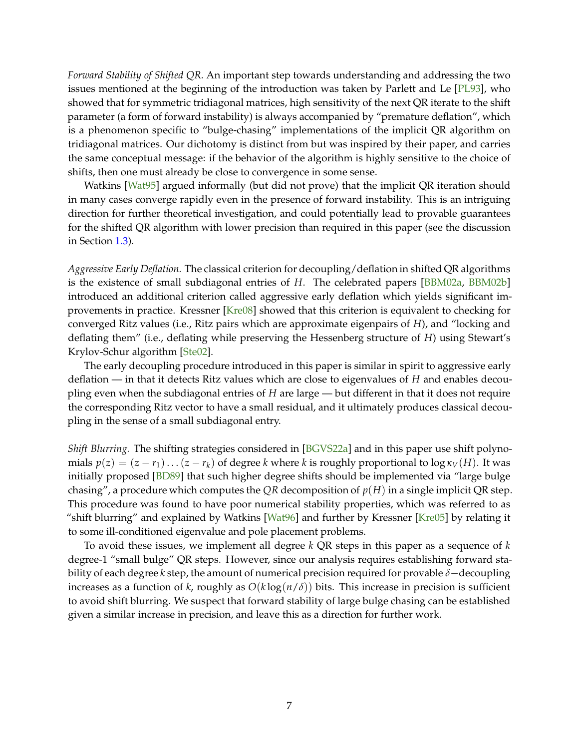*Forward Stability of Shifted QR.* An important step towards understanding and addressing the two issues mentioned at the beginning of the introduction was taken by Parlett and Le [PL93], who showed that for symmetric tridiagonal matrices, high sensitivity of the next QR iterate to the shift parameter (a form of forward instability) is always accompanied by "premature deflation", which is a phenomenon specific to "bulge-chasing" implementations of the implicit QR algorithm on tridiagonal matrices. Our dichotomy is distinct from but was inspired by their paper, and carries the same conceptual message: if the behavior of the algorithm is highly sensitive to the choice of shifts, then one must already be close to convergence in some sense.

Watkins [Wat95] argued informally (but did not prove) that the implicit QR iteration should in many cases converge rapidly even in the presence of forward instability. This is an intriguing direction for further theoretical investigation, and could potentially lead to provable guarantees for the shifted QR algorithm with lower precision than required in this paper (see the discussion in Section 1.3).

*Aggressive Early Deflation.* The classical criterion for decoupling/deflation in shifted QR algorithms is the existence of small subdiagonal entries of $H$. The celebrated papers [BBM02a, BBM02b] introduced an additional criterion called aggressive early deflation which yields significant improvements in practice. Kressner [Kre08] showed that this criterion is equivalent to checking for converged Ritz values (i.e., Ritz pairs which are approximate eigenpairs of $H$), and "locking and deflating them" (i.e., deflating while preserving the Hessenberg structure of $H$) using Stewart's Krylov-Schur algorithm [Ste02].

The early decoupling procedure introduced in this paper is similar in spirit to aggressive early deflation — in that it detects Ritz values which are close to eigenvalues of $H$ and enables decoupling even when the subdiagonal entries of $H$ are large — but different in that it does not require the corresponding Ritz vector to have a small residual, and it ultimately produces classical decoupling in the sense of a small subdiagonal entry.

*Shift Blurring.* The shifting strategies considered in [BGVS22a] and in this paper use shift polynomials $p(z) = (z - r_1) \dots (z - r_k)$ of degree $k$ where $k$ is roughly proportional to $\log \kappa_V(H)$. It was initially proposed [BD89] that such higher degree shifts should be implemented via "large bulge chasing", a procedure which computes the $QR$ decomposition of $p(H)$ in a single implicit QR step. This procedure was found to have poor numerical stability properties, which was referred to as "shift blurring" and explained by Watkins [Wat96] and further by Kressner [Kre05] by relating it to some ill-conditioned eigenvalue and pole placement problems.

To avoid these issues, we implement all degree $k$ QR steps in this paper as a sequence of $k$ degree-1 "small bulge" QR steps. However, since our analysis requires establishing forward stability of each degree $k$ step, the amount of numerical precision required for provable $\delta-$decoupling increases as a function of $k$, roughly as $O(k \log(n/\delta))$ bits. This increase in precision is sufficient to avoid shift blurring. We suspect that forward stability of large bulge chasing can be established given a similar increase in precision, and leave this as a direction for further work.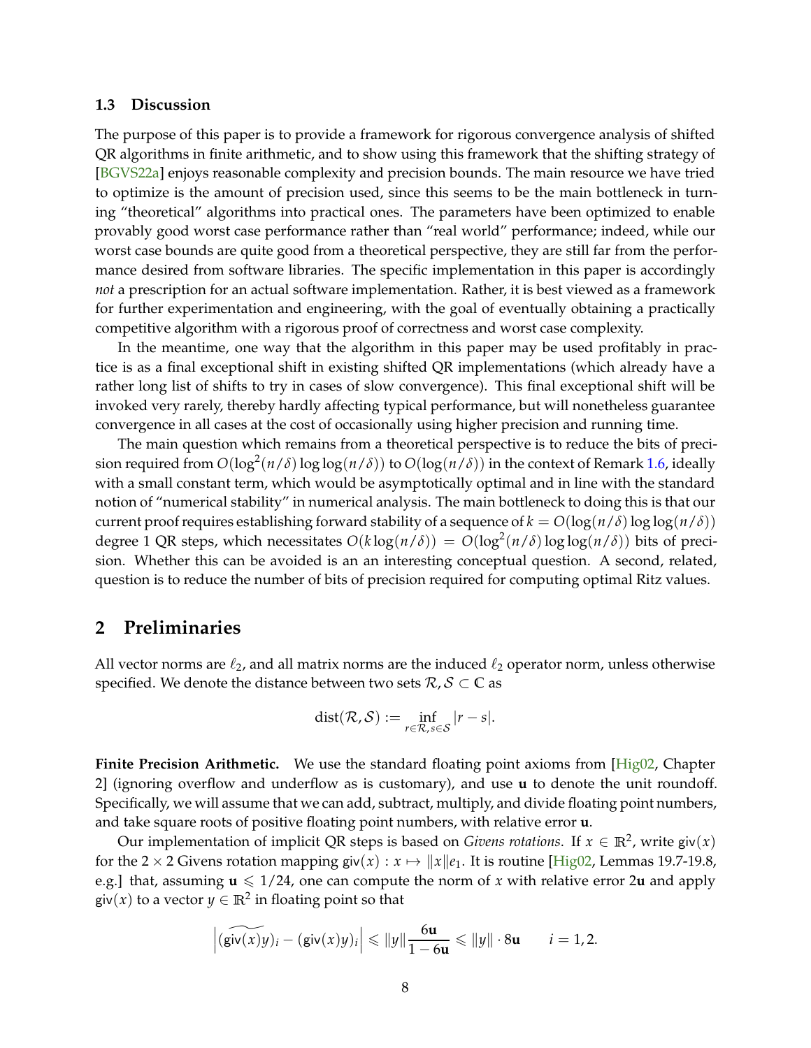### 1.3 Discussion

The purpose of this paper is to provide a framework for rigorous convergence analysis of shifted QR algorithms in finite arithmetic, and to show using this framework that the shifting strategy of [BGVS22a] enjoys reasonable complexity and precision bounds. The main resource we have tried to optimize is the amount of precision used, since this seems to be the main bottleneck in turning "theoretical" algorithms into practical ones. The parameters have been optimized to enable provably good worst case performance rather than "real world" performance; indeed, while our worst case bounds are quite good from a theoretical perspective, they are still far from the performance desired from software libraries. The specific implementation in this paper is accordingly *not* a prescription for an actual software implementation. Rather, it is best viewed as a framework for further experimentation and engineering, with the goal of eventually obtaining a practically competitive algorithm with a rigorous proof of correctness and worst case complexity.

In the meantime, one way that the algorithm in this paper may be used profitably in practice is as a final exceptional shift in existing shifted QR implementations (which already have a rather long list of shifts to try in cases of slow convergence). This final exceptional shift will be invoked very rarely, thereby hardly affecting typical performance, but will nonetheless guarantee convergence in all cases at the cost of occasionally using higher precision and running time.

The main question which remains from a theoretical perspective is to reduce the bits of precision required from $O(\log^2(n/\delta)\log\log(n/\delta))$ to $O(\log(n/\delta))$ in the context of Remark 1.6, ideally with a small constant term, which would be asymptotically optimal and in line with the standard notion of "numerical stability" in numerical analysis. The main bottleneck to doing this is that our current proof requires establishing forward stability of a sequence of $k = O(\log(n/\delta)\log\log(n/\delta))$ degree 1 QR steps, which necessitates $O(k\log(n/\delta)) = O(\log^2(n/\delta)\log\log(n/\delta))$ bits of precision. Whether this can be avoided is an an interesting conceptual question. A second, related, question is to reduce the number of bits of precision required for computing optimal Ritz values.

## 2 Preliminaries

All vector norms are $\ell_2$, and all matrix norms are the induced $\ell_2$ operator norm, unless otherwise specified. We denote the distance between two sets $\mathcal{R}, \mathcal{S} \subset \mathbb{C}$ as

$$\mathrm{dist}(\mathcal{R}, \mathcal{S}) := \inf_{r\in\mathcal{R}, s\in\mathcal{S}} |r - s|.$$

**Finite Precision Arithmetic.** We use the standard floating point axioms from [Hig02, Chapter 2] (ignoring overflow and underflow as is customary), and use $\mathbf{u}$ to denote the unit roundoff. Specifically, we will assume that we can add, subtract, multiply, and divide floating point numbers, and take square roots of positive floating point numbers, with relative error $\mathbf{u}$.

Our implementation of implicit QR steps is based on *Givens rotations*. If $x \in \mathbb{R}^2$, write $\mathsf{giv}(x)$ for the $2\times 2$ Givens rotation mapping $\mathsf{giv}(x) : x \mapsto \|x\|e_1$. It is routine [Hig02, Lemmas 19.7-19.8, e.g.] that, assuming $\mathbf{u} \leqslant 1/24$, one can compute the norm of $x$ with relative error $2\mathbf{u}$ and apply $\mathsf{giv}(x)$ to a vector $y \in \mathbb{R}^2$ in floating point so that

$$\left|(\widetilde{\mathsf{giv}(x)y})_i - (\mathsf{giv}(x)y)_i\right| \leqslant \|y\|\frac{6\mathbf{u}}{1-6\mathbf{u}} \leqslant \|y\|\cdot 8\mathbf{u} \qquad i = 1, 2.$$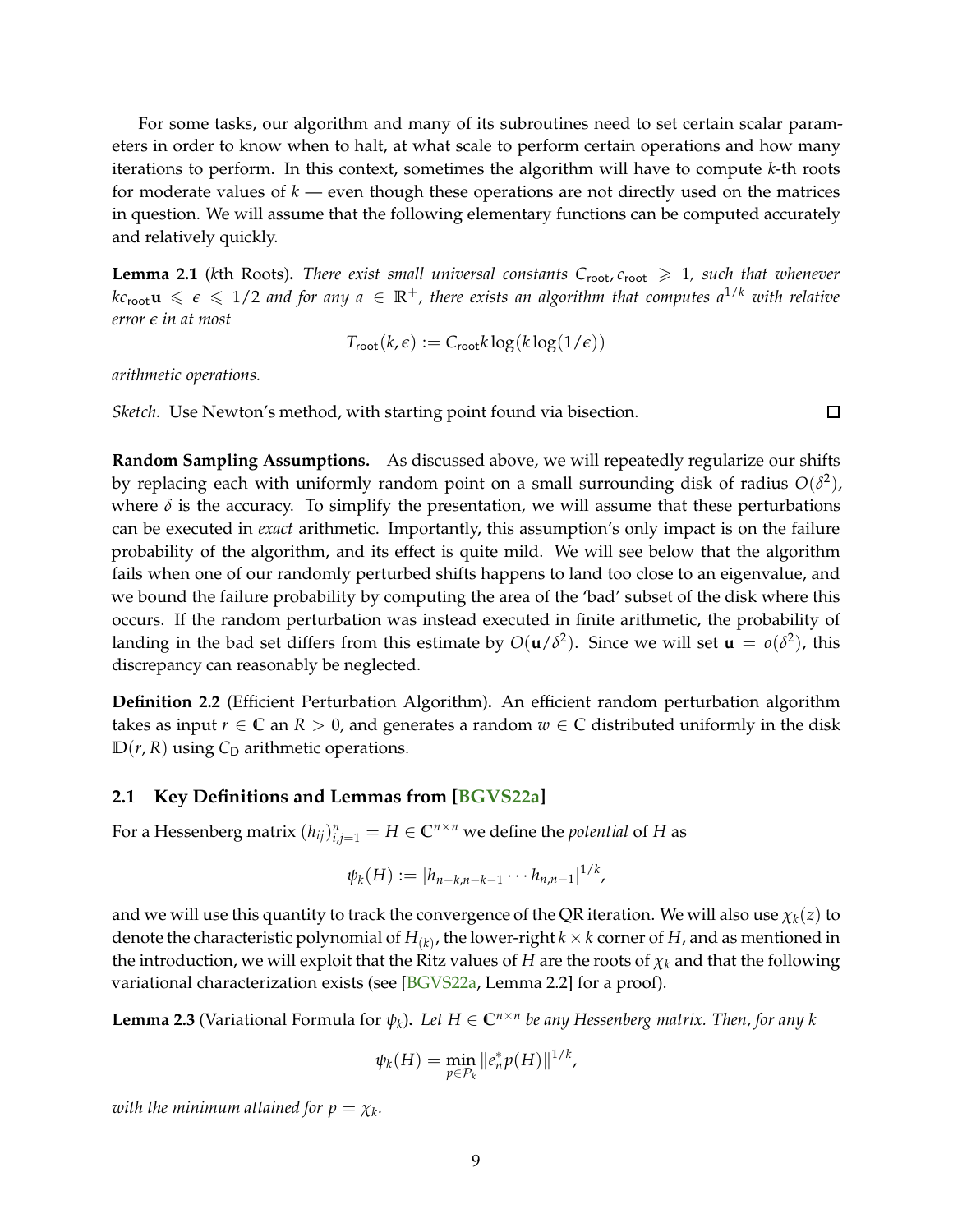For some tasks, our algorithm and many of its subroutines need to set certain scalar parameters in order to know when to halt, at what scale to perform certain operations and how many iterations to perform. In this context, sometimes the algorithm will have to compute $k$-th roots for moderate values of $k$ — even though these operations are not directly used on the matrices in question. We will assume that the following elementary functions can be computed accurately and relatively quickly.

**Lemma 2.1** ($k$th Roots)**.** *There exist small universal constants $C_{\mathsf{root}}, c_{\mathsf{root}} \geqslant 1$, such that whenever $kc_{\mathsf{root}}\mathbf{u} \leqslant \epsilon \leqslant 1/2$ and for any $a \in \mathbb{R}^+$, there exists an algorithm that computes $a^{1/k}$ with relative error $\epsilon$ in at most*

$$T_{\mathsf{root}}(k, \epsilon) := C_{\mathsf{root}} k \log(k \log(1/\epsilon))$$

*arithmetic operations.*

*Sketch.* Use Newton's method, with starting point found via bisection. □

**Random Sampling Assumptions.** As discussed above, we will repeatedly regularize our shifts by replacing each with uniformly random point on a small surrounding disk of radius $O(\delta^2)$, where $\delta$ is the accuracy. To simplify the presentation, we will assume that these perturbations can be executed in *exact* arithmetic. Importantly, this assumption's only impact is on the failure probability of the algorithm, and its effect is quite mild. We will see below that the algorithm fails when one of our randomly perturbed shifts happens to land too close to an eigenvalue, and we bound the failure probability by computing the area of the 'bad' subset of the disk where this occurs. If the random perturbation was instead executed in finite arithmetic, the probability of landing in the bad set differs from this estimate by $O(\mathbf{u}/\delta^2)$. Since we will set $\mathbf{u} = o(\delta^2)$, this discrepancy can reasonably be neglected.

**Definition 2.2** (Efficient Perturbation Algorithm)**.** An efficient random perturbation algorithm takes as input $r \in \mathbb{C}$ an $R > 0$, and generates a random $w \in \mathbb{C}$ distributed uniformly in the disk $\mathbb{D}(r, R)$ using $C_{\mathsf{D}}$ arithmetic operations.

## 2.1 Key Definitions and Lemmas from [BGVS22a]

For a Hessenberg matrix $(h_{ij})_{i,j=1}^n = H \in \mathbb{C}^{n \times n}$ we define the *potential* of $H$ as

$$\psi_k(H) := |h_{n-k,n-k-1} \cdots h_{n,n-1}|^{1/k},$$

and we will use this quantity to track the convergence of the QR iteration. We will also use $\chi_k(z)$ to denote the characteristic polynomial of $H_{(k)}$, the lower-right $k \times k$ corner of $H$, and as mentioned in the introduction, we will exploit that the Ritz values of $H$ are the roots of $\chi_k$ and that the following variational characterization exists (see [BGVS22a, Lemma 2.2] for a proof).

**Lemma 2.3** (Variational Formula for $\psi_k$)**.** *Let $H \in \mathbb{C}^{n \times n}$ be any Hessenberg matrix. Then, for any $k$*

$$\psi_k(H) = \min_{p \in \mathcal{P}_k} \|e_n^* p(H)\|^{1/k},$$

*with the minimum attained for $p = \chi_k$.*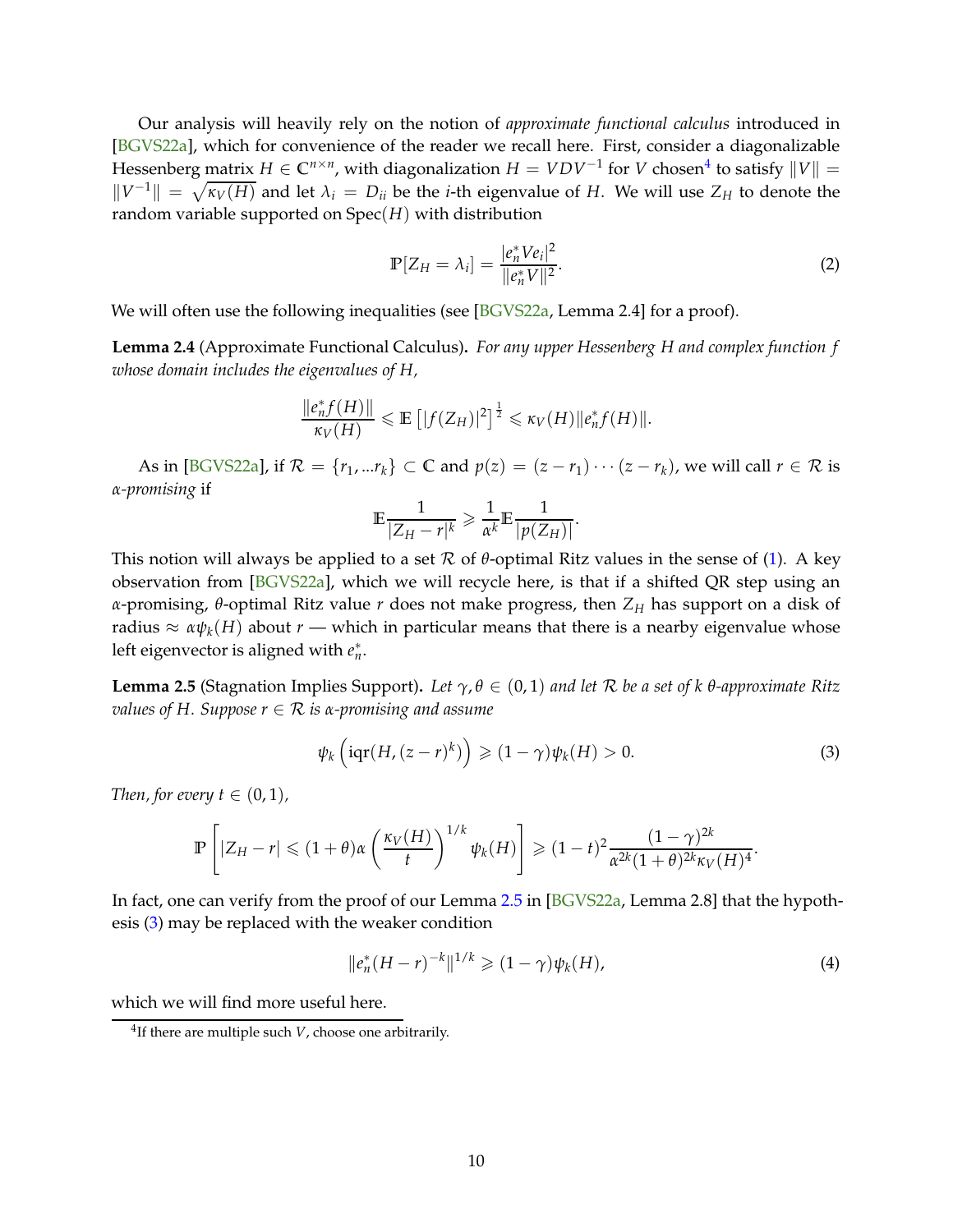Our analysis will heavily rely on the notion of *approximate functional calculus* introduced in [BGVS22a], which for convenience of the reader we recall here. First, consider a diagonalizable Hessenberg matrix $H \in \mathbb{C}^{n\times n}$, with diagonalization $H = VDV^{-1}$ for $V$ chosen[4] to satisfy $\|V\| = \|V^{-1}\| = \sqrt{\kappa_V(H)}$ and let $\lambda_i = D_{ii}$ be the $i$-th eigenvalue of $H$. We will use $Z_H$ to denote the random variable supported on $\mathrm{Spec}(H)$ with distribution

$$\mathbb{P}[Z_H = \lambda_i] = \frac{|e_n^* V e_i|^2}{\|e_n^* V\|^2}. \tag{2}$$

We will often use the following inequalities (see [BGVS22a, Lemma 2.4] for a proof).

**Lemma 2.4** (Approximate Functional Calculus). *For any upper Hessenberg $H$ and complex function $f$ whose domain includes the eigenvalues of $H$,*

$$\frac{\|e_n^* f(H)\|}{\kappa_V(H)} \leqslant \mathbb{E}\left[|f(Z_H)|^2\right]^{\frac{1}{2}} \leqslant \kappa_V(H)\|e_n^* f(H)\|.$$

As in [BGVS22a], if $\mathcal{R} = \{r_1, ...r_k\} \subset \mathbb{C}$ and $p(z) = (z - r_1)\cdots(z - r_k)$, we will call $r \in \mathcal{R}$ is *$\alpha$-promising* if

$$\mathbb{E}\frac{1}{|Z_H - r|^k} \geqslant \frac{1}{\alpha^k}\mathbb{E}\frac{1}{|p(Z_H)|}.$$

This notion will always be applied to a set $\mathcal{R}$ of $\theta$-optimal Ritz values in the sense of (1). A key observation from [BGVS22a], which we will recycle here, is that if a shifted QR step using an $\alpha$-promising, $\theta$-optimal Ritz value $r$ does not make progress, then $Z_H$ has support on a disk of radius $\approx \alpha\psi_k(H)$ about $r$ — which in particular means that there is a nearby eigenvalue whose left eigenvector is aligned with $e_n^*$.

**Lemma 2.5** (Stagnation Implies Support). *Let $\gamma, \theta \in (0, 1)$ and let $\mathcal{R}$ be a set of $k$ $\theta$-approximate Ritz values of $H$. Suppose $r \in \mathcal{R}$ is $\alpha$-promising and assume*

$$\psi_k\left(\mathrm{iqr}(H, (z - r)^k)\right) \geqslant (1 - \gamma)\psi_k(H) > 0. \tag{3}$$

*Then, for every $t \in (0, 1)$,*

$$\mathbb{P}\left[|Z_H - r| \leqslant (1 + \theta)\alpha\left(\frac{\kappa_V(H)}{t}\right)^{1/k}\psi_k(H)\right] \geqslant (1 - t)^2\frac{(1 - \gamma)^{2k}}{\alpha^{2k}(1 + \theta)^{2k}\kappa_V(H)^4}.$$

In fact, one can verify from the proof of our Lemma 2.5 in [BGVS22a, Lemma 2.8] that the hypothesis (3) may be replaced with the weaker condition

$$\|e_n^*(H - r)^{-k}\|^{1/k} \geqslant (1 - \gamma)\psi_k(H), \tag{4}$$

which we will find more useful here.

[4] If there are multiple such $V$, choose one arbitrarily.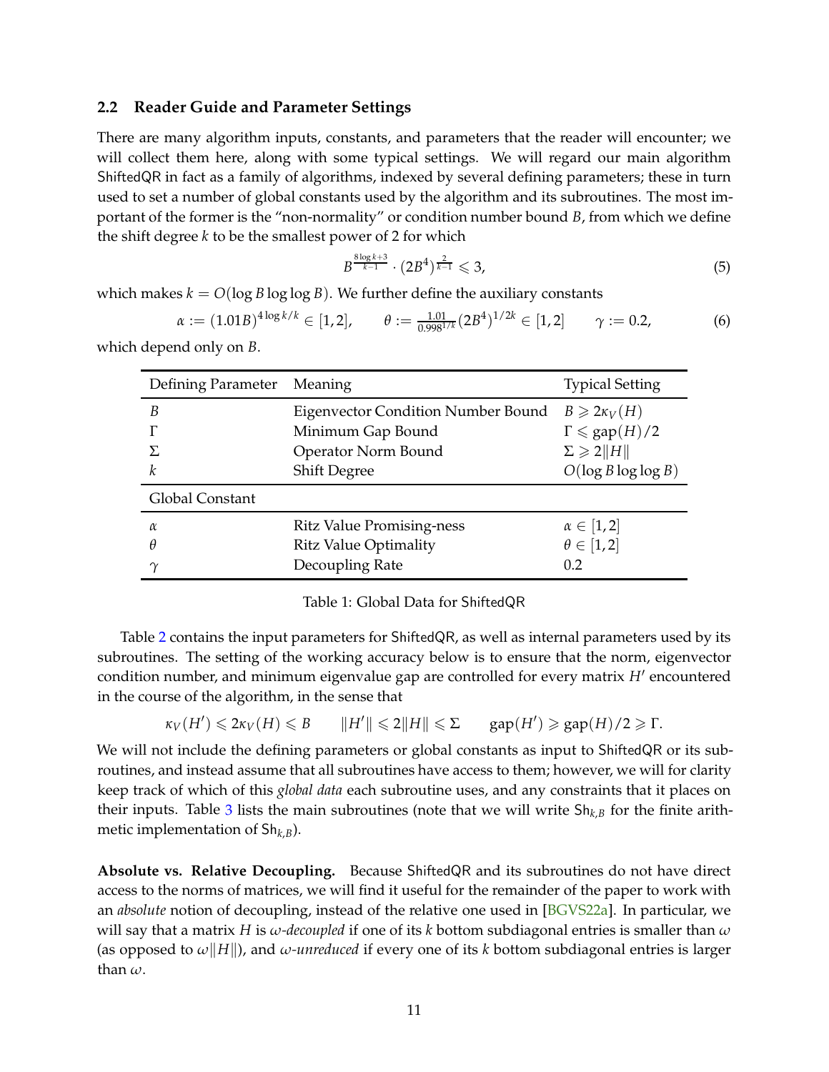### 2.2 Reader Guide and Parameter Settings

There are many algorithm inputs, constants, and parameters that the reader will encounter; we will collect them here, along with some typical settings. We will regard our main algorithm ShiftedQR in fact as a family of algorithms, indexed by several defining parameters; these in turn used to set a number of global constants used by the algorithm and its subroutines. The most important of the former is the "non-normality" or condition number bound $B$, from which we define the shift degree $k$ to be the smallest power of 2 for which

$$B^{\frac{8\log k+3}{k-1}} \cdot (2B^4)^{\frac{2}{k-1}} \leqslant 3, \tag{5}$$

which makes $k = O(\log B \log\log B)$. We further define the auxiliary constants

$$\alpha := (1.01B)^{4\log k/k} \in [1,2], \qquad \theta := \tfrac{1.01}{0.998^{1/k}}(2B^4)^{1/2k} \in [1,2] \qquad \gamma := 0.2, \tag{6}$$

which depend only on $B$.

| Defining Parameter | Meaning | Typical Setting |
|---|---|---|
| $B$ | Eigenvector Condition Number Bound | $B \geqslant 2\kappa_V(H)$ |
| $\Gamma$ | Minimum Gap Bound | $\Gamma \leqslant \mathrm{gap}(H)/2$ |
| $\Sigma$ | Operator Norm Bound | $\Sigma \geqslant 2\|H\|$ |
| $k$ | Shift Degree | $O(\log B \log\log B)$ |
| **Global Constant** | | |
| $\alpha$ | Ritz Value Promising-ness | $\alpha \in [1,2]$ |
| $\theta$ | Ritz Value Optimality | $\theta \in [1,2]$ |
| $\gamma$ | Decoupling Rate | 0.2 |

Table 1: Global Data for ShiftedQR

Table 2 contains the input parameters for ShiftedQR, as well as internal parameters used by its subroutines. The setting of the working accuracy below is to ensure that the norm, eigenvector condition number, and minimum eigenvalue gap are controlled for every matrix $H'$ encountered in the course of the algorithm, in the sense that

$$\kappa_V(H') \leqslant 2\kappa_V(H) \leqslant B \qquad \|H'\| \leqslant 2\|H\| \leqslant \Sigma \qquad \mathrm{gap}(H') \geqslant \mathrm{gap}(H)/2 \geqslant \Gamma.$$

We will not include the defining parameters or global constants as input to ShiftedQR or its subroutines, and instead assume that all subroutines have access to them; however, we will for clarity keep track of which of this *global data* each subroutine uses, and any constraints that it places on their inputs. Table 3 lists the main subroutines (note that we will write $\mathsf{Sh}_{k,B}$ for the finite arithmetic implementation of $\mathsf{Sh}_{k,B}$).

**Absolute vs. Relative Decoupling.** Because ShiftedQR and its subroutines do not have direct access to the norms of matrices, we will find it useful for the remainder of the paper to work with an *absolute* notion of decoupling, instead of the relative one used in [BGVS22a]. In particular, we will say that a matrix $H$ is *$\omega$-decoupled* if one of its $k$ bottom subdiagonal entries is smaller than $\omega$ (as opposed to $\omega\|H\|$), and *$\omega$-unreduced* if every one of its $k$ bottom subdiagonal entries is larger than $\omega$.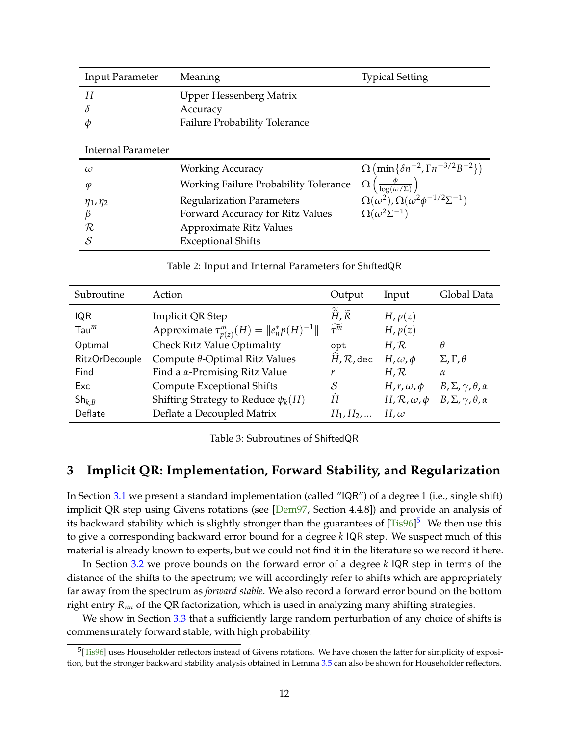| Input Parameter | Meaning | Typical Setting |
|---|---|---|
| $H$ | Upper Hessenberg Matrix | |
| $\delta$ | Accuracy | |
| $\phi$ | Failure Probability Tolerance | |
| **Internal Parameter** | | |
| $\omega$ | Working Accuracy | $\Omega\left(\min\{\delta n^{-2}, \Gamma n^{-3/2} B^{-2}\}\right)$ |
| $\varphi$ | Working Failure Probability Tolerance | $\Omega\left(\frac{\phi}{\log(\omega/\Sigma)}\right)$ |
| $\eta_1, \eta_2$ | Regularization Parameters | $\Omega(\omega^2), \Omega(\omega^2 \phi^{-1/2} \Sigma^{-1})$ |
| $\beta$ | Forward Accuracy for Ritz Values | $\Omega(\omega^2 \Sigma^{-1})$ |
| $\mathcal{R}$ | Approximate Ritz Values | |
| $\mathcal{S}$ | Exceptional Shifts | |

Table 2: Input and Internal Parameters for ShiftedQR

| Subroutine | Action | Output | Input | Global Data |
|---|---|---|---|---|
| IQR | Implicit QR Step | $\widetilde{\widetilde{H}}, \widetilde{R}$ | $H, p(z)$ | |
| $\mathsf{Tau}^m$ | Approximate $\tau^m_{p(z)}(H) = \lVert e_n^* p(H)^{-1} \rVert$ | $\widetilde{\tau^m}$ | $H, p(z)$ | |
| Optimal | Check Ritz Value Optimality | opt | $H, \mathcal{R}$ | $\theta$ |
| RitzOrDecouple | Compute $\theta$-Optimal Ritz Values | $\widehat{H}, \mathcal{R}$, dec | $H, \omega, \phi$ | $\Sigma, \Gamma, \theta$ |
| Find | Find a $\alpha$-Promising Ritz Value | $r$ | $H, \mathcal{R}$ | $\alpha$ |
| Exc | Compute Exceptional Shifts | $\mathcal{S}$ | $H, r, \omega, \phi$ | $B, \Sigma, \gamma, \theta, \alpha$ |
| $\mathsf{Sh}_{k,B}$ | Shifting Strategy to Reduce $\psi_k(H)$ | $\widehat{H}$ | $H, \mathcal{R}, \omega, \phi$ | $B, \Sigma, \gamma, \theta, \alpha$ |
| Deflate | Deflate a Decoupled Matrix | $H_1, H_2, \ldots$ | $H, \omega$ | |

Table 3: Subroutines of ShiftedQR

# 3 Implicit QR: Implementation, Forward Stability, and Regularization

In Section 3.1 we present a standard implementation (called "IQR") of a degree 1 (i.e., single shift) implicit QR step using Givens rotations (see [Dem97, Section 4.4.8]) and provide an analysis of its backward stability which is slightly stronger than the guarantees of [Tis96][5]. We then use this to give a corresponding backward error bound for a degree $k$ IQR step. We suspect much of this material is already known to experts, but we could not find it in the literature so we record it here.

In Section 3.2 we prove bounds on the forward error of a degree $k$ IQR step in terms of the distance of the shifts to the spectrum; we will accordingly refer to shifts which are appropriately far away from the spectrum as *forward stable*. We also record a forward error bound on the bottom right entry $R_{nn}$ of the QR factorization, which is used in analyzing many shifting strategies.

We show in Section 3.3 that a sufficiently large random perturbation of any choice of shifts is commensurately forward stable, with high probability.

[5] [Tis96] uses Householder reflectors instead of Givens rotations. We have chosen the latter for simplicity of exposition, but the stronger backward stability analysis obtained in Lemma 3.5 can also be shown for Householder reflectors.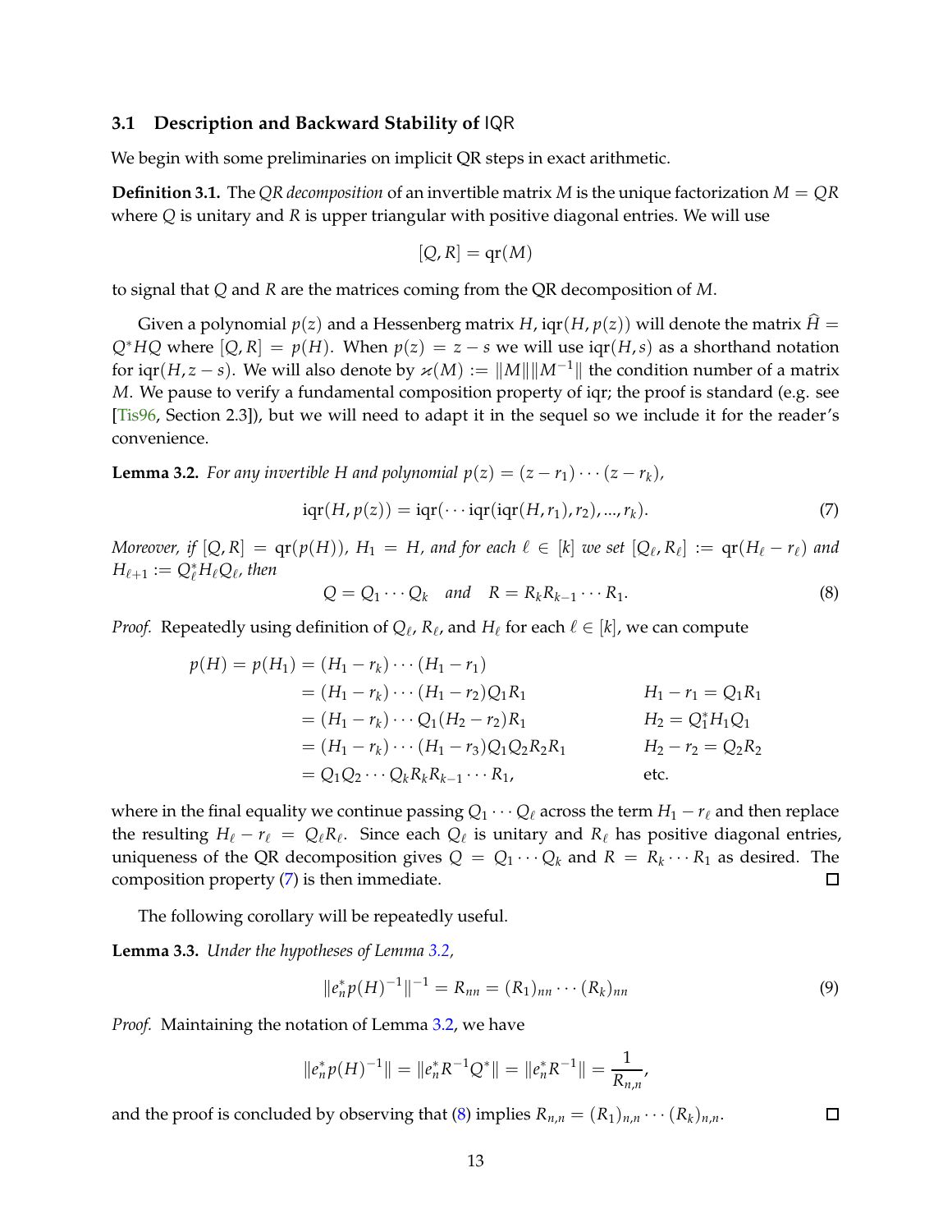### 3.1 Description and Backward Stability of IQR

We begin with some preliminaries on implicit QR steps in exact arithmetic.

**Definition 3.1.** The *QR decomposition* of an invertible matrix $M$ is the unique factorization $M = QR$ where $Q$ is unitary and $R$ is upper triangular with positive diagonal entries. We will use

$$[Q, R] = \mathrm{qr}(M)$$

to signal that $Q$ and $R$ are the matrices coming from the QR decomposition of $M$.

Given a polynomial $p(z)$ and a Hessenberg matrix $H$, $\mathrm{iqr}(H, p(z))$ will denote the matrix $\widehat{H} = Q^*HQ$ where $[Q, R] = p(H)$. When $p(z) = z - s$ we will use $\mathrm{iqr}(H, s)$ as a shorthand notation for $\mathrm{iqr}(H, z - s)$. We will also denote by $\varkappa(M) := \|M\|\|M^{-1}\|$ the condition number of a matrix $M$. We pause to verify a fundamental composition property of iqr; the proof is standard (e.g. see [Tis96, Section 2.3]), but we will need to adapt it in the sequel so we include it for the reader's convenience.

**Lemma 3.2.** *For any invertible $H$ and polynomial $p(z) = (z - r_1)\cdots(z - r_k)$,*

$$\mathrm{iqr}(H, p(z)) = \mathrm{iqr}(\cdots \mathrm{iqr}(\mathrm{iqr}(H, r_1), r_2), ..., r_k). \tag{7}$$

*Moreover, if $[Q, R] = \mathrm{qr}(p(H))$, $H_1 = H$, and for each $\ell \in [k]$ we set $[Q_\ell, R_\ell] := \mathrm{qr}(H_\ell - r_\ell)$ and $H_{\ell+1} := Q_\ell^* H_\ell Q_\ell$, then*

$$Q = Q_1 \cdots Q_k \quad \text{and} \quad R = R_k R_{k-1} \cdots R_1. \tag{8}$$

*Proof.* Repeatedly using definition of $Q_\ell$, $R_\ell$, and $H_\ell$ for each $\ell \in [k]$, we can compute

$$\begin{aligned}
p(H) = p(H_1) &= (H_1 - r_k)\cdots(H_1 - r_1) \\
&= (H_1 - r_k)\cdots(H_1 - r_2)Q_1R_1 && H_1 - r_1 = Q_1R_1 \\
&= (H_1 - r_k)\cdots Q_1(H_2 - r_2)R_1 && H_2 = Q_1^*H_1Q_1 \\
&= (H_1 - r_k)\cdots(H_1 - r_3)Q_1Q_2R_2R_1 && H_2 - r_2 = Q_2R_2 \\
&= Q_1Q_2\cdots Q_kR_kR_{k-1}\cdots R_1, && \text{etc.}
\end{aligned}$$

where in the final equality we continue passing $Q_1 \cdots Q_\ell$ across the term $H_1 - r_\ell$ and then replace the resulting $H_\ell - r_\ell = Q_\ell R_\ell$. Since each $Q_\ell$ is unitary and $R_\ell$ has positive diagonal entries, uniqueness of the QR decomposition gives $Q = Q_1 \cdots Q_k$ and $R = R_k \cdots R_1$ as desired. The composition property (7) is then immediate. ◻

The following corollary will be repeatedly useful.

**Lemma 3.3.** *Under the hypotheses of Lemma 3.2,*

$$\|e_n^* p(H)^{-1}\|^{-1} = R_{nn} = (R_1)_{nn} \cdots (R_k)_{nn} \tag{9}$$

*Proof.* Maintaining the notation of Lemma 3.2, we have

$$\|e_n^* p(H)^{-1}\| = \|e_n^* R^{-1} Q^*\| = \|e_n^* R^{-1}\| = \frac{1}{R_{n,n}},$$

and the proof is concluded by observing that (8) implies $R_{n,n} = (R_1)_{n,n} \cdots (R_k)_{n,n}$. ◻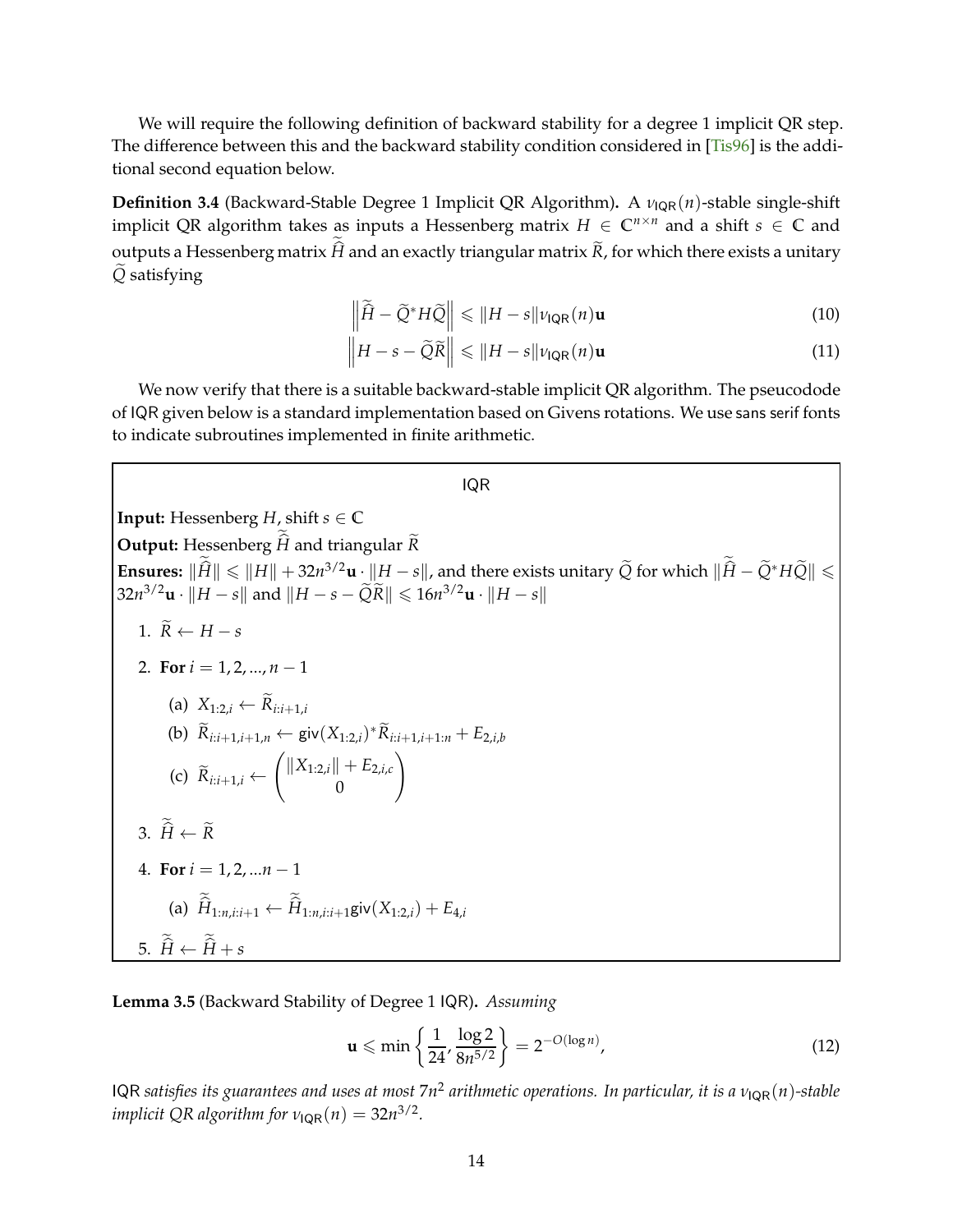We will require the following definition of backward stability for a degree 1 implicit QR step. The difference between this and the backward stability condition considered in [Tis96] is the additional second equation below.

**Definition 3.4** (Backward-Stable Degree 1 Implicit QR Algorithm)**.** A $\nu_{\mathsf{IQR}}(n)$-stable single-shift implicit QR algorithm takes as inputs a Hessenberg matrix $H \in \mathbb{C}^{n\times n}$ and a shift $s \in \mathbb{C}$ and outputs a Hessenberg matrix $\widetilde{\widehat{H}}$ and an exactly triangular matrix $\widetilde{R}$, for which there exists a unitary $\widetilde{Q}$ satisfying

$$\left\|\widetilde{\widehat{H}} - \widetilde{Q}^* H \widetilde{Q}\right\| \leqslant \|H - s\|\nu_{\mathsf{IQR}}(n)\mathbf{u} \tag{10}$$

$$\left\|H - s - \widetilde{Q}\widetilde{R}\right\| \leqslant \|H - s\|\nu_{\mathsf{IQR}}(n)\mathbf{u} \tag{11}$$

We now verify that there is a suitable backward-stable implicit QR algorithm. The pseudocode of IQR given below is a standard implementation based on Givens rotations. We use sans serif fonts to indicate subroutines implemented in finite arithmetic.

> **IQR**
>
> **Input:** Hessenberg $H$, shift $s \in \mathbb{C}$
>
> **Output:** Hessenberg $\widetilde{\widehat{H}}$ and triangular $\widetilde{R}$
>
> **Ensures:** $\|\widetilde{\widehat{H}}\| \leqslant \|H\| + 32n^{3/2}\mathbf{u} \cdot \|H - s\|$, and there exists unitary $\widetilde{Q}$ for which $\|\widetilde{\widehat{H}} - \widetilde{Q}^* H \widetilde{Q}\| \leqslant 32n^{3/2}\mathbf{u} \cdot \|H - s\|$ and $\|H - s - \widetilde{Q}\widetilde{R}\| \leqslant 16n^{3/2}\mathbf{u} \cdot \|H - s\|$
>
> 1. $\widetilde{R} \leftarrow H - s$
> 2. **For** $i = 1, 2, ..., n-1$
>    (a) $X_{1:2,i} \leftarrow \widetilde{R}_{i:i+1,i}$
>    (b) $\widetilde{R}_{i:i+1,i+1,n} \leftarrow \mathsf{giv}(X_{1:2,i})^* \widetilde{R}_{i:i+1,i+1:n} + E_{2,i,b}$
>    (c) $\widetilde{R}_{i:i+1,i} \leftarrow \begin{pmatrix} \|X_{1:2,i}\| + E_{2,i,c} \\ 0 \end{pmatrix}$
> 3. $\widetilde{\widehat{H}} \leftarrow \widetilde{R}$
> 4. **For** $i = 1, 2, ...n-1$
>    (a) $\widetilde{\widehat{H}}_{1:n,i:i+1} \leftarrow \widetilde{\widehat{H}}_{1:n,i:i+1}\mathsf{giv}(X_{1:2,i}) + E_{4,i}$
> 5. $\widetilde{\widehat{H}} \leftarrow \widetilde{\widehat{H}} + s$

**Lemma 3.5** (Backward Stability of Degree 1 IQR)**.** *Assuming*

$$\mathbf{u} \leqslant \min\left\{\frac{1}{24}, \frac{\log 2}{8n^{5/2}}\right\} = 2^{-O(\log n)}, \tag{12}$$

IQR *satisfies its guarantees and uses at most* $7n^2$ *arithmetic operations. In particular, it is a* $\nu_{\mathsf{IQR}}(n)$*-stable implicit QR algorithm for* $\nu_{\mathsf{IQR}}(n) = 32n^{3/2}$.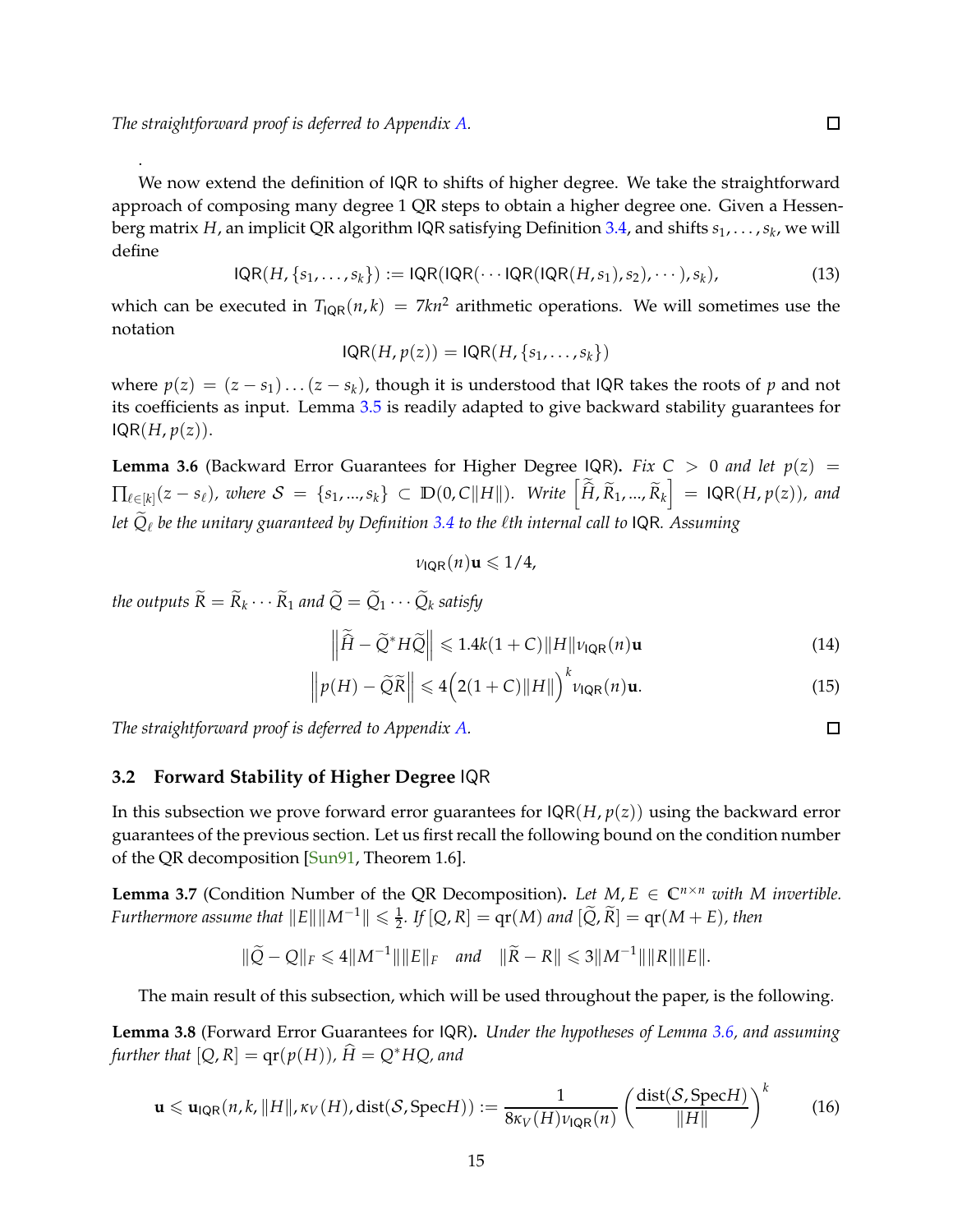*The straightforward proof is deferred to Appendix A.* ☐

.

We now extend the definition of IQR to shifts of higher degree. We take the straightforward approach of composing many degree 1 QR steps to obtain a higher degree one. Given a Hessenberg matrix $H$, an implicit QR algorithm IQR satisfying Definition 3.4, and shifts $s_1, \ldots, s_k$, we will define

$$\mathsf{IQR}(H, \{s_1, \ldots, s_k\}) := \mathsf{IQR}(\mathsf{IQR}(\cdots \mathsf{IQR}(\mathsf{IQR}(H, s_1), s_2), \cdots), s_k), \tag{13}$$

which can be executed in $T_{\mathsf{IQR}}(n,k) = 7kn^2$ arithmetic operations. We will sometimes use the notation

$$\mathsf{IQR}(H, p(z)) = \mathsf{IQR}(H, \{s_1, \ldots, s_k\})$$

where $p(z) = (z - s_1) \ldots (z - s_k)$, though it is understood that IQR takes the roots of $p$ and not its coefficients as input. Lemma 3.5 is readily adapted to give backward stability guarantees for $\mathsf{IQR}(H, p(z))$.

**Lemma 3.6** (Backward Error Guarantees for Higher Degree IQR). *Fix $C > 0$ and let $p(z) = \prod_{\ell \in [k]}(z - s_\ell)$, where $\mathcal{S} = \{s_1, ..., s_k\} \subset \mathbb{D}(0, C\|H\|)$. Write $\left[\widetilde{\widetilde{H}}, \widetilde{R}_1, ..., \widetilde{R}_k\right] = \mathsf{IQR}(H, p(z))$, and let $\widetilde{Q}_\ell$ be the unitary guaranteed by Definition 3.4 to the $\ell$th internal call to IQR. Assuming*

$$\nu_{\mathsf{IQR}}(n)\mathbf{u} \leqslant 1/4,$$

*the outputs $\widetilde{R} = \widetilde{R}_k \cdots \widetilde{R}_1$ and $\widetilde{Q} = \widetilde{Q}_1 \cdots \widetilde{Q}_k$ satisfy*

$$\left\|\widetilde{\widetilde{H}} - \widetilde{Q}^* H \widetilde{Q}\right\| \leqslant 1.4k(1 + C)\|H\|\nu_{\mathsf{IQR}}(n)\mathbf{u} \tag{14}$$

$$\left\|p(H) - \widetilde{Q}\widetilde{R}\right\| \leqslant 4\Big(2(1 + C)\|H\|\Big)^k \nu_{\mathsf{IQR}}(n)\mathbf{u}. \tag{15}$$

*The straightforward proof is deferred to Appendix A.* ☐

### 3.2 Forward Stability of Higher Degree IQR

In this subsection we prove forward error guarantees for $\mathsf{IQR}(H, p(z))$ using the backward error guarantees of the previous section. Let us first recall the following bound on the condition number of the QR decomposition [Sun91, Theorem 1.6].

**Lemma 3.7** (Condition Number of the QR Decomposition). *Let $M, E \in \mathbb{C}^{n \times n}$ with $M$ invertible. Furthermore assume that $\|E\|\|M^{-1}\| \leqslant \frac{1}{2}$. If $[Q, R] = \mathrm{qr}(M)$ and $[\widetilde{Q}, \widetilde{R}] = \mathrm{qr}(M + E)$, then*

$$\|\widetilde{Q} - Q\|_F \leqslant 4\|M^{-1}\|\|E\|_F \quad \text{and} \quad \|\widetilde{R} - R\| \leqslant 3\|M^{-1}\|\|R\|\|E\|.$$

The main result of this subsection, which will be used throughout the paper, is the following.

**Lemma 3.8** (Forward Error Guarantees for IQR). *Under the hypotheses of Lemma 3.6, and assuming further that $[Q, R] = \mathrm{qr}(p(H))$, $\widehat{H} = Q^* H Q$, and*

$$\mathbf{u} \leqslant \mathbf{u}_{\mathsf{IQR}}(n, k, \|H\|, \kappa_V(H), \mathrm{dist}(\mathcal{S}, \mathrm{Spec} H)) := \frac{1}{8\kappa_V(H)\nu_{\mathsf{IQR}}(n)} \left(\frac{\mathrm{dist}(\mathcal{S}, \mathrm{Spec} H)}{\|H\|}\right)^k \tag{16}$$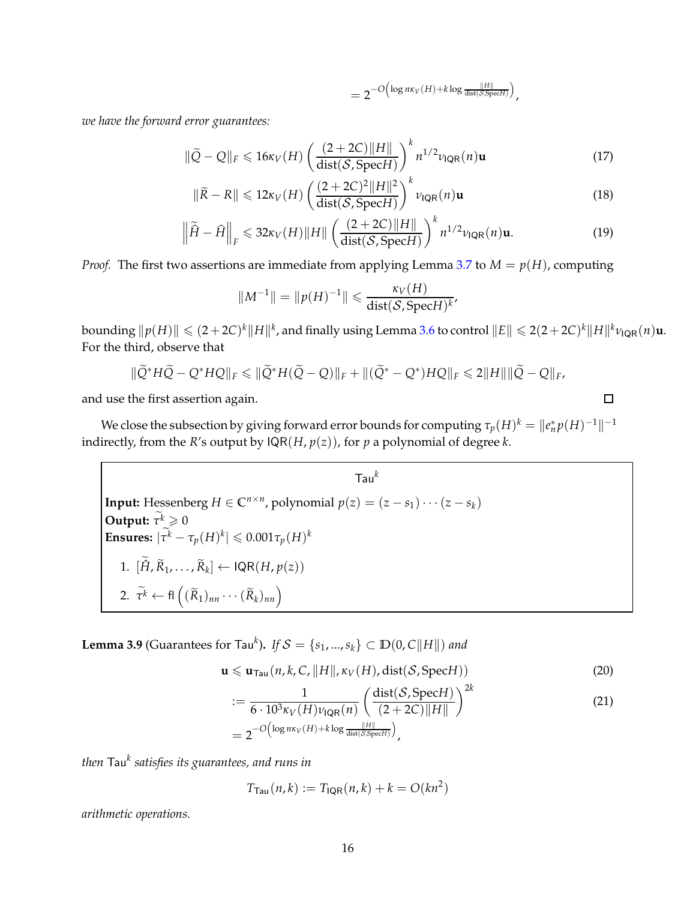$$= 2^{-O\left(\log n\kappa_V(H) + k\log\frac{\|H\|}{\mathrm{dist}(\mathcal{S},\mathrm{Spec}H)}\right)},$$

*we have the forward error guarantees:*

$$\|\widetilde{Q} - Q\|_F \leqslant 16\kappa_V(H)\left(\frac{(2+2C)\|H\|}{\mathrm{dist}(\mathcal{S},\mathrm{Spec}H)}\right)^k n^{1/2}\nu_{\mathsf{IQR}}(n)\mathbf{u} \tag{17}$$

$$\|\widetilde{R} - R\| \leqslant 12\kappa_V(H)\left(\frac{(2+2C)^2\|H\|^2}{\mathrm{dist}(\mathcal{S},\mathrm{Spec}H)}\right)^k \nu_{\mathsf{IQR}}(n)\mathbf{u} \tag{18}$$

$$\left\|\widetilde{\widehat{H}} - \widehat{H}\right\|_F \leqslant 32\kappa_V(H)\|H\|\left(\frac{(2+2C)\|H\|}{\mathrm{dist}(\mathcal{S},\mathrm{Spec}H)}\right)^k n^{1/2}\nu_{\mathsf{IQR}}(n)\mathbf{u}. \tag{19}$$

*Proof.* The first two assertions are immediate from applying Lemma 3.7 to $M = p(H)$, computing

$$\|M^{-1}\| = \|p(H)^{-1}\| \leqslant \frac{\kappa_V(H)}{\mathrm{dist}(\mathcal{S},\mathrm{Spec}H)^k},$$

bounding $\|p(H)\| \leqslant (2+2C)^k\|H\|^k$, and finally using Lemma 3.6 to control $\|E\| \leqslant 2(2+2C)^k\|H\|^k\nu_{\mathsf{IQR}}(n)\mathbf{u}$. For the third, observe that

$$\|\widetilde{Q}^*H\widetilde{Q} - Q^*HQ\|_F \leqslant \|\widetilde{Q}^*H(\widetilde{Q}-Q)\|_F + \|(\widetilde{Q}^* - Q^*)HQ\|_F \leqslant 2\|H\|\|\widetilde{Q}-Q\|_F,$$

and use the first assertion again. ☐

We close the subsection by giving forward error bounds for computing $\tau_p(H)^k = \|e_n^* p(H)^{-1}\|^{-1}$ indirectly, from the $R$'s output by $\mathsf{IQR}(H, p(z))$, for $p$ a polynomial of degree $k$.

---

$\mathsf{Tau}^k$

**Input:** Hessenberg $H \in \mathbb{C}^{n\times n}$, polynomial $p(z) = (z - s_1)\cdots(z - s_k)$
**Output:** $\widetilde{\tau^k} \geqslant 0$
**Ensures:** $|\widetilde{\tau^k} - \tau_p(H)^k| \leqslant 0.001\tau_p(H)^k$

1. $[\widetilde{\widehat{H}}, \widetilde{R}_1, \ldots, \widetilde{R}_k] \leftarrow \mathsf{IQR}(H, p(z))$
2. $\widetilde{\tau^k} \leftarrow \mathsf{fl}\left((\widetilde{R}_1)_{nn}\cdots(\widetilde{R}_k)_{nn}\right)$

---

**Lemma 3.9** (Guarantees for $\mathsf{Tau}^k$). *If $\mathcal{S} = \{s_1, \ldots, s_k\} \subset \mathbb{D}(0, C\|H\|)$ and*

$$\mathbf{u} \leqslant \mathbf{u}_{\mathsf{Tau}}(n, k, C, \|H\|, \kappa_V(H), \mathrm{dist}(\mathcal{S},\mathrm{Spec}H)) \tag{20}$$

$$:= \frac{1}{6\cdot 10^3\kappa_V(H)\nu_{\mathsf{IQR}}(n)}\left(\frac{\mathrm{dist}(\mathcal{S},\mathrm{Spec}H)}{(2+2C)\|H\|}\right)^{2k} \tag{21}$$

$$= 2^{-O\left(\log n\kappa_V(H) + k\log\frac{\|H\|}{\mathrm{dist}(\mathcal{S},\mathrm{Spec}H)}\right)},$$

*then $\mathsf{Tau}^k$ satisfies its guarantees, and runs in*

$$T_{\mathsf{Tau}}(n, k) := T_{\mathsf{IQR}}(n, k) + k = O(kn^2)$$

*arithmetic operations.*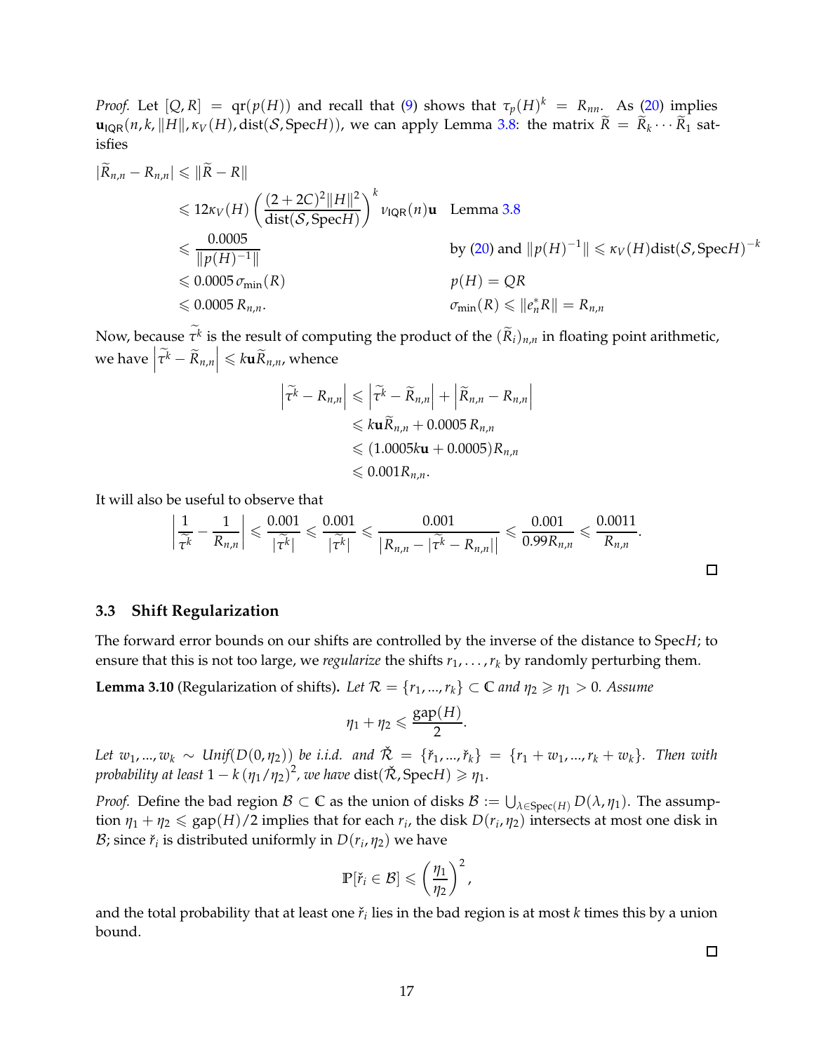*Proof.* Let $[Q, R] = \mathrm{qr}(p(H))$ and recall that (9) shows that $\tau_p(H)^k = R_{nn}$. As (20) implies $\mathbf{u}_{\mathsf{IQR}}(n, k, \|H\|, \kappa_V(H), \mathrm{dist}(\mathcal{S}, \mathrm{Spec}H))$, we can apply Lemma 3.8: the matrix $\widetilde{R} = \widetilde{R}_k \cdots \widetilde{R}_1$ satisfies

$$
\begin{aligned}
|\widetilde{R}_{n,n} - R_{n,n}| &\leqslant \|\widetilde{R} - R\| \\
&\leqslant 12\kappa_V(H)\left(\frac{(2+2C)^2\|H\|^2}{\mathrm{dist}(\mathcal{S}, \mathrm{Spec}H)}\right)^k \nu_{\mathsf{IQR}}(n)\mathbf{u} && \text{Lemma 3.8} \\
&\leqslant \frac{0.0005}{\|p(H)^{-1}\|} && \text{by (20) and } \|p(H)^{-1}\| \leqslant \kappa_V(H)\mathrm{dist}(\mathcal{S}, \mathrm{Spec}H)^{-k} \\
&\leqslant 0.0005\,\sigma_{\min}(R) && p(H) = QR \\
&\leqslant 0.0005\,R_{n,n}. && \sigma_{\min}(R) \leqslant \|e_n^* R\| = R_{n,n}
\end{aligned}
$$

Now, because $\widetilde{\tau^k}$ is the result of computing the product of the $(\widetilde{R}_i)_{n,n}$ in floating point arithmetic, we have $\left|\widetilde{\tau^k} - \widetilde{R}_{n,n}\right| \leqslant k\mathbf{u}\widetilde{R}_{n,n}$, whence

$$
\begin{aligned}
\left|\widetilde{\tau^k} - R_{n,n}\right| &\leqslant \left|\widetilde{\tau^k} - \widetilde{R}_{n,n}\right| + \left|\widetilde{R}_{n,n} - R_{n,n}\right| \\
&\leqslant k\mathbf{u}\widetilde{R}_{n,n} + 0.0005\,R_{n,n} \\
&\leqslant (1.0005k\mathbf{u} + 0.0005)R_{n,n} \\
&\leqslant 0.001 R_{n,n}.
\end{aligned}
$$

It will also be useful to observe that

$$
\left|\frac{1}{\widetilde{\tau^k}} - \frac{1}{R_{n,n}}\right| \leqslant \frac{0.001}{|\widetilde{\tau^k}|} \leqslant \frac{0.001}{|\widetilde{\tau^k}|} \leqslant \frac{0.001}{\left|R_{n,n} - |\widetilde{\tau^k} - R_{n,n}|\right|} \leqslant \frac{0.001}{0.99 R_{n,n}} \leqslant \frac{0.0011}{R_{n,n}}.
$$

□

### 3.3 Shift Regularization

The forward error bounds on our shifts are controlled by the inverse of the distance to Spec$H$; to ensure that this is not too large, we *regularize* the shifts $r_1, \ldots, r_k$ by randomly perturbing them.

**Lemma 3.10** (Regularization of shifts)**.** *Let $\mathcal{R} = \{r_1, ..., r_k\} \subset \mathbb{C}$ and $\eta_2 \geqslant \eta_1 > 0$. Assume*

$$
\eta_1 + \eta_2 \leqslant \frac{\mathrm{gap}(H)}{2}.
$$

*Let $w_1, ..., w_k \sim$ Unif$(D(0, \eta_2))$ be i.i.d. and $\check{\mathcal{R}} = \{\check{r}_1, ..., \check{r}_k\} = \{r_1 + w_1, ..., r_k + w_k\}$. Then with probability at least $1 - k(\eta_1/\eta_2)^2$, we have* $\mathrm{dist}(\check{\mathcal{R}}, \mathrm{Spec}H) \geqslant \eta_1$.

*Proof.* Define the bad region $\mathcal{B} \subset \mathbb{C}$ as the union of disks $\mathcal{B} := \bigcup_{\lambda \in \mathrm{Spec}(H)} D(\lambda, \eta_1)$. The assumption $\eta_1 + \eta_2 \leqslant \mathrm{gap}(H)/2$ implies that for each $r_i$, the disk $D(r_i, \eta_2)$ intersects at most one disk in $\mathcal{B}$; since $\check{r}_i$ is distributed uniformly in $D(r_i, \eta_2)$ we have

$$
\mathbb{P}[\check{r}_i \in \mathcal{B}] \leqslant \left(\frac{\eta_1}{\eta_2}\right)^2,
$$

and the total probability that at least one $\check{r}_i$ lies in the bad region is at most $k$ times this by a union bound.

□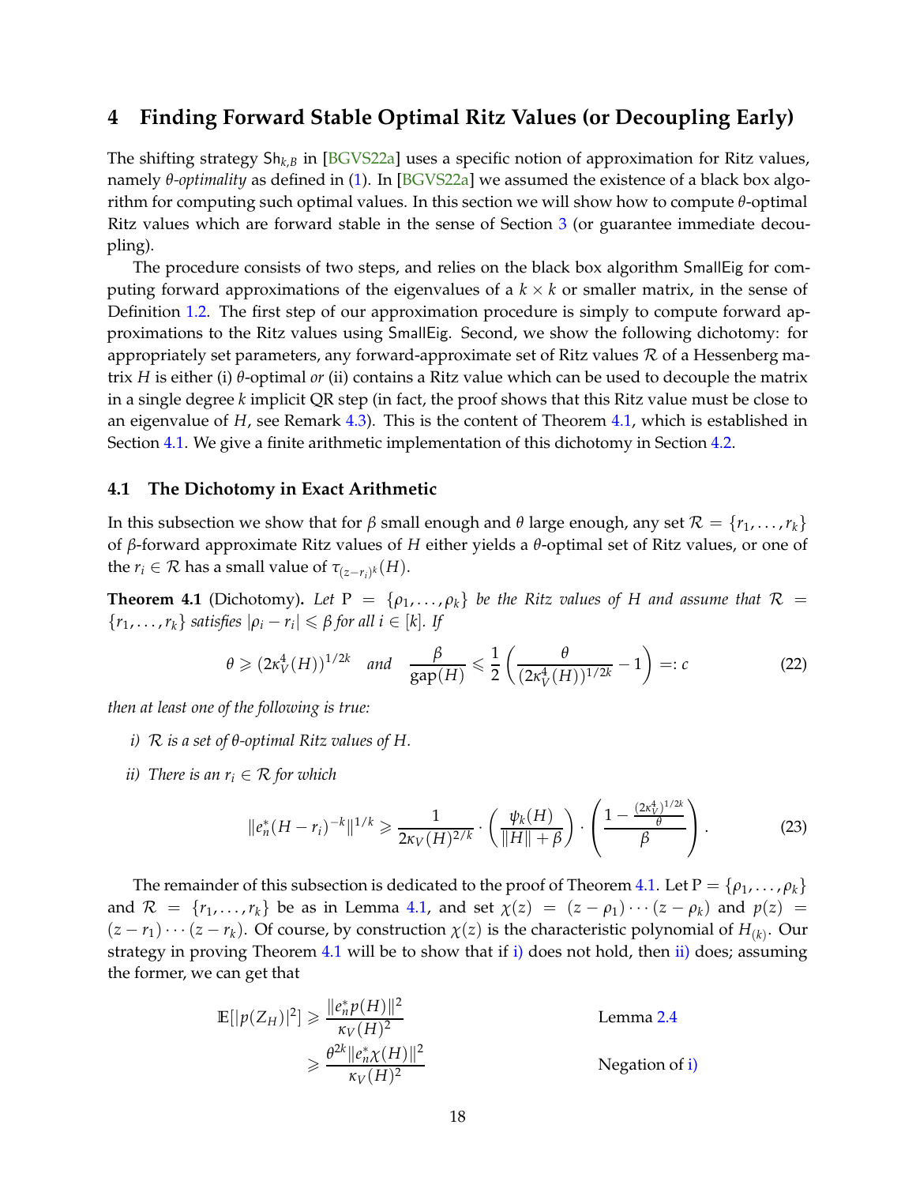# 4 Finding Forward Stable Optimal Ritz Values (or Decoupling Early)

The shifting strategy $\mathsf{Sh}_{k,B}$ in [BGVS22a] uses a specific notion of approximation for Ritz values, namely *θ-optimality* as defined in (1). In [BGVS22a] we assumed the existence of a black box algorithm for computing such optimal values. In this section we will show how to compute $\theta$-optimal Ritz values which are forward stable in the sense of Section 3 (or guarantee immediate decoupling).

The procedure consists of two steps, and relies on the black box algorithm $\mathsf{SmallEig}$ for computing forward approximations of the eigenvalues of a $k \times k$ or smaller matrix, in the sense of Definition 1.2. The first step of our approximation procedure is simply to compute forward approximations to the Ritz values using $\mathsf{SmallEig}$. Second, we show the following dichotomy: for appropriately set parameters, any forward-approximate set of Ritz values $\mathcal{R}$ of a Hessenberg matrix $H$ is either (i) $\theta$-optimal *or* (ii) contains a Ritz value which can be used to decouple the matrix in a single degree $k$ implicit QR step (in fact, the proof shows that this Ritz value must be close to an eigenvalue of $H$, see Remark 4.3). This is the content of Theorem 4.1, which is established in Section 4.1. We give a finite arithmetic implementation of this dichotomy in Section 4.2.

## 4.1 The Dichotomy in Exact Arithmetic

In this subsection we show that for $\beta$ small enough and $\theta$ large enough, any set $\mathcal{R} = \{r_1, \ldots, r_k\}$ of $\beta$-forward approximate Ritz values of $H$ either yields a $\theta$-optimal set of Ritz values, or one of the $r_i \in \mathcal{R}$ has a small value of $\tau_{(z-r_i)^k}(H)$.

**Theorem 4.1** (Dichotomy)**.** *Let* $\mathrm{P} = \{\rho_1, \ldots, \rho_k\}$ *be the Ritz values of* $H$ *and assume that* $\mathcal{R} = \{r_1, \ldots, r_k\}$ *satisfies* $|\rho_i - r_i| \leqslant \beta$ *for all* $i \in [k]$*. If*

$$\theta \geqslant (2\kappa_V^4(H))^{1/2k} \quad \textit{and} \quad \frac{\beta}{\mathrm{gap}(H)} \leqslant \frac{1}{2}\left(\frac{\theta}{(2\kappa_V^4(H))^{1/2k}} - 1\right) =: c \tag{22}$$

*then at least one of the following is true:*

*i)* $\mathcal{R}$ *is a set of* $\theta$*-optimal Ritz values of* $H$*.*

*ii) There is an* $r_i \in \mathcal{R}$ *for which*

$$\|e_n^*(H - r_i)^{-k}\|^{1/k} \geqslant \frac{1}{2\kappa_V(H)^{2/k}} \cdot \left(\frac{\psi_k(H)}{\|H\| + \beta}\right) \cdot \left(\frac{1 - \frac{(2\kappa_V^4)^{1/2k}}{\theta}}{\beta}\right). \tag{23}$$

The remainder of this subsection is dedicated to the proof of Theorem 4.1. Let $\mathrm{P} = \{\rho_1, \ldots, \rho_k\}$ and $\mathcal{R} = \{r_1, \ldots, r_k\}$ be as in Lemma 4.1, and set $\chi(z) = (z - \rho_1) \cdots (z - \rho_k)$ and $p(z) = (z - r_1) \cdots (z - r_k)$. Of course, by construction $\chi(z)$ is the characteristic polynomial of $H_{(k)}$. Our strategy in proving Theorem 4.1 will be to show that if i) does not hold, then ii) does; assuming the former, we can get that

$$\begin{aligned}
\mathbb{E}[|p(Z_H)|^2] &\geqslant \frac{\|e_n^* p(H)\|^2}{\kappa_V(H)^2} && \text{Lemma 2.4} \\
&\geqslant \frac{\theta^{2k}\|e_n^*\chi(H)\|^2}{\kappa_V(H)^2} && \text{Negation of i)}
\end{aligned}$$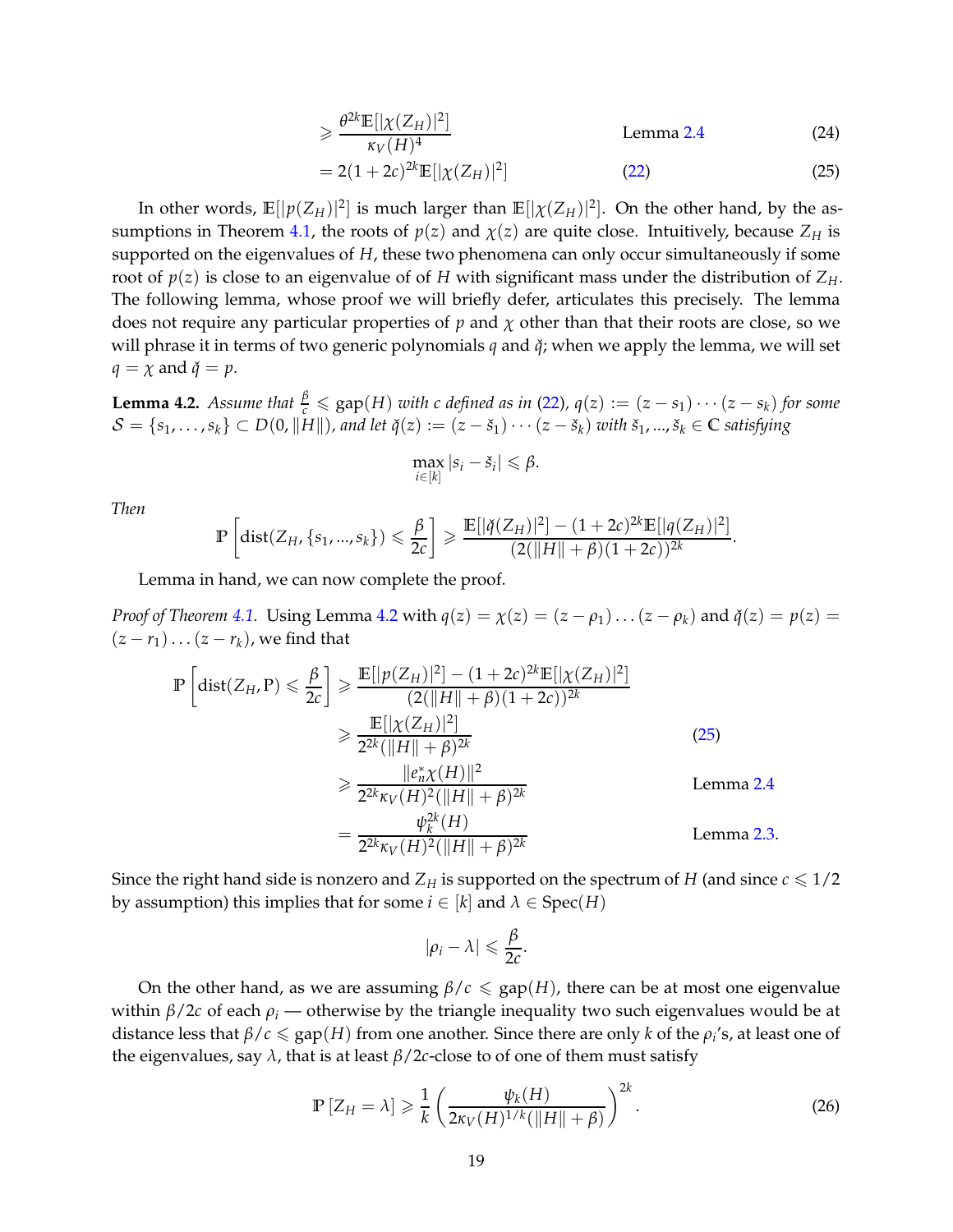$$
\begin{aligned}
&\geqslant \frac{\theta^{2k}\mathbb{E}[|\chi(Z_H)|^2]}{\kappa_V(H)^4} && \text{Lemma 2.4} && (24)\\
&= 2(1+2c)^{2k}\mathbb{E}[|\chi(Z_H)|^2] && (22) && (25)
\end{aligned}
$$

In other words, $\mathbb{E}[|p(Z_H)|^2]$ is much larger than $\mathbb{E}[|\chi(Z_H)|^2]$. On the other hand, by the assumptions in Theorem 4.1, the roots of $p(z)$ and $\chi(z)$ are quite close. Intuitively, because $Z_H$ is supported on the eigenvalues of $H$, these two phenomena can only occur simultaneously if some root of $p(z)$ is close to an eigenvalue of of $H$ with significant mass under the distribution of $Z_H$. The following lemma, whose proof we will briefly defer, articulates this precisely. The lemma does not require any particular properties of $p$ and $\chi$ other than that their roots are close, so we will phrase it in terms of two generic polynomials $q$ and $\check{q}$; when we apply the lemma, we will set $q = \chi$ and $\check{q} = p$.

**Lemma 4.2.** *Assume that $\frac{\beta}{c} \leqslant \text{gap}(H)$ with $c$ defined as in (22), $q(z) := (z - s_1)\cdots(z - s_k)$ for some $\mathcal{S} = \{s_1, \ldots, s_k\} \subset D(0, \|H\|)$, and let $\check{q}(z) := (z - \check{s}_1)\cdots(z - \check{s}_k)$ with $\check{s}_1, ..., \check{s}_k \in \mathbb{C}$ satisfying*

$$\max_{i\in[k]} |s_i - \check{s}_i| \leqslant \beta.$$

*Then*

$$\mathbb{P}\left[\text{dist}(Z_H, \{s_1, ..., s_k\}) \leqslant \frac{\beta}{2c}\right] \geqslant \frac{\mathbb{E}[|\check{q}(Z_H)|^2] - (1+2c)^{2k}\mathbb{E}[|q(Z_H)|^2]}{(2(\|H\| + \beta)(1+2c))^{2k}}.$$

Lemma in hand, we can now complete the proof.

*Proof of Theorem 4.1.* Using Lemma 4.2 with $q(z) = \chi(z) = (z - \rho_1)\ldots(z - \rho_k)$ and $\check{q}(z) = p(z) = (z - r_1)\ldots(z - r_k)$, we find that

$$
\begin{aligned}
\mathbb{P}\left[\text{dist}(Z_H, \mathrm{P}) \leqslant \frac{\beta}{2c}\right] &\geqslant \frac{\mathbb{E}[|p(Z_H)|^2] - (1+2c)^{2k}\mathbb{E}[|\chi(Z_H)|^2]}{(2(\|H\| + \beta)(1+2c))^{2k}} \\
&\geqslant \frac{\mathbb{E}[|\chi(Z_H)|^2]}{2^{2k}(\|H\| + \beta)^{2k}} && (25)\\
&\geqslant \frac{\|e_n^*\chi(H)\|^2}{2^{2k}\kappa_V(H)^2(\|H\| + \beta)^{2k}} && \text{Lemma 2.4}\\
&= \frac{\psi_k^{2k}(H)}{2^{2k}\kappa_V(H)^2(\|H\| + \beta)^{2k}} && \text{Lemma 2.3.}
\end{aligned}
$$

Since the right hand side is nonzero and $Z_H$ is supported on the spectrum of $H$ (and since $c \leqslant 1/2$ by assumption) this implies that for some $i \in [k]$ and $\lambda \in \text{Spec}(H)$

$$|\rho_i - \lambda| \leqslant \frac{\beta}{2c}.$$

On the other hand, as we are assuming $\beta/c \leqslant \text{gap}(H)$, there can be at most one eigenvalue within $\beta/2c$ of each $\rho_i$ — otherwise by the triangle inequality two such eigenvalues would be at distance less that $\beta/c \leqslant \text{gap}(H)$ from one another. Since there are only $k$ of the $\rho_i$'s, at least one of the eigenvalues, say $\lambda$, that is at least $\beta/2c$-close to of one of them must satisfy

$$\mathbb{P}[Z_H = \lambda] \geqslant \frac{1}{k}\left(\frac{\psi_k(H)}{2\kappa_V(H)^{1/k}(\|H\| + \beta)}\right)^{2k}. \tag{26}$$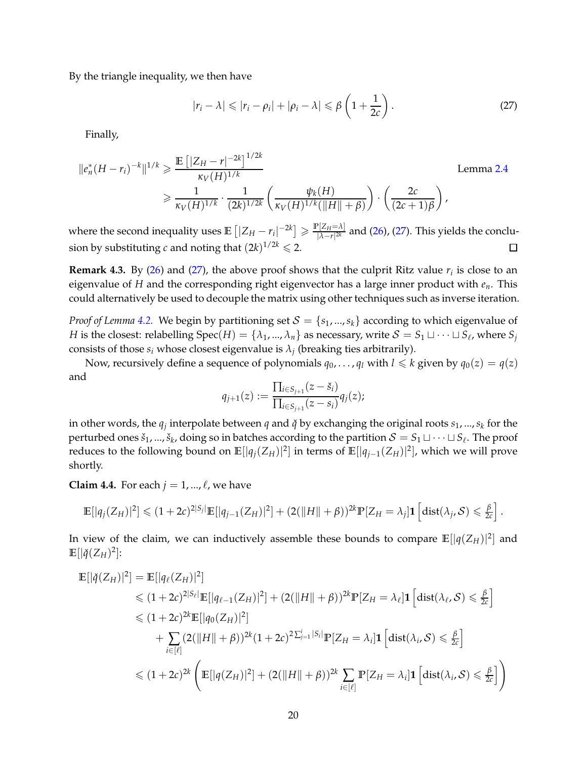By the triangle inequality, we then have

$$|r_i - \lambda| \leqslant |r_i - \rho_i| + |\rho_i - \lambda| \leqslant \beta\left(1 + \frac{1}{2c}\right). \tag{27}$$

Finally,

$$\begin{aligned}
\|e_n^*(H - r_i)^{-k}\|^{1/k} &\geqslant \frac{\mathbb{E}\left[|Z_H - r|^{-2k}\right]^{1/2k}}{\kappa_V(H)^{1/k}} && \text{Lemma 2.4} \\
&\geqslant \frac{1}{\kappa_V(H)^{1/k}} \cdot \frac{1}{(2k)^{1/2k}}\left(\frac{\psi_k(H)}{\kappa_V(H)^{1/k}(\|H\| + \beta)}\right) \cdot \left(\frac{2c}{(2c+1)\beta}\right),
\end{aligned}$$

where the second inequality uses $\mathbb{E}\left[|Z_H - r_i|^{-2k}\right] \geqslant \frac{\mathbb{P}[Z_H = \lambda]}{|\lambda - r|^{2k}}$ and (26), (27). This yields the conclusion by substituting $c$ and noting that $(2k)^{1/2k} \leqslant 2$. $\square$

**Remark 4.3.** By (26) and (27), the above proof shows that the culprit Ritz value $r_i$ is close to an eigenvalue of $H$ and the corresponding right eigenvector has a large inner product with $e_n$. This could alternatively be used to decouple the matrix using other techniques such as inverse iteration.

*Proof of Lemma 4.2.* We begin by partitioning set $\mathcal{S} = \{s_1, ..., s_k\}$ according to which eigenvalue of $H$ is the closest: relabelling $\mathrm{Spec}(H) = \{\lambda_1, ..., \lambda_n\}$ as necessary, write $\mathcal{S} = S_1 \sqcup \cdots \sqcup S_\ell$, where $S_j$ consists of those $s_i$ whose closest eigenvalue is $\lambda_j$ (breaking ties arbitrarily).

Now, recursively define a sequence of polynomials $q_0, \ldots, q_l$ with $l \leqslant k$ given by $q_0(z) = q(z)$ and

$$q_{j+1}(z) := \frac{\prod_{i \in S_{j+1}}(z - \check{s}_i)}{\prod_{i \in S_{j+1}}(z - s_i)} q_j(z);$$

in other words, the $q_j$ interpolate between $q$ and $\check{q}$ by exchanging the original roots $s_1, ..., s_k$ for the perturbed ones $\check{s}_1, ..., \check{s}_k$, doing so in batches according to the partition $\mathcal{S} = S_1 \sqcup \cdots \sqcup S_\ell$. The proof reduces to the following bound on $\mathbb{E}[|q_j(Z_H)|^2]$ in terms of $\mathbb{E}[|q_{j-1}(Z_H)|^2]$, which we will prove shortly.

**Claim 4.4.** For each $j = 1, ..., \ell$, we have

$$\mathbb{E}[|q_j(Z_H)|^2] \leqslant (1 + 2c)^{2|S_j|}\mathbb{E}[|q_{j-1}(Z_H)|^2] + (2(\|H\| + \beta))^{2k}\mathbb{P}[Z_H = \lambda_j]\mathbf{1}\left[\mathrm{dist}(\lambda_j, \mathcal{S}) \leqslant \tfrac{\beta}{2c}\right].$$

In view of the claim, we can inductively assemble these bounds to compare $\mathbb{E}[|q(Z_H)|^2]$ and $\mathbb{E}[|\check{q}(Z_H)^2]$:

$$\begin{aligned}
\mathbb{E}[|\check{q}(Z_H)|^2] &= \mathbb{E}[|q_\ell(Z_H)|^2] \\
&\leqslant (1 + 2c)^{2|S_\ell|}\mathbb{E}[|q_{\ell-1}(Z_H)|^2] + (2(\|H\| + \beta))^{2k}\mathbb{P}[Z_H = \lambda_\ell]\mathbf{1}\left[\mathrm{dist}(\lambda_\ell, \mathcal{S}) \leqslant \tfrac{\beta}{2c}\right] \\
&\leqslant (1 + 2c)^{2k}\mathbb{E}[|q_0(Z_H)|^2] \\
&\quad + \sum_{i \in [\ell]} (2(\|H\| + \beta))^{2k}(1 + 2c)^{2\sum_{j=1}^{i}|S_j|}\mathbb{P}[Z_H = \lambda_i]\mathbf{1}\left[\mathrm{dist}(\lambda_i, \mathcal{S}) \leqslant \tfrac{\beta}{2c}\right] \\
&\leqslant (1 + 2c)^{2k}\left(\mathbb{E}[|q(Z_H)|^2] + (2(\|H\| + \beta))^{2k}\sum_{i \in [\ell]}\mathbb{P}[Z_H = \lambda_i]\mathbf{1}\left[\mathrm{dist}(\lambda_i, \mathcal{S}) \leqslant \tfrac{\beta}{2c}\right]\right)
\end{aligned}$$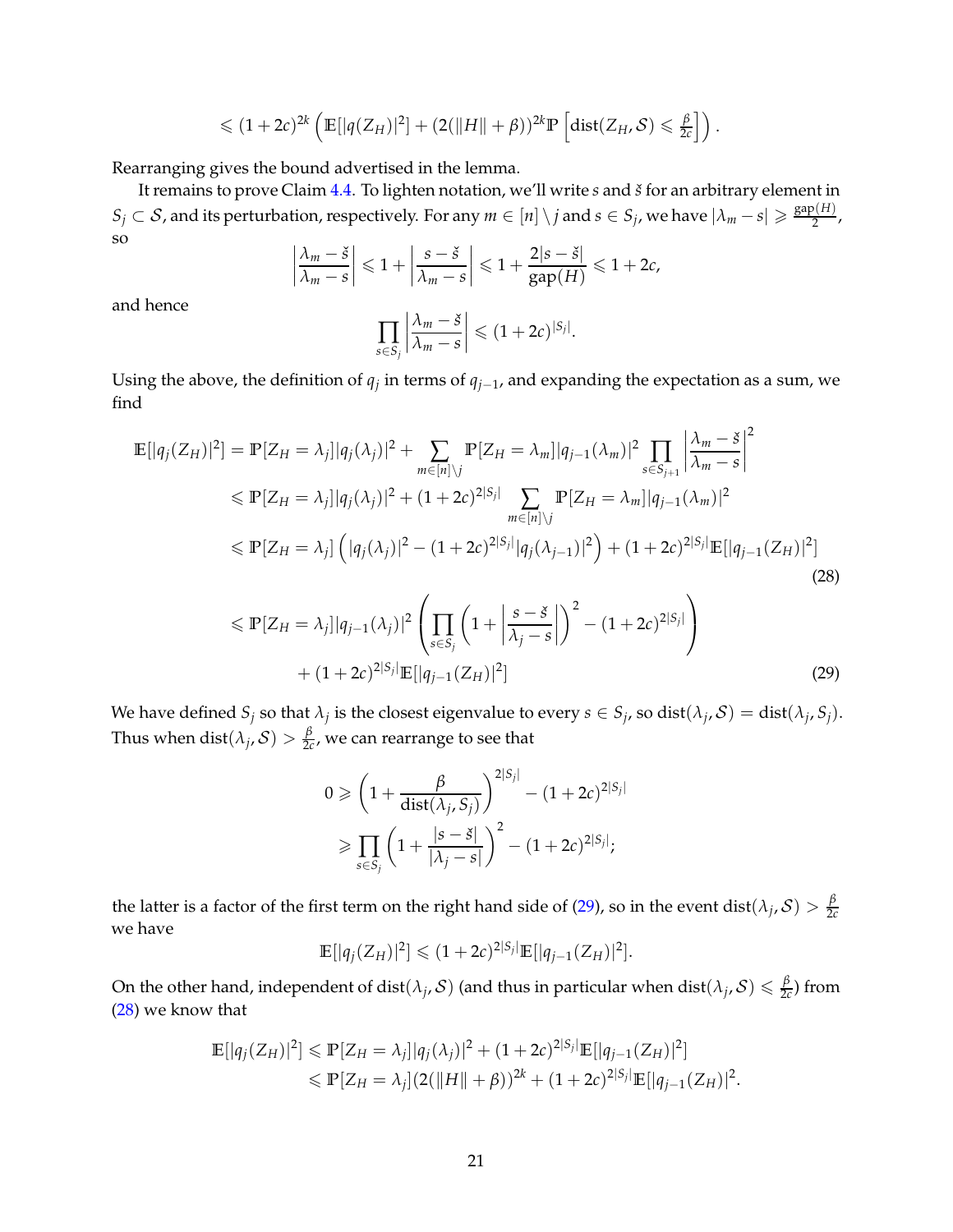$$\leqslant (1+2c)^{2k}\left(\mathbb{E}[|q(Z_H)|^2] + (2(\|H\|+\beta))^{2k}\mathbb{P}\left[\mathrm{dist}(Z_H,\mathcal{S}) \leqslant \tfrac{\beta}{2c}\right]\right).$$

Rearranging gives the bound advertised in the lemma.

It remains to prove Claim 4.4. To lighten notation, we'll write $s$ and $\check{s}$ for an arbitrary element in $S_j \subset \mathcal{S}$, and its perturbation, respectively. For any $m \in [n] \setminus j$ and $s \in S_j$, we have $|\lambda_m - s| \geqslant \frac{\mathrm{gap}(H)}{2}$, so

$$\left|\frac{\lambda_m - \check{s}}{\lambda_m - s}\right| \leqslant 1 + \left|\frac{s-\check{s}}{\lambda_m - s}\right| \leqslant 1 + \frac{2|s-\check{s}|}{\mathrm{gap}(H)} \leqslant 1+2c,$$

and hence

$$\prod_{s\in S_j}\left|\frac{\lambda_m - \check{s}}{\lambda_m - s}\right| \leqslant (1+2c)^{|S_j|}.$$

Using the above, the definition of $q_j$ in terms of $q_{j-1}$, and expanding the expectation as a sum, we find

$$\begin{aligned}
\mathbb{E}[|q_j(Z_H)|^2] &= \mathbb{P}[Z_H = \lambda_j]|q_j(\lambda_j)|^2 + \sum_{m\in[n]\setminus j}\mathbb{P}[Z_H=\lambda_m]|q_{j-1}(\lambda_m)|^2\prod_{s\in S_{j+1}}\left|\frac{\lambda_m-\check{s}}{\lambda_m - s}\right|^2 \\
&\leqslant \mathbb{P}[Z_H=\lambda_j]|q_j(\lambda_j)|^2 + (1+2c)^{2|S_j|}\sum_{m\in[n]\setminus j}\mathbb{P}[Z_H=\lambda_m]|q_{j-1}(\lambda_m)|^2 \\
&\leqslant \mathbb{P}[Z_H=\lambda_j]\left(|q_j(\lambda_j)|^2 - (1+2c)^{2|S_j|}|q_j(\lambda_{j-1})|^2\right) + (1+2c)^{2|S_j|}\mathbb{E}[|q_{j-1}(Z_H)|^2] \qquad (28) \\
&\leqslant \mathbb{P}[Z_H=\lambda_j]|q_{j-1}(\lambda_j)|^2\left(\prod_{s\in S_j}\left(1+\left|\frac{s-\check{s}}{\lambda_j - s}\right|\right)^2 - (1+2c)^{2|S_j|}\right) \\
&\quad + (1+2c)^{2|S_j|}\mathbb{E}[|q_{j-1}(Z_H)|^2] \qquad (29)
\end{aligned}$$

We have defined $S_j$ so that $\lambda_j$ is the closest eigenvalue to every $s \in S_j$, so $\mathrm{dist}(\lambda_j,\mathcal{S}) = \mathrm{dist}(\lambda_j, S_j)$. Thus when $\mathrm{dist}(\lambda_j,\mathcal{S}) > \frac{\beta}{2c}$, we can rearrange to see that

$$\begin{aligned}
0 &\geqslant \left(1+\frac{\beta}{\mathrm{dist}(\lambda_j,S_j)}\right)^{2|S_j|} - (1+2c)^{2|S_j|} \\
&\geqslant \prod_{s\in S_j}\left(1+\frac{|s-\check{s}|}{|\lambda_j - s|}\right)^2 - (1+2c)^{2|S_j|};
\end{aligned}$$

the latter is a factor of the first term on the right hand side of (29), so in the event $\mathrm{dist}(\lambda_j,\mathcal{S}) > \frac{\beta}{2c}$ we have

$$\mathbb{E}[|q_j(Z_H)|^2] \leqslant (1+2c)^{2|S_j|}\mathbb{E}[|q_{j-1}(Z_H)|^2].$$

On the other hand, independent of $\mathrm{dist}(\lambda_j,\mathcal{S})$ (and thus in particular when $\mathrm{dist}(\lambda_j,\mathcal{S}) \leqslant \frac{\beta}{2c}$) from (28) we know that

$$\begin{aligned}
\mathbb{E}[|q_j(Z_H)|^2] &\leqslant \mathbb{P}[Z_H=\lambda_j]|q_j(\lambda_j)|^2 + (1+2c)^{2|S_j|}\mathbb{E}[|q_{j-1}(Z_H)|^2] \\
&\leqslant \mathbb{P}[Z_H=\lambda_j](2(\|H\|+\beta))^{2k} + (1+2c)^{2|S_j|}\mathbb{E}[|q_{j-1}(Z_H)|^2.
\end{aligned}$$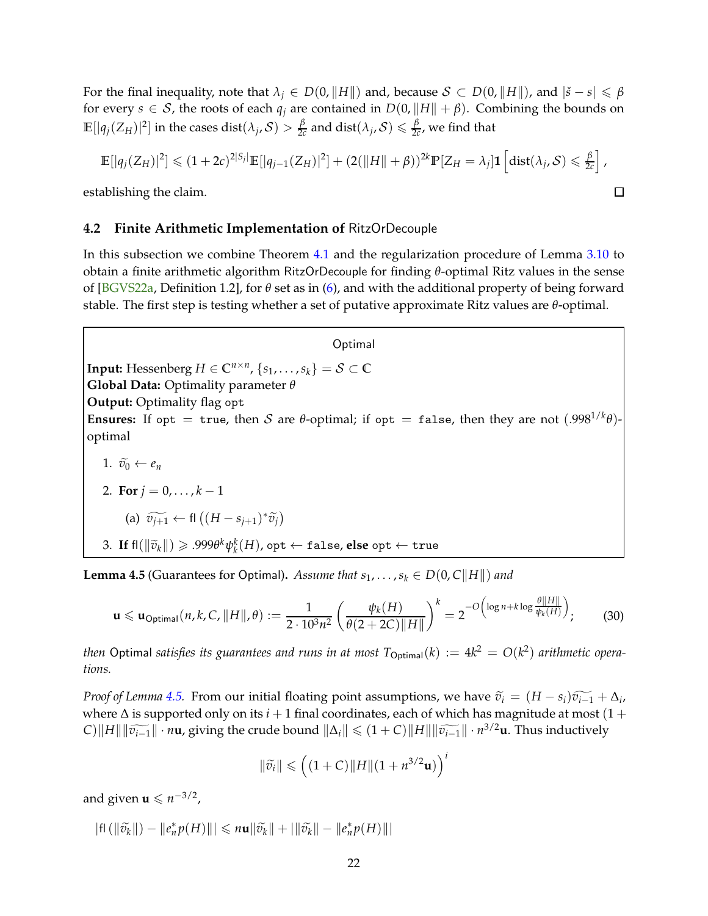For the final inequality, note that $\lambda_j \in D(0, \|H\|)$ and, because $\mathcal{S} \subset D(0, \|H\|)$, and $|\check{s} - s| \leqslant \beta$ for every $s \in \mathcal{S}$, the roots of each $q_j$ are contained in $D(0, \|H\| + \beta)$. Combining the bounds on $\mathbb{E}[|q_j(Z_H)|^2]$ in the cases $\mathrm{dist}(\lambda_j, \mathcal{S}) > \frac{\beta}{2c}$ and $\mathrm{dist}(\lambda_j, \mathcal{S}) \leqslant \frac{\beta}{2c}$, we find that

$$\mathbb{E}[|q_j(Z_H)|^2] \leqslant (1+2c)^{2|S_j|}\mathbb{E}[|q_{j-1}(Z_H)|^2] + (2(\|H\|+\beta))^{2k}\mathbb{P}[Z_H = \lambda_j]\mathbf{1}\left[\mathrm{dist}(\lambda_j, \mathcal{S}) \leqslant \tfrac{\beta}{2c}\right],$$

establishing the claim. □

## 4.2 Finite Arithmetic Implementation of RitzOrDecouple

In this subsection we combine Theorem 4.1 and the regularization procedure of Lemma 3.10 to obtain a finite arithmetic algorithm RitzOrDecouple for finding $\theta$-optimal Ritz values in the sense of [BGVS22a, Definition 1.2], for $\theta$ set as in (6), and with the additional property of being forward stable. The first step is testing whether a set of putative approximate Ritz values are $\theta$-optimal.

> Optimal
>
> **Input:** Hessenberg $H \in \mathbb{C}^{n\times n}$, $\{s_1, \dots, s_k\} = \mathcal{S} \subset \mathbb{C}$
> **Global Data:** Optimality parameter $\theta$
> **Output:** Optimality flag `opt`
> **Ensures:** If `opt = true`, then $\mathcal{S}$ are $\theta$-optimal; if `opt = false`, then they are not $(.998^{1/k}\theta)$-optimal
>
> 1. $\widetilde{v_0} \leftarrow e_n$
> 2. **For** $j = 0, \dots, k-1$
>    (a) $\widetilde{v_{j+1}} \leftarrow \mathsf{fl}\left((H - s_{j+1})^*\widetilde{v_j}\right)$
> 3. **If** $\mathsf{fl}(\|\widetilde{v}_k\|) \geqslant .9999\theta^k\psi_k^k(H)$, `opt` ← `false`, **else** `opt` ← `true`

**Lemma 4.5** (Guarantees for Optimal). *Assume that $s_1, \dots, s_k \in D(0, C\|H\|)$ and*

$$\mathbf{u} \leqslant \mathbf{u}_{\mathsf{Optimal}}(n, k, C, \|H\|, \theta) := \frac{1}{2\cdot 10^3 n^2}\left(\frac{\psi_k(H)}{\theta(2+2C)\|H\|}\right)^k = 2^{-O\left(\log n + k\log\frac{\theta\|H\|}{\psi_k(H)}\right)}; \qquad (30)$$

*then* Optimal *satisfies its guarantees and runs in at most $T_{\mathsf{Optimal}}(k) := 4k^2 = O(k^2)$ arithmetic operations.*

*Proof of Lemma 4.5.* From our initial floating point assumptions, we have $\widetilde{v}_i = (H - s_i)\widetilde{v_{i-1}} + \Delta_i$, where $\Delta$ is supported only on its $i+1$ final coordinates, each of which has magnitude at most $(1 + C)\|H\|\|\widetilde{v_{i-1}}\| \cdot n\mathbf{u}$, giving the crude bound $\|\Delta_i\| \leqslant (1+C)\|H\|\|\widetilde{v_{i-1}}\| \cdot n^{3/2}\mathbf{u}$. Thus inductively

$$\|\widetilde{v}_i\| \leqslant \left((1+C)\|H\|(1+n^{3/2}\mathbf{u})\right)^i$$

and given $\mathbf{u} \leqslant n^{-3/2}$,

$$|\mathsf{fl}(\|\widetilde{v}_k\|) - \|e_n^* p(H)\|| \leqslant n\mathbf{u}\|\widetilde{v}_k\| + |\|\widetilde{v}_k\| - \|e_n^* p(H)\||$$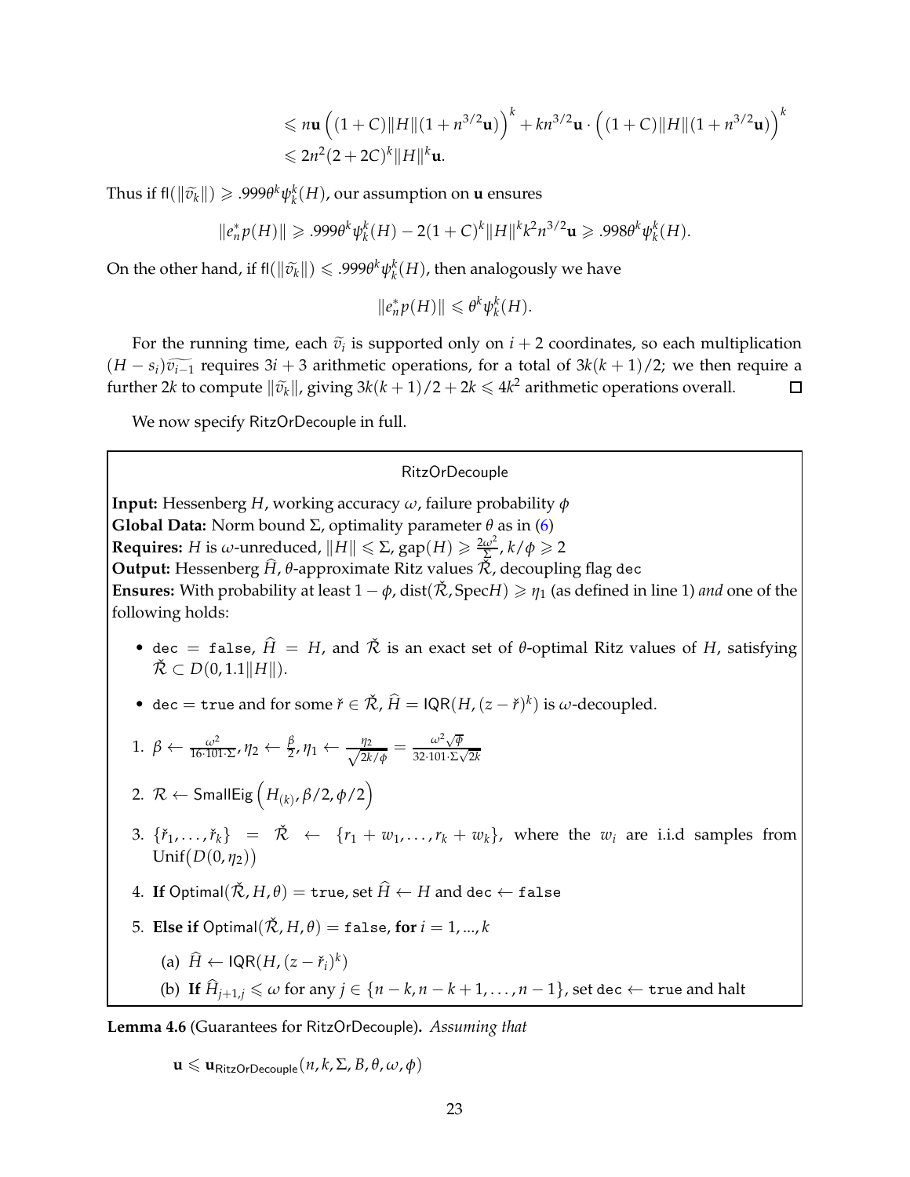$$
\begin{aligned}
&\leqslant n\mathbf{u}\left((1+C)\|H\|(1+n^{3/2}\mathbf{u})\right)^k + kn^{3/2}\mathbf{u}\cdot\left((1+C)\|H\|(1+n^{3/2}\mathbf{u})\right)^k \\
&\leqslant 2n^2(2+2C)^k\|H\|^k\mathbf{u}.
\end{aligned}
$$

Thus if $\mathsf{fl}(\|\widetilde{v}_k\|) \geqslant .999\theta^k\psi_k^k(H)$, our assumption on $\mathbf{u}$ ensures

$$
\|e_n^* p(H)\| \geqslant .999\theta^k\psi_k^k(H) - 2(1+C)^k\|H\|^k k^2 n^{3/2}\mathbf{u} \geqslant .998\theta^k\psi_k^k(H).
$$

On the other hand, if $\mathsf{fl}(\|\widetilde{v}_k\|) \leqslant .999\theta^k\psi_k^k(H)$, then analogously we have

$$
\|e_n^* p(H)\| \leqslant \theta^k\psi_k^k(H).
$$

For the running time, each $\widetilde{v}_i$ is supported only on $i+2$ coordinates, so each multiplication $(H-s_i)\widetilde{v_{i-1}}$ requires $3i+3$ arithmetic operations, for a total of $3k(k+1)/2$; we then require a further $2k$ to compute $\|\widetilde{v}_k\|$, giving $3k(k+1)/2 + 2k \leqslant 4k^2$ arithmetic operations overall. $\square$

We now specify RitzOrDecouple in full.

---

**RitzOrDecouple**

**Input:** Hessenberg $H$, working accuracy $\omega$, failure probability $\phi$

**Global Data:** Norm bound $\Sigma$, optimality parameter $\theta$ as in (6)

**Requires:** $H$ is $\omega$-unreduced, $\|H\| \leqslant \Sigma$, $\mathrm{gap}(H) \geqslant \frac{2\omega^2}{\Sigma}$, $k/\phi \geqslant 2$

**Output:** Hessenberg $\widehat{H}$, $\theta$-approximate Ritz values $\check{\mathcal{R}}$, decoupling flag `dec`

**Ensures:** With probability at least $1-\phi$, $\mathrm{dist}(\check{\mathcal{R}}, \mathrm{Spec} H) \geqslant \eta_1$ (as defined in line 1) *and* one of the following holds:

- `dec = false`, $\widehat{H} = H$, and $\check{\mathcal{R}}$ is an exact set of $\theta$-optimal Ritz values of $H$, satisfying $\check{\mathcal{R}} \subset D(0, 1.1\|H\|)$.
- `dec = true` and for some $\check{r} \in \check{\mathcal{R}}$, $\widehat{H} = \mathsf{IQR}(H, (z-\check{r})^k)$ is $\omega$-decoupled.

1. $\beta \leftarrow \frac{\omega^2}{16\cdot 101\cdot\Sigma}, \eta_2 \leftarrow \frac{\beta}{2}, \eta_1 \leftarrow \frac{\eta_2}{\sqrt{2k/\phi}} = \frac{\omega^2\sqrt{\phi}}{32\cdot 101\cdot\Sigma\sqrt{2k}}$
2. $\mathcal{R} \leftarrow \mathsf{SmallEig}\left(H_{(k)}, \beta/2, \phi/2\right)$
3. $\{\check{r}_1, \ldots, \check{r}_k\} = \check{\mathcal{R}} \leftarrow \{r_1 + w_1, \ldots, r_k + w_k\}$, where the $w_i$ are i.i.d samples from $\mathrm{Unif}(D(0,\eta_2))$
4. **If** $\mathsf{Optimal}(\check{\mathcal{R}}, H, \theta) = $ `true`, set $\widehat{H} \leftarrow H$ and `dec` $\leftarrow$ `false`
5. **Else if** $\mathsf{Optimal}(\check{\mathcal{R}}, H, \theta) = $ `false`, **for** $i = 1, \ldots, k$
   (a) $\widehat{H} \leftarrow \mathsf{IQR}(H, (z-\check{r}_i)^k)$
   (b) **If** $\widehat{H}_{j+1,j} \leqslant \omega$ for any $j \in \{n-k, n-k+1, \ldots, n-1\}$, set `dec` $\leftarrow$ `true` and halt

---

**Lemma 4.6** (Guarantees for RitzOrDecouple)**.** *Assuming that*

$$
\mathbf{u} \leqslant \mathbf{u}_{\mathsf{RitzOrDecouple}}(n, k, \Sigma, B, \theta, \omega, \phi)
$$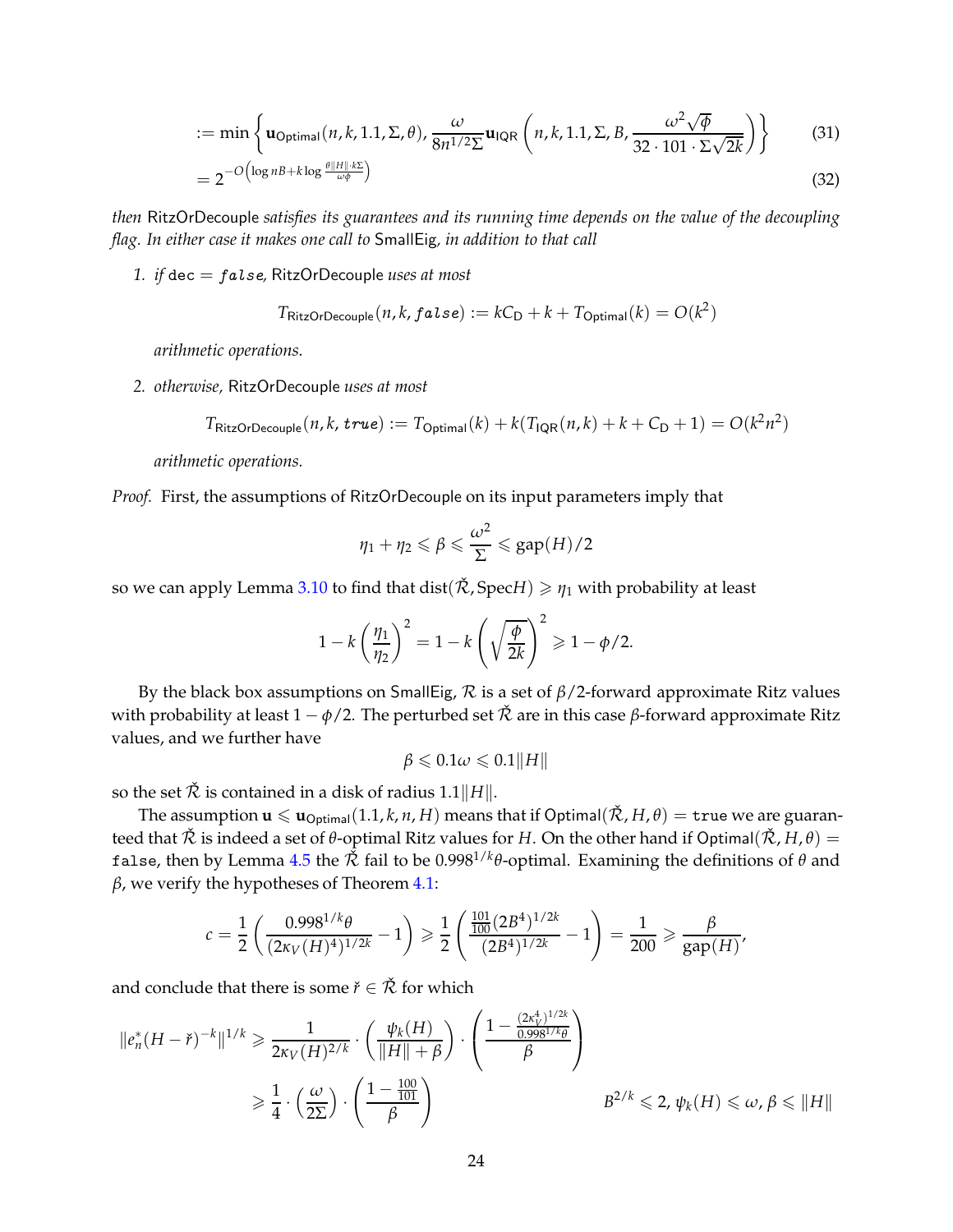$$:= \min\left\{ \mathbf{u}_{\mathsf{Optimal}}(n, k, 1.1, \Sigma, \theta), \frac{\omega}{8n^{1/2}\Sigma}\mathbf{u}_{\mathsf{IQR}}\left(n, k, 1.1, \Sigma, B, \frac{\omega^2\sqrt{\phi}}{32 \cdot 101 \cdot \Sigma\sqrt{2k}}\right)\right\} \tag{31}$$

$$= 2^{-O\left(\log nB + k\log\frac{\theta\|H\|\cdot k\Sigma}{\omega\phi}\right)} \tag{32}$$

*then* RitzOrDecouple *satisfies its guarantees and its running time depends on the value of the decoupling flag. In either case it makes one call to* SmallEig*, in addition to that call*

1. *if* dec $= \mathit{false}$*,* RitzOrDecouple *uses at most*

$$T_{\mathsf{RitzOrDecouple}}(n, k, \mathit{false}) := kC_{\mathsf{D}} + k + T_{\mathsf{Optimal}}(k) = O(k^2)$$

   *arithmetic operations.*

2. *otherwise,* RitzOrDecouple *uses at most*

$$T_{\mathsf{RitzOrDecouple}}(n, k, \mathit{true}) := T_{\mathsf{Optimal}}(k) + k(T_{\mathsf{IQR}}(n, k) + k + C_{\mathsf{D}} + 1) = O(k^2n^2)$$

   *arithmetic operations.*

*Proof.* First, the assumptions of RitzOrDecouple on its input parameters imply that

$$\eta_1 + \eta_2 \leqslant \beta \leqslant \frac{\omega^2}{\Sigma} \leqslant \mathrm{gap}(H)/2$$

so we can apply Lemma 3.10 to find that $\mathrm{dist}(\check{\mathcal{R}}, \mathrm{Spec}H) \geqslant \eta_1$ with probability at least

$$1 - k\left(\frac{\eta_1}{\eta_2}\right)^2 = 1 - k\left(\sqrt{\frac{\phi}{2k}}\right)^2 \geqslant 1 - \phi/2.$$

By the black box assumptions on SmallEig, $\mathcal{R}$ is a set of $\beta/2$-forward approximate Ritz values with probability at least $1 - \phi/2$. The perturbed set $\check{\mathcal{R}}$ are in this case $\beta$-forward approximate Ritz values, and we further have

$$\beta \leqslant 0.1\omega \leqslant 0.1\|H\|$$

so the set $\check{\mathcal{R}}$ is contained in a disk of radius $1.1\|H\|$.

The assumption $\mathbf{u} \leqslant \mathbf{u}_{\mathsf{Optimal}}(1.1, k, n, H)$ means that if $\mathsf{Optimal}(\check{\mathcal{R}}, H, \theta) = \mathtt{true}$ we are guaranteed that $\check{\mathcal{R}}$ is indeed a set of $\theta$-optimal Ritz values for $H$. On the other hand if $\mathsf{Optimal}(\check{\mathcal{R}}, H, \theta) = \mathtt{false}$, then by Lemma 4.5 the $\check{\mathcal{R}}$ fail to be $0.998^{1/k}\theta$-optimal. Examining the definitions of $\theta$ and $\beta$, we verify the hypotheses of Theorem 4.1:

$$c = \frac{1}{2}\left(\frac{0.998^{1/k}\theta}{(2\kappa_V(H)^4)^{1/2k}} - 1\right) \geqslant \frac{1}{2}\left(\frac{\frac{101}{100}(2B^4)^{1/2k}}{(2B^4)^{1/2k}} - 1\right) = \frac{1}{200} \geqslant \frac{\beta}{\mathrm{gap}(H)},$$

and conclude that there is some $\check{r} \in \check{\mathcal{R}}$ for which

$$\|e_n^*(H - \check{r})^{-k}\|^{1/k} \geqslant \frac{1}{2\kappa_V(H)^{2/k}} \cdot \left(\frac{\psi_k(H)}{\|H\| + \beta}\right) \cdot \left(\frac{1 - \frac{(2\kappa_V^4)^{1/2k}}{0.998^{1/k}\theta}}{\beta}\right)$$

$$\geqslant \frac{1}{4} \cdot \left(\frac{\omega}{2\Sigma}\right) \cdot \left(\frac{1 - \frac{100}{101}}{\beta}\right) \qquad B^{2/k} \leqslant 2,\ \psi_k(H) \leqslant \omega,\ \beta \leqslant \|H\|$$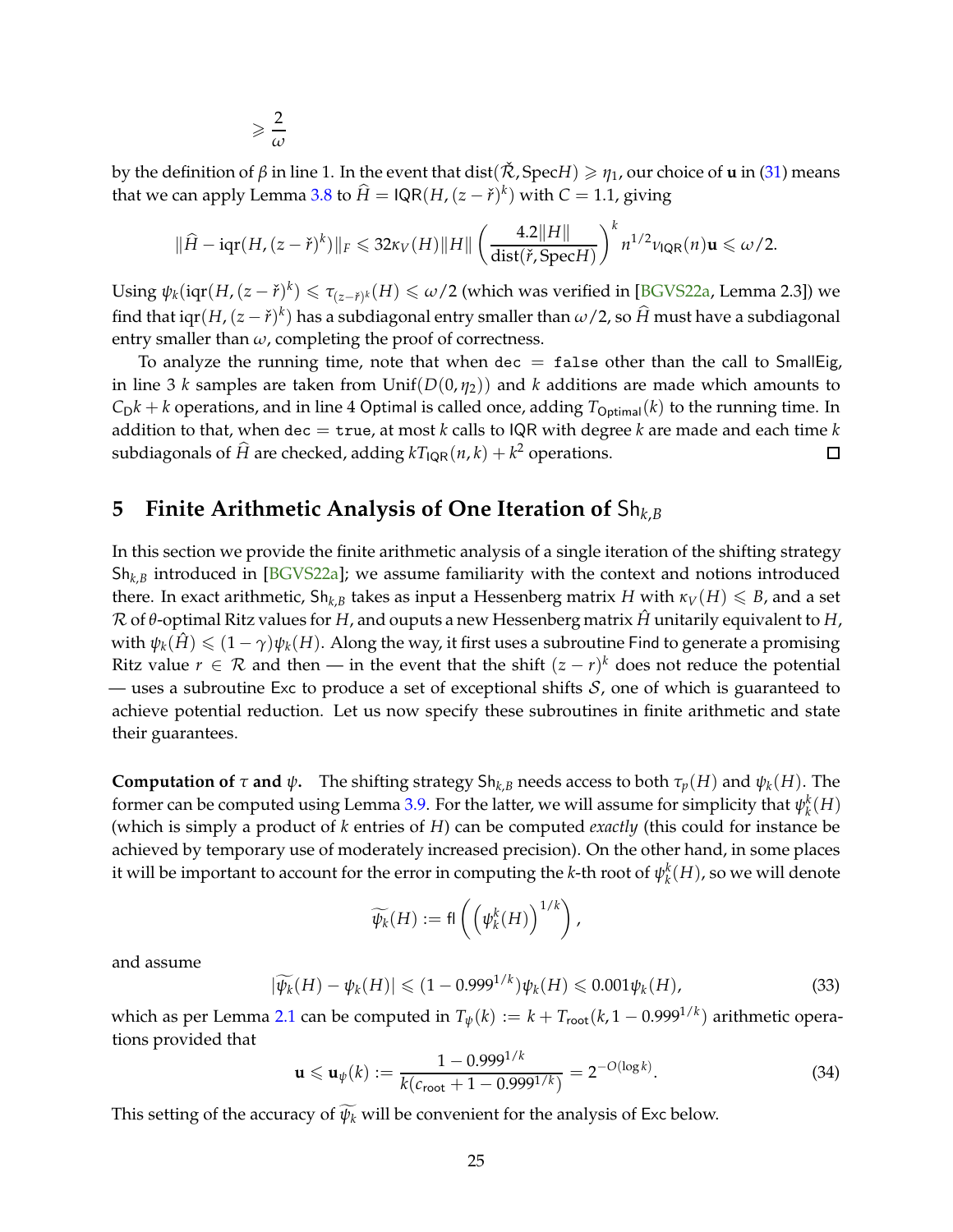$$\geqslant \frac{2}{\omega}$$

by the definition of $\beta$ in line 1. In the event that $\mathrm{dist}(\check{\mathcal{R}}, \mathrm{Spec} H) \geqslant \eta_1$, our choice of $\mathbf{u}$ in (31) means that we can apply Lemma 3.8 to $\widehat{H} = \mathsf{IQR}(H, (z - \check{r})^k)$ with $C = 1.1$, giving

$$\|\widehat{H} - \mathrm{iqr}(H, (z - \check{r})^k)\|_F \leqslant 32\kappa_V(H)\|H\| \left( \frac{4.2\|H\|}{\mathrm{dist}(\check{r}, \mathrm{Spec} H)} \right)^k n^{1/2} \nu_{\mathsf{IQR}}(n)\mathbf{u} \leqslant \omega/2.$$

Using $\psi_k(\mathrm{iqr}(H, (z - \check{r})^k) \leqslant \tau_{(z-\check{r})^k}(H) \leqslant \omega/2$ (which was verified in [BGVS22a, Lemma 2.3]) we find that $\mathrm{iqr}(H, (z - \check{r})^k)$ has a subdiagonal entry smaller than $\omega/2$, so $\widehat{H}$ must have a subdiagonal entry smaller than $\omega$, completing the proof of correctness.

To analyze the running time, note that when `dec` $=$ `false` other than the call to $\mathsf{SmallEig}$, in line 3 $k$ samples are taken from $\mathrm{Unif}(D(0, \eta_2))$ and $k$ additions are made which amounts to $C_{\mathsf{D}} k + k$ operations, and in line 4 $\mathsf{Optimal}$ is called once, adding $T_{\mathsf{Optimal}}(k)$ to the running time. In addition to that, when `dec` $=$ `true`, at most $k$ calls to $\mathsf{IQR}$ with degree $k$ are made and each time $k$ subdiagonals of $\widehat{H}$ are checked, adding $kT_{\mathsf{IQR}}(n, k) + k^2$ operations. ◻

## 5 Finite Arithmetic Analysis of One Iteration of $\mathsf{Sh}_{k,B}$

In this section we provide the finite arithmetic analysis of a single iteration of the shifting strategy $\mathsf{Sh}_{k,B}$ introduced in [BGVS22a]; we assume familiarity with the context and notions introduced there. In exact arithmetic, $\mathsf{Sh}_{k,B}$ takes as input a Hessenberg matrix $H$ with $\kappa_V(H) \leqslant B$, and a set $\mathcal{R}$ of $\theta$-optimal Ritz values for $H$, and ouputs a new Hessenberg matrix $\hat{H}$ unitarily equivalent to $H$, with $\psi_k(\hat{H}) \leqslant (1 - \gamma)\psi_k(H)$. Along the way, it first uses a subroutine $\mathsf{Find}$ to generate a promising Ritz value $r \in \mathcal{R}$ and then — in the event that the shift $(z - r)^k$ does not reduce the potential — uses a subroutine $\mathsf{Exc}$ to produce a set of exceptional shifts $\mathcal{S}$, one of which is guaranteed to achieve potential reduction. Let us now specify these subroutines in finite arithmetic and state their guarantees.

**Computation of $\tau$ and $\psi$.** The shifting strategy $\mathsf{Sh}_{k,B}$ needs access to both $\tau_p(H)$ and $\psi_k(H)$. The former can be computed using Lemma 3.9. For the latter, we will assume for simplicity that $\psi_k^k(H)$ (which is simply a product of $k$ entries of $H$) can be computed *exactly* (this could for instance be achieved by temporary use of moderately increased precision). On the other hand, in some places it will be important to account for the error in computing the $k$-th root of $\psi_k^k(H)$, so we will denote

$$\widetilde{\psi_k}(H) := \mathsf{fl}\left( \left( \psi_k^k(H) \right)^{1/k} \right),$$

and assume

$$|\widetilde{\psi_k}(H) - \psi_k(H)| \leqslant (1 - 0.999^{1/k})\psi_k(H) \leqslant 0.001\psi_k(H), \tag{33}$$

which as per Lemma 2.1 can be computed in $T_\psi(k) := k + T_{\mathrm{root}}(k, 1 - 0.999^{1/k})$ arithmetic operations provided that

$$\mathbf{u} \leqslant \mathbf{u}_\psi(k) := \frac{1 - 0.999^{1/k}}{k(c_{\mathrm{root}} + 1 - 0.999^{1/k})} = 2^{-O(\log k)}. \tag{34}$$

This setting of the accuracy of $\widetilde{\psi_k}$ will be convenient for the analysis of $\mathsf{Exc}$ below.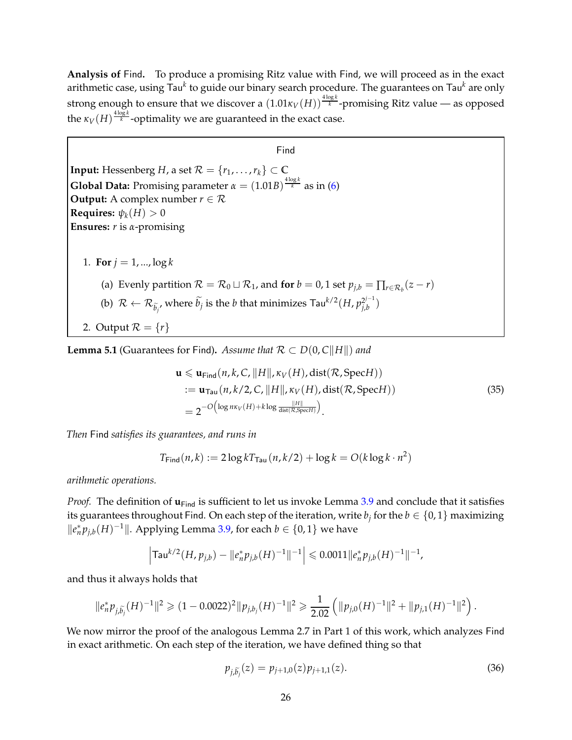**Analysis of Find.** To produce a promising Ritz value with Find, we will proceed as in the exact arithmetic case, using $\mathsf{Tau}^k$ to guide our binary search procedure. The guarantees on $\mathsf{Tau}^k$ are only strong enough to ensure that we discover a $(1.01\kappa_V(H))^{\frac{4\log k}{k}}$-promising Ritz value — as opposed the $\kappa_V(H)^{\frac{4\log k}{k}}$-optimality we are guaranteed in the exact case.

> **Find**
>
> **Input:** Hessenberg $H$, a set $\mathcal{R} = \{r_1, \ldots, r_k\} \subset \mathbb{C}$
>
> **Global Data:** Promising parameter $\alpha = (1.01B)^{\frac{4\log k}{k}}$ as in (6)
>
> **Output:** A complex number $r \in \mathcal{R}$
>
> **Requires:** $\psi_k(H) > 0$
>
> **Ensures:** $r$ is $\alpha$-promising
>
> 1. **For** $j = 1, ..., \log k$
>    (a) Evenly partition $\mathcal{R} = \mathcal{R}_0 \sqcup \mathcal{R}_1$, and **for** $b = 0, 1$ set $p_{j,b} = \prod_{r \in \mathcal{R}_b}(z - r)$
>    (b) $\mathcal{R} \leftarrow \mathcal{R}_{\widetilde{b}_j}$, where $\widetilde{b}_j$ is the $b$ that minimizes $\mathsf{Tau}^{k/2}(H, p_{j,b}^{2^{j-1}})$
> 2. Output $\mathcal{R} = \{r\}$

**Lemma 5.1** (Guarantees for Find)**.** *Assume that $\mathcal{R} \subset D(0, C\|H\|)$ and*

$$
\begin{aligned}
\mathbf{u} &\leqslant \mathbf{u}_{\mathsf{Find}}(n, k, C, \|H\|, \kappa_V(H), \mathrm{dist}(\mathcal{R}, \mathrm{Spec} H)) \\
&:= \mathbf{u}_{\mathsf{Tau}}(n, k/2, C, \|H\|, \kappa_V(H), \mathrm{dist}(\mathcal{R}, \mathrm{Spec} H)) \\
&= 2^{-O\left(\log n\kappa_V(H) + k \log \frac{\|H\|}{\mathrm{dist}(\mathcal{R}, \mathrm{Spec} H)}\right)}.
\end{aligned} \tag{35}
$$

*Then* Find *satisfies its guarantees, and runs in*

$$
T_{\mathsf{Find}}(n, k) := 2\log k T_{\mathsf{Tau}}(n, k/2) + \log k = O(k \log k \cdot n^2)
$$

*arithmetic operations.*

*Proof.* The definition of $\mathbf{u}_{\mathsf{Find}}$ is sufficient to let us invoke Lemma 3.9 and conclude that it satisfies its guarantees throughout Find. On each step of the iteration, write $b_j$ for the $b \in \{0, 1\}$ maximizing $\|e_n^* p_{j,b}(H)^{-1}\|$. Applying Lemma 3.9, for each $b \in \{0, 1\}$ we have

$$
\left|\mathsf{Tau}^{k/2}(H, p_{j,b}) - \|e_n^* p_{j,b}(H)^{-1}\|^{-1}\right| \leqslant 0.0011 \|e_n^* p_{j,b}(H)^{-1}\|^{-1},
$$

and thus it always holds that

$$
\|e_n^* p_{j,\widetilde{b}_j}(H)^{-1}\|^2 \geqslant (1 - 0.0022)^2 \|p_{j,b_j}(H)^{-1}\|^2 \geqslant \frac{1}{2.02}\left(\|p_{j,0}(H)^{-1}\|^2 + \|p_{j,1}(H)^{-1}\|^2\right).
$$

We now mirror the proof of the analogous Lemma 2.7 in Part 1 of this work, which analyzes Find in exact arithmetic. On each step of the iteration, we have defined thing so that

$$
p_{j,\widetilde{b}_j}(z) = p_{j+1,0}(z) p_{j+1,1}(z). \tag{36}
$$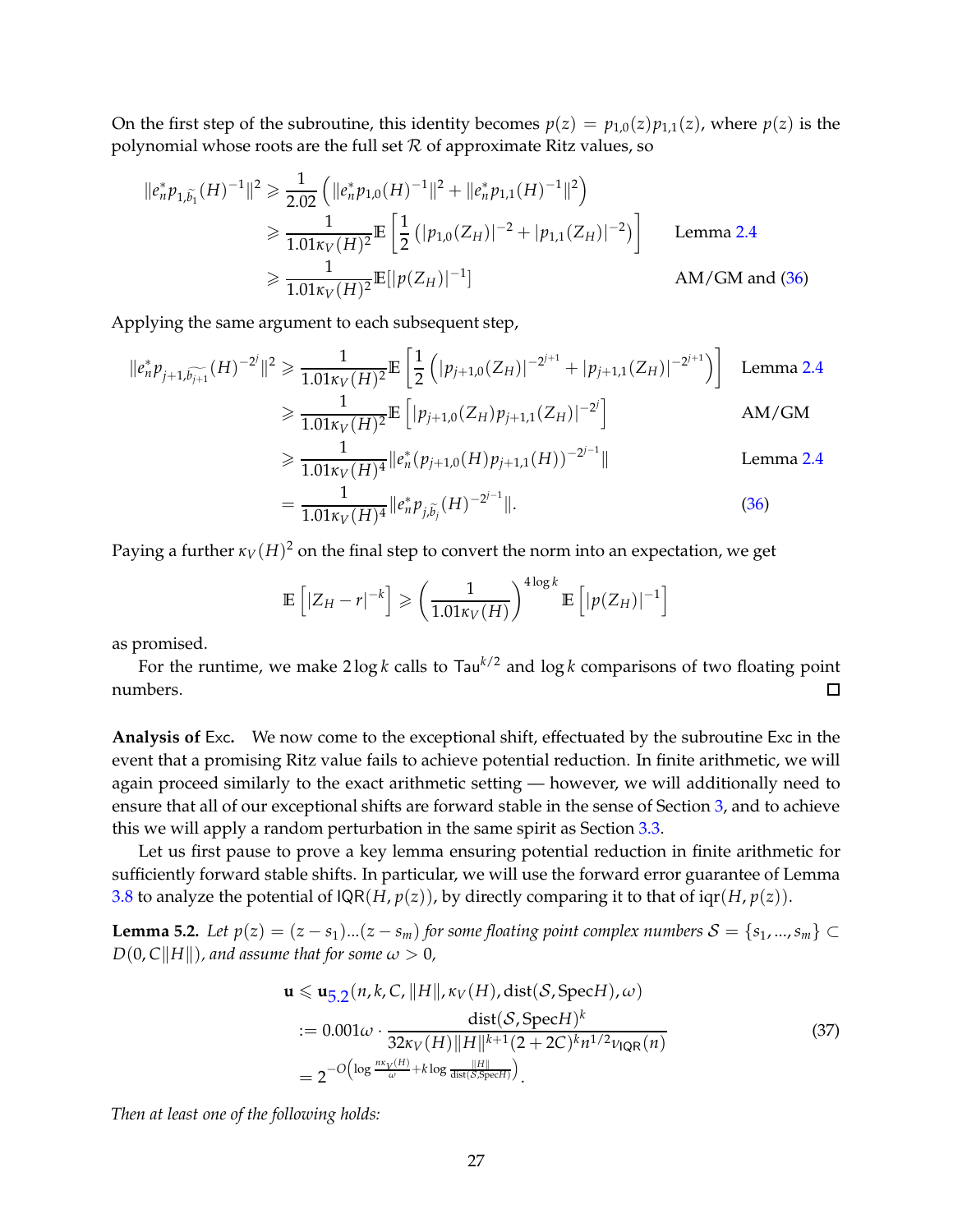On the first step of the subroutine, this identity becomes $p(z) = p_{1,0}(z)p_{1,1}(z)$, where $p(z)$ is the polynomial whose roots are the full set $\mathcal{R}$ of approximate Ritz values, so

$$
\begin{aligned}
\|e_n^* p_{1,\widetilde{b_1}}(H)^{-1}\|^2 &\geqslant \frac{1}{2.02}\left(\|e_n^* p_{1,0}(H)^{-1}\|^2 + \|e_n^* p_{1,1}(H)^{-1}\|^2\right) \\
&\geqslant \frac{1}{1.01\kappa_V(H)^2}\mathbb{E}\left[\frac{1}{2}\left(|p_{1,0}(Z_H)|^{-2} + |p_{1,1}(Z_H)|^{-2}\right)\right] \qquad \text{Lemma 2.4} \\
&\geqslant \frac{1}{1.01\kappa_V(H)^2}\mathbb{E}[|p(Z_H)|^{-1}] \qquad \text{AM/GM and (36)}
\end{aligned}
$$

Applying the same argument to each subsequent step,

$$
\begin{aligned}
\|e_n^* p_{j+1,\widetilde{b_{j+1}}}(H)^{-2^j}\|^2 &\geqslant \frac{1}{1.01\kappa_V(H)^2}\mathbb{E}\left[\frac{1}{2}\left(|p_{j+1,0}(Z_H)|^{-2^{j+1}} + |p_{j+1,1}(Z_H)|^{-2^{j+1}}\right)\right] \qquad \text{Lemma 2.4} \\
&\geqslant \frac{1}{1.01\kappa_V(H)^2}\mathbb{E}\left[|p_{j+1,0}(Z_H)p_{j+1,1}(Z_H)|^{-2^j}\right] \qquad \text{AM/GM} \\
&\geqslant \frac{1}{1.01\kappa_V(H)^4}\|e_n^*(p_{j+1,0}(H)p_{j+1,1}(H))^{-2^{j-1}}\| \qquad \text{Lemma 2.4} \\
&= \frac{1}{1.01\kappa_V(H)^4}\|e_n^* p_{j,\widetilde{b_j}}(H)^{-2^{j-1}}\|. \qquad (36)
\end{aligned}
$$

Paying a further $\kappa_V(H)^2$ on the final step to convert the norm into an expectation, we get

$$
\mathbb{E}\left[|Z_H - r|^{-k}\right] \geqslant \left(\frac{1}{1.01\kappa_V(H)}\right)^{4\log k}\mathbb{E}\left[|p(Z_H)|^{-1}\right]
$$

as promised.

For the runtime, we make $2\log k$ calls to $\mathsf{Tau}^{k/2}$ and $\log k$ comparisons of two floating point numbers. ☐

**Analysis of Exc.** We now come to the exceptional shift, effectuated by the subroutine Exc in the event that a promising Ritz value fails to achieve potential reduction. In finite arithmetic, we will again proceed similarly to the exact arithmetic setting — however, we will additionally need to ensure that all of our exceptional shifts are forward stable in the sense of Section 3, and to achieve this we will apply a random perturbation in the same spirit as Section 3.3.

Let us first pause to prove a key lemma ensuring potential reduction in finite arithmetic for sufficiently forward stable shifts. In particular, we will use the forward error guarantee of Lemma 3.8 to analyze the potential of $\mathsf{IQR}(H, p(z))$, by directly comparing it to that of $\mathrm{iqr}(H, p(z))$.

**Lemma 5.2.** *Let $p(z) = (z - s_1)...(z - s_m)$ for some floating point complex numbers $\mathcal{S} = \{s_1, ..., s_m\} \subset D(0, C\|H\|)$, and assume that for some $\omega > 0$,*

$$
\begin{aligned}
\mathbf{u} &\leqslant \mathbf{u}_{5.2}(n, k, C, \|H\|, \kappa_V(H), \mathrm{dist}(\mathcal{S}, \mathrm{Spec}H), \omega) \\
&:= 0.001\omega \cdot \frac{\mathrm{dist}(\mathcal{S}, \mathrm{Spec}H)^k}{32\kappa_V(H)\|H\|^{k+1}(2+2C)^k n^{1/2}\nu_{\mathsf{IQR}}(n)} \qquad (37) \\
&= 2^{-O\left(\log\frac{n\kappa_V(H)}{\omega} + k\log\frac{\|H\|}{\mathrm{dist}(\mathcal{S},\mathrm{Spec}H)}\right)}.
\end{aligned}
$$

*Then at least one of the following holds:*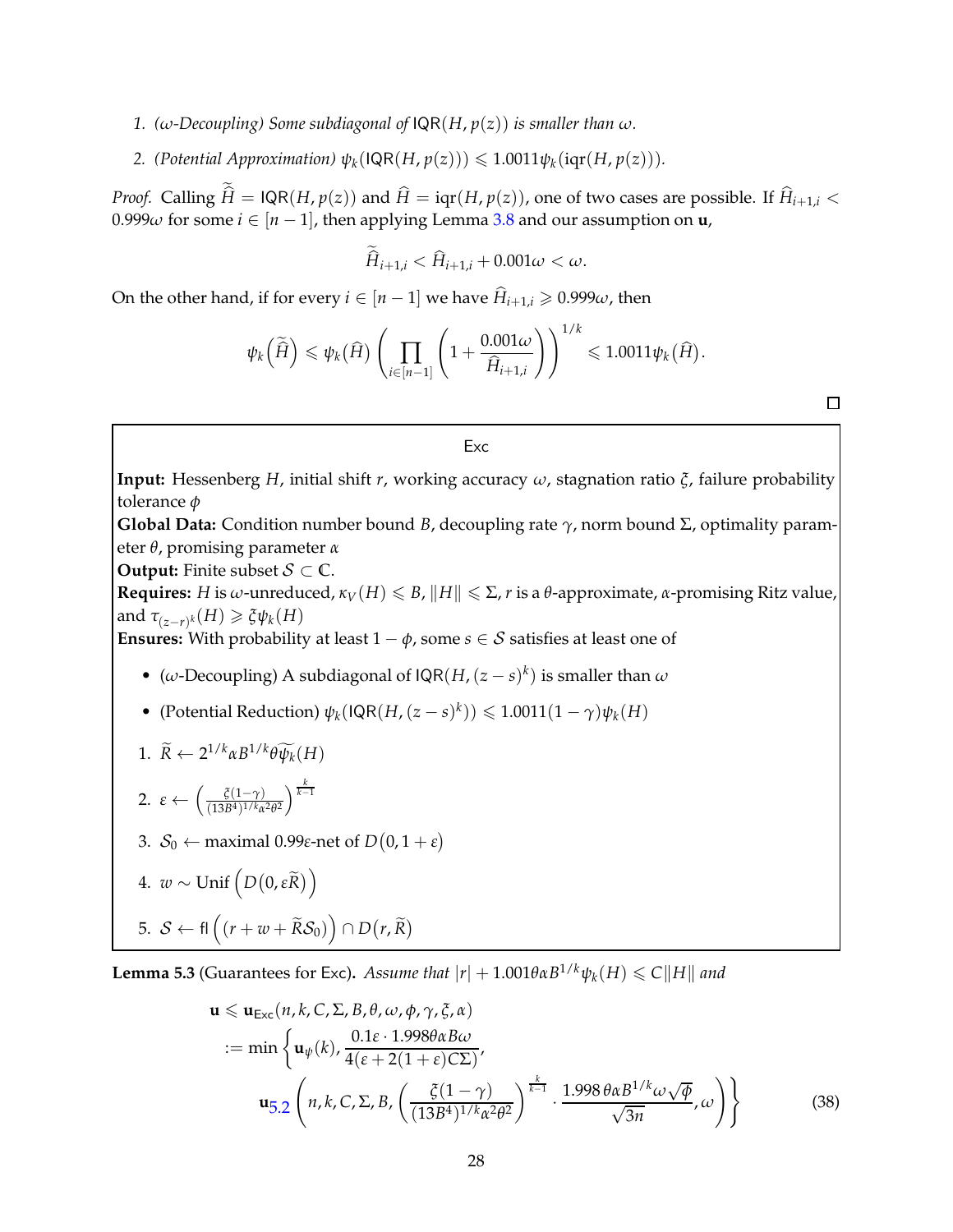1. *($\omega$-Decoupling) Some subdiagonal of $\mathsf{IQR}(H, p(z))$ is smaller than $\omega$.*
2. *(Potential Approximation) $\psi_k(\mathsf{IQR}(H, p(z))) \leqslant 1.0011\psi_k(\mathrm{iqr}(H, p(z)))$.*

*Proof.* Calling $\widetilde{\widehat{H}} = \mathsf{IQR}(H, p(z))$ and $\widehat{H} = \mathrm{iqr}(H, p(z))$, one of two cases are possible. If $\widehat{H}_{i+1,i} < 0.999\omega$ for some $i \in [n-1]$, then applying Lemma 3.8 and our assumption on $\mathbf{u}$,

$$\widetilde{\widehat{H}}_{i+1,i} < \widehat{H}_{i+1,i} + 0.001\omega < \omega.$$

On the other hand, if for every $i \in [n-1]$ we have $\widehat{H}_{i+1,i} \geqslant 0.999\omega$, then

$$\psi_k\left(\widetilde{\widehat{H}}\right) \leqslant \psi_k\left(\widehat{H}\right)\left(\prod_{i\in[n-1]}\left(1 + \frac{0.001\omega}{\widehat{H}_{i+1,i}}\right)\right)^{1/k} \leqslant 1.0011\psi_k\left(\widehat{H}\right).$$

□

---

**Exc**

**Input:** Hessenberg $H$, initial shift $r$, working accuracy $\omega$, stagnation ratio $\xi$, failure probability tolerance $\phi$

**Global Data:** Condition number bound $B$, decoupling rate $\gamma$, norm bound $\Sigma$, optimality parameter $\theta$, promising parameter $\alpha$

**Output:** Finite subset $\mathcal{S} \subset \mathbb{C}$.

**Requires:** $H$ is $\omega$-unreduced, $\kappa_V(H) \leqslant B$, $\|H\| \leqslant \Sigma$, $r$ is a $\theta$-approximate, $\alpha$-promising Ritz value, and $\tau_{(z-r)^k}(H) \geqslant \xi\psi_k(H)$

**Ensures:** With probability at least $1-\phi$, some $s \in \mathcal{S}$ satisfies at least one of

- ($\omega$-Decoupling) A subdiagonal of $\mathsf{IQR}(H, (z-s)^k)$ is smaller than $\omega$
- (Potential Reduction) $\psi_k(\mathsf{IQR}(H, (z-s)^k)) \leqslant 1.0011(1-\gamma)\psi_k(H)$

1. $\widetilde{R} \leftarrow 2^{1/k}\alpha B^{1/k}\theta\widetilde{\psi_k}(H)$
2. $\varepsilon \leftarrow \left(\frac{\xi(1-\gamma)}{(13B^4)^{1/k}\alpha^2\theta^2}\right)^{\frac{k}{k-1}}$
3. $\mathcal{S}_0 \leftarrow$ maximal $0.99\varepsilon$-net of $D(0, 1+\varepsilon)$
4. $w \sim \mathrm{Unif}\left(D(0, \varepsilon\widetilde{R})\right)$
5. $\mathcal{S} \leftarrow \mathsf{fl}\left((r + w + \widetilde{R}\mathcal{S}_0)\right) \cap D(r, \widetilde{R})$

---

**Lemma 5.3** (Guarantees for Exc)**.** *Assume that $|r| + 1.001\theta\alpha B^{1/k}\psi_k(H) \leqslant C\|H\|$ and*

$$\begin{aligned}
\mathbf{u} &\leqslant \mathbf{u}_{\mathsf{Exc}}(n, k, C, \Sigma, B, \theta, \omega, \phi, \gamma, \xi, \alpha) \\
&:= \min\left\{\mathbf{u}_{\psi}(k), \frac{0.1\varepsilon \cdot 1.998\theta\alpha B\omega}{4(\varepsilon + 2(1+\varepsilon)C\Sigma)},\right. \\
&\qquad \left.\mathbf{u}_{5.2}\left(n, k, C, \Sigma, B, \left(\frac{\xi(1-\gamma)}{(13B^4)^{1/k}\alpha^2\theta^2}\right)^{\frac{k}{k-1}} \cdot \frac{1.998\,\theta\alpha B^{1/k}\omega\sqrt{\phi}}{\sqrt{3n}}, \omega\right)\right\}
\end{aligned} \tag{38}$$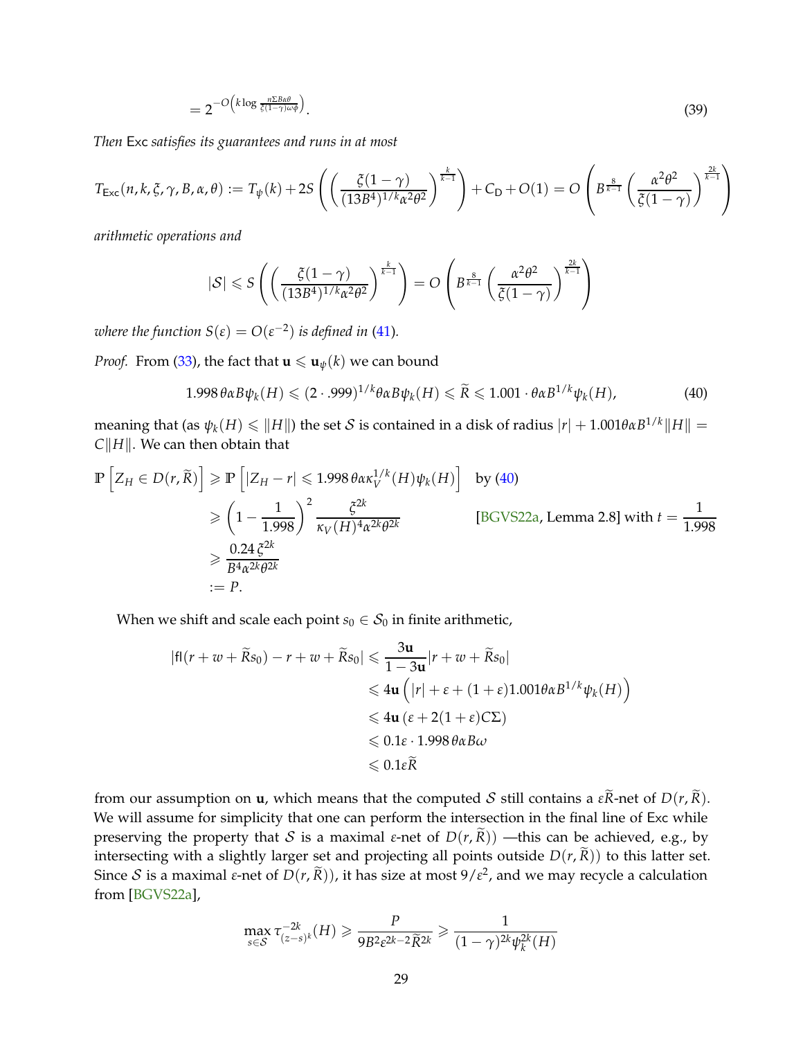$$= 2^{-O\left(k \log \frac{n\Sigma B\alpha\theta}{\xi(1-\gamma)\omega\phi}\right)}. \tag{39}$$

*Then* $\mathsf{Exc}$ *satisfies its guarantees and runs in at most*

$$T_{\mathsf{Exc}}(n, k, \xi, \gamma, B, \alpha, \theta) := T_\psi(k) + 2S\left(\left(\frac{\xi(1-\gamma)}{(13B^4)^{1/k}\alpha^2\theta^2}\right)^{\frac{k}{k-1}}\right) + C_{\mathsf{D}} + O(1) = O\left(B^{\frac{8}{k-1}}\left(\frac{\alpha^2\theta^2}{\xi(1-\gamma)}\right)^{\frac{2k}{k-1}}\right)$$

*arithmetic operations and*

$$|\mathcal{S}| \leqslant S\left(\left(\frac{\xi(1-\gamma)}{(13B^4)^{1/k}\alpha^2\theta^2}\right)^{\frac{k}{k-1}}\right) = O\left(B^{\frac{8}{k-1}}\left(\frac{\alpha^2\theta^2}{\xi(1-\gamma)}\right)^{\frac{2k}{k-1}}\right)$$

*where the function* $S(\epsilon) = O(\epsilon^{-2})$ *is defined in* (41)*.*

*Proof.* From (33), the fact that $\mathbf{u} \leqslant \mathbf{u}_\psi(k)$ we can bound

$$1.998\,\theta\alpha B\psi_k(H) \leqslant (2 \cdot .999)^{1/k}\theta\alpha B\psi_k(H) \leqslant \widetilde{R} \leqslant 1.001 \cdot \theta\alpha B^{1/k}\psi_k(H), \tag{40}$$

meaning that (as $\psi_k(H) \leqslant \|H\|$) the set $\mathcal{S}$ is contained in a disk of radius $|r| + 1.001\theta\alpha B^{1/k}\|H\| = C\|H\|$. We can then obtain that

$$\begin{aligned}
\mathbb{P}\left[Z_H \in D(r, \widetilde{R})\right] &\geqslant \mathbb{P}\left[|Z_H - r| \leqslant 1.998\,\theta\alpha\kappa_V^{1/k}(H)\psi_k(H)\right] \quad \text{by (40)} \\
&\geqslant \left(1 - \frac{1}{1.998}\right)^2 \frac{\xi^{2k}}{\kappa_V(H)^4\alpha^{2k}\theta^{2k}} \qquad\qquad \text{[BGVS22a, Lemma 2.8] with } t = \frac{1}{1.998} \\
&\geqslant \frac{0.24\,\xi^{2k}}{B^4\alpha^{2k}\theta^{2k}} \\
&:= P.
\end{aligned}$$

When we shift and scale each point $s_0 \in \mathcal{S}_0$ in finite arithmetic,

$$\begin{aligned}
|\mathsf{fl}(r + w + \widetilde{R}s_0) - r + w + \widetilde{R}s_0| &\leqslant \frac{3\mathbf{u}}{1 - 3\mathbf{u}}|r + w + \widetilde{R}s_0| \\
&\leqslant 4\mathbf{u}\left(|r| + \epsilon + (1+\epsilon)1.001\theta\alpha B^{1/k}\psi_k(H)\right) \\
&\leqslant 4\mathbf{u}\left(\epsilon + 2(1+\epsilon)C\Sigma\right) \\
&\leqslant 0.1\epsilon \cdot 1.998\,\theta\alpha B\omega \\
&\leqslant 0.1\epsilon\widetilde{R}
\end{aligned}$$

from our assumption on $\mathbf{u}$, which means that the computed $\mathcal{S}$ still contains a $\epsilon\widetilde{R}$-net of $D(r, \widetilde{R})$. We will assume for simplicity that one can perform the intersection in the final line of $\mathsf{Exc}$ while preserving the property that $\mathcal{S}$ is a maximal $\epsilon$-net of $D(r, \widetilde{R})$) —this can be achieved, e.g., by intersecting with a slightly larger set and projecting all points outside $D(r, \widetilde{R})$) to this latter set. Since $\mathcal{S}$ is a maximal $\epsilon$-net of $D(r, \widetilde{R})$), it has size at most $9/\epsilon^2$, and we may recycle a calculation from [BGVS22a],

$$\max_{s \in \mathcal{S}} \tau_{(z-s)^k}^{-2k}(H) \geqslant \frac{P}{9B^2\epsilon^{2k-2}\widetilde{R}^{2k}} \geqslant \frac{1}{(1-\gamma)^{2k}\psi_k^{2k}(H)}$$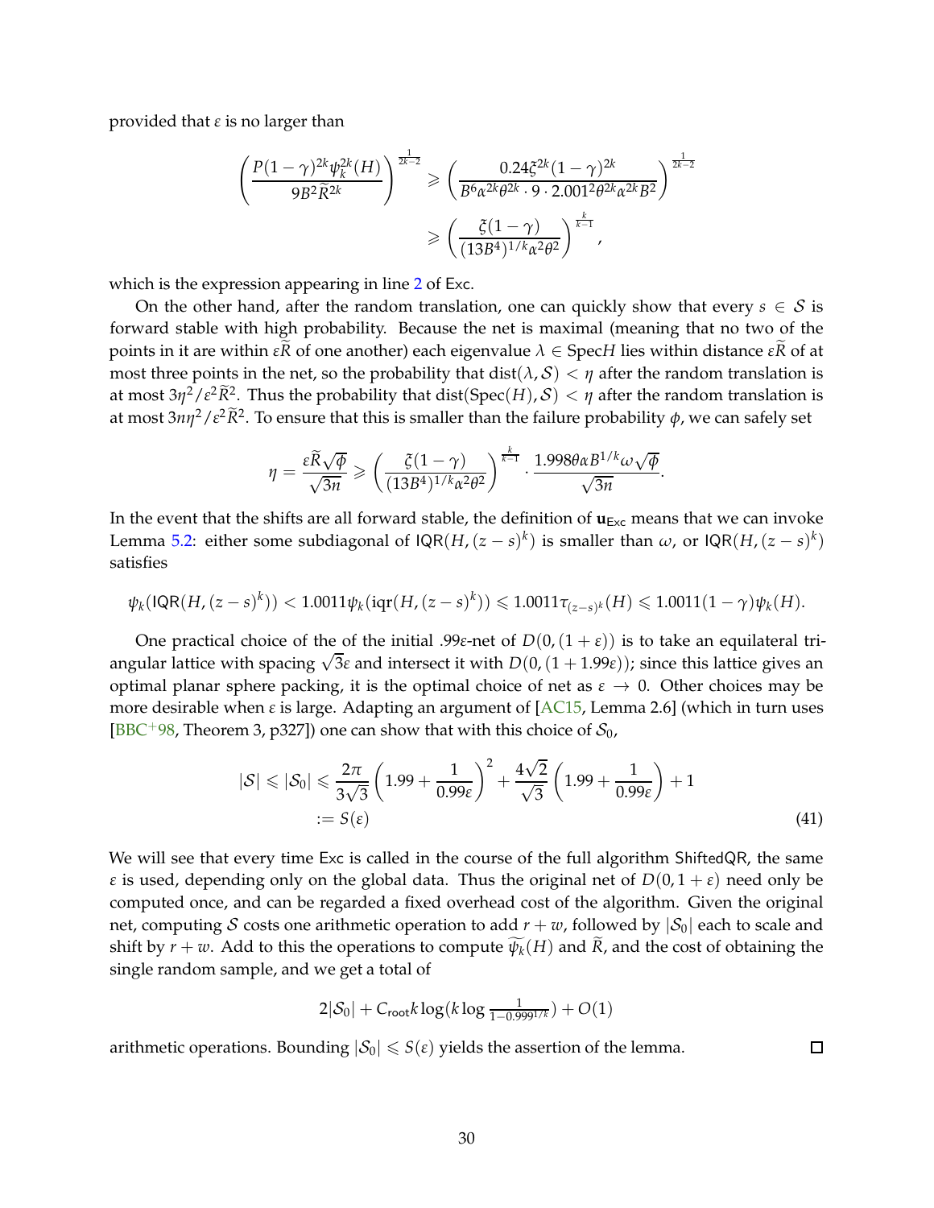provided that $\varepsilon$ is no larger than

$$\left(\frac{P(1-\gamma)^{2k}\psi_k^{2k}(H)}{9B^2\widetilde{R}^{2k}}\right)^{\frac{1}{2k-2}} \geqslant \left(\frac{0.24\xi^{2k}(1-\gamma)^{2k}}{B^6\alpha^{2k}\theta^{2k}\cdot 9\cdot 2.001^2\theta^{2k}\alpha^{2k}B^2}\right)^{\frac{1}{2k-2}}$$
$$\geqslant \left(\frac{\xi(1-\gamma)}{(13B^4)^{1/k}\alpha^2\theta^2}\right)^{\frac{k}{k-1}},$$

which is the expression appearing in line 2 of Exc.

On the other hand, after the random translation, one can quickly show that every $s \in \mathcal{S}$ is forward stable with high probability. Because the net is maximal (meaning that no two of the points in it are within $\varepsilon\widetilde{R}$ of one another) each eigenvalue $\lambda \in \mathrm{Spec}H$ lies within distance $\varepsilon\widetilde{R}$ of at most three points in the net, so the probability that $\mathrm{dist}(\lambda, \mathcal{S}) < \eta$ after the random translation is at most $3\eta^2/\varepsilon^2\widetilde{R}^2$. Thus the probability that $\mathrm{dist}(\mathrm{Spec}(H), \mathcal{S}) < \eta$ after the random translation is at most $3n\eta^2/\varepsilon^2\widetilde{R}^2$. To ensure that this is smaller than the failure probability $\phi$, we can safely set

$$\eta = \frac{\varepsilon\widetilde{R}\sqrt{\phi}}{\sqrt{3n}} \geqslant \left(\frac{\xi(1-\gamma)}{(13B^4)^{1/k}\alpha^2\theta^2}\right)^{\frac{k}{k-1}} \cdot \frac{1.998\theta\alpha B^{1/k}\omega\sqrt{\phi}}{\sqrt{3n}}.$$

In the event that the shifts are all forward stable, the definition of $\mathbf{u}_{\mathsf{Exc}}$ means that we can invoke Lemma 5.2: either some subdiagonal of $\mathsf{IQR}(H,(z-s)^k)$ is smaller than $\omega$, or $\mathsf{IQR}(H,(z-s)^k)$ satisfies

$$\psi_k(\mathsf{IQR}(H,(z-s)^k)) < 1.0011\psi_k(\mathrm{iqr}(H,(z-s)^k)) \leqslant 1.0011\tau_{(z-s)^k}(H) \leqslant 1.0011(1-\gamma)\psi_k(H).$$

One practical choice of the of the initial $.99\varepsilon$-net of $D(0,(1+\varepsilon))$ is to take an equilateral triangular lattice with spacing $\sqrt{3}\varepsilon$ and intersect it with $D(0,(1+1.99\varepsilon))$; since this lattice gives an optimal planar sphere packing, it is the optimal choice of net as $\varepsilon \to 0$. Other choices may be more desirable when $\varepsilon$ is large. Adapting an argument of [AC15, Lemma 2.6] (which in turn uses [BBC+98, Theorem 3, p327]) one can show that with this choice of $\mathcal{S}_0$,

$$|\mathcal{S}| \leqslant |\mathcal{S}_0| \leqslant \frac{2\pi}{3\sqrt{3}}\left(1.99+\frac{1}{0.99\varepsilon}\right)^2 + \frac{4\sqrt{2}}{\sqrt{3}}\left(1.99+\frac{1}{0.99\varepsilon}\right)+1$$
$$:= S(\varepsilon) \tag{41}$$

We will see that every time Exc is called in the course of the full algorithm ShiftedQR, the same $\varepsilon$ is used, depending only on the global data. Thus the original net of $D(0,1+\varepsilon)$ need only be computed once, and can be regarded a fixed overhead cost of the algorithm. Given the original net, computing $\mathcal{S}$ costs one arithmetic operation to add $r+w$, followed by $|\mathcal{S}_0|$ each to scale and shift by $r+w$. Add to this the operations to compute $\widetilde{\psi_k}(H)$ and $\widetilde{R}$, and the cost of obtaining the single random sample, and we get a total of

$$2|\mathcal{S}_0| + C_{\mathsf{root}}k\log(k\log\tfrac{1}{1-0.999^{1/k}}) + O(1)$$

arithmetic operations. Bounding $|\mathcal{S}_0| \leqslant S(\varepsilon)$ yields the assertion of the lemma. $\square$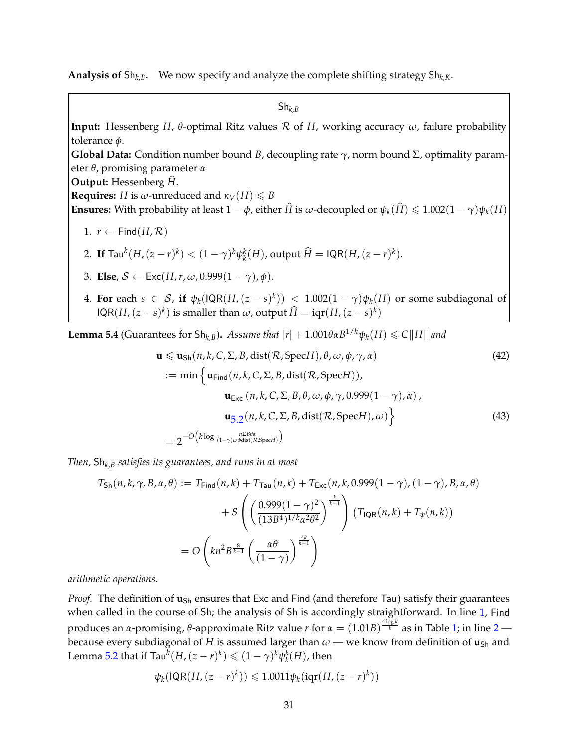**Analysis of $\mathsf{Sh}_{k,B}$.** We now specify and analyze the complete shifting strategy $\mathsf{Sh}_{k,K}$.

---

$\mathsf{Sh}_{k,B}$

**Input:** Hessenberg $H$, $\theta$-optimal Ritz values $\mathcal{R}$ of $H$, working accuracy $\omega$, failure probability tolerance $\phi$.

**Global Data:** Condition number bound $B$, decoupling rate $\gamma$, norm bound $\Sigma$, optimality parameter $\theta$, promising parameter $\alpha$

**Output:** Hessenberg $\widehat{H}$.

**Requires:** $H$ is $\omega$-unreduced and $\kappa_V(H) \leqslant B$

**Ensures:** With probability at least $1-\phi$, either $\widehat{H}$ is $\omega$-decoupled or $\psi_k(\widehat{H}) \leqslant 1.002(1-\gamma)\psi_k(H)$

1. $r \leftarrow \mathsf{Find}(H, \mathcal{R})$
2. **If** $\mathsf{Tau}^k(H,(z-r)^k) < (1-\gamma)^k \psi_k^k(H)$, output $\widehat{H} = \mathsf{IQR}(H,(z-r)^k)$.
3. **Else**, $\mathcal{S} \leftarrow \mathsf{Exc}(H, r, \omega, 0.999(1-\gamma), \phi)$.
4. **For** each $s \in \mathcal{S}$, **if** $\psi_k(\mathsf{IQR}(H,(z-s)^k)) < 1.002(1-\gamma)\psi_k(H)$ or some subdiagonal of $\mathsf{IQR}(H,(z-s)^k)$ is smaller than $\omega$, output $\widehat{H} = \mathrm{iqr}(H,(z-s)^k)$

---

**Lemma 5.4** (Guarantees for $\mathsf{Sh}_{k,B}$). *Assume that $|r| + 1.001\theta\alpha B^{1/k}\psi_k(H) \leqslant C\|H\|$ and*

$$
\begin{aligned}
\mathbf{u} &\leqslant \mathbf{u}_{\mathsf{Sh}}(n,k,C,\Sigma,B,\mathrm{dist}(\mathcal{R},\mathrm{Spec}H),\theta,\omega,\phi,\gamma,\alpha) &(42)\\
&:= \min\Big\{\mathbf{u}_{\mathsf{Find}}(n,k,C,\Sigma,B,\mathrm{dist}(\mathcal{R},\mathrm{Spec}H)),\\
&\qquad\qquad \mathbf{u}_{\mathsf{Exc}}\left(n,k,C,\Sigma,B,\theta,\omega,\phi,\gamma,0.999(1-\gamma),\alpha\right),\\
&\qquad\qquad \mathbf{u}_{5.2}(n,k,C,\Sigma,B,\mathrm{dist}(\mathcal{R},\mathrm{Spec}H),\omega)\Big\} &(43)\\
&= 2^{-O\left(k\log\frac{n\Sigma B\theta\alpha}{(1-\gamma)\omega\phi\,\mathrm{dist}(\mathcal{R},\mathrm{Spec}H)}\right)}
\end{aligned}
$$

*Then, $\mathsf{Sh}_{k,B}$ satisfies its guarantees, and runs in at most*

$$
\begin{aligned}
T_{\mathsf{Sh}}(n,k,\gamma,B,\alpha,\theta) &:= T_{\mathsf{Find}}(n,k) + T_{\mathsf{Tau}}(n,k) + T_{\mathsf{Exc}}(n,k,0.999(1-\gamma),(1-\gamma),B,\alpha,\theta)\\
&\quad + S\left(\left(\frac{0.999(1-\gamma)^2}{(13B^4)^{1/k}\alpha^2\theta^2}\right)^{\frac{k}{k-1}}\right)\left(T_{\mathsf{IQR}}(n,k) + T_{\psi}(n,k)\right)\\
&= O\left(kn^2 B^{\frac{8}{k-1}}\left(\frac{\alpha\theta}{(1-\gamma)}\right)^{\frac{4k}{k-1}}\right)
\end{aligned}
$$

*arithmetic operations.*

*Proof.* The definition of $\mathbf{u}_{\mathsf{Sh}}$ ensures that $\mathsf{Exc}$ and $\mathsf{Find}$ (and therefore $\mathsf{Tau}$) satisfy their guarantees when called in the course of $\mathsf{Sh}$; the analysis of $\mathsf{Sh}$ is accordingly straightforward. In line 1, $\mathsf{Find}$ produces an $\alpha$-promising, $\theta$-approximate Ritz value $r$ for $\alpha = (1.01B)^{\frac{4\log k}{k}}$ as in Table 1; in line 2 — because every subdiagonal of $H$ is assumed larger than $\omega$ — we know from definition of $\mathbf{u}_{\mathsf{Sh}}$ and Lemma 5.2 that if $\mathsf{Tau}^k(H,(z-r)^k) \leqslant (1-\gamma)^k\psi_k^k(H)$, then

$$
\psi_k(\mathsf{IQR}(H,(z-r)^k)) \leqslant 1.0011\psi_k(\mathrm{iqr}(H,(z-r)^k))
$$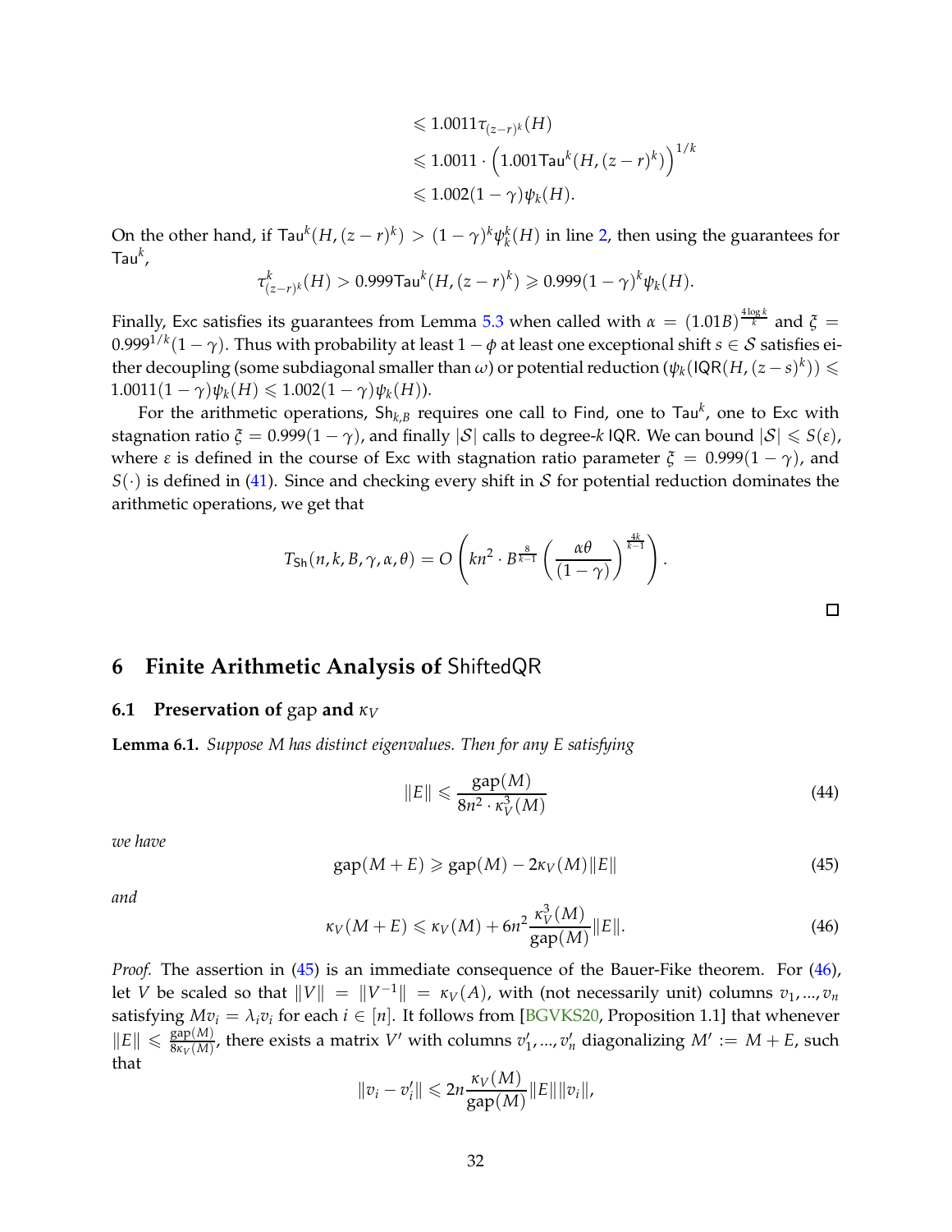$$
\begin{aligned}
&\leqslant 1.0011\tau_{(z-r)^k}(H) \\
&\leqslant 1.0011 \cdot \left(1.001\mathsf{Tau}^k(H,(z-r)^k)\right)^{1/k} \\
&\leqslant 1.002(1-\gamma)\psi_k(H).
\end{aligned}
$$

On the other hand, if $\mathsf{Tau}^k(H,(z-r)^k) > (1-\gamma)^k\psi_k^k(H)$ in line 2, then using the guarantees for $\mathsf{Tau}^k$,

$$
\tau_{(z-r)^k}^k(H) > 0.999\mathsf{Tau}^k(H,(z-r)^k) \geqslant 0.999(1-\gamma)^k\psi_k(H).
$$

Finally, $\mathsf{Exc}$ satisfies its guarantees from Lemma 5.3 when called with $\alpha = (1.01B)^{\frac{4\log k}{k}}$ and $\xi = 0.999^{1/k}(1-\gamma)$. Thus with probability at least $1-\phi$ at least one exceptional shift $s \in \mathcal{S}$ satisfies either decoupling (some subdiagonal smaller than $\omega$) or potential reduction ($\psi_k(\mathsf{IQR}(H,(z-s)^k)) \leqslant 1.0011(1-\gamma)\psi_k(H) \leqslant 1.002(1-\gamma)\psi_k(H)$).

For the arithmetic operations, $\mathsf{Sh}_{k,B}$ requires one call to $\mathsf{Find}$, one to $\mathsf{Tau}^k$, one to $\mathsf{Exc}$ with stagnation ratio $\xi = 0.999(1-\gamma)$, and finally $|\mathcal{S}|$ calls to degree-$k$ $\mathsf{IQR}$. We can bound $|\mathcal{S}| \leqslant S(\varepsilon)$, where $\varepsilon$ is defined in the course of $\mathsf{Exc}$ with stagnation ratio parameter $\xi = 0.999(1-\gamma)$, and $S(\cdot)$ is defined in (41). Since and checking every shift in $\mathcal{S}$ for potential reduction dominates the arithmetic operations, we get that

$$
T_{\mathsf{Sh}}(n,k,B,\gamma,\alpha,\theta) = O\left(kn^2 \cdot B^{\frac{8}{k-1}}\left(\frac{\alpha\theta}{(1-\gamma)}\right)^{\frac{4k}{k-1}}\right).
$$

□

# 6 Finite Arithmetic Analysis of ShiftedQR

## 6.1 Preservation of gap and $\kappa_V$

**Lemma 6.1.** *Suppose $M$ has distinct eigenvalues. Then for any $E$ satisfying*

$$
\|E\| \leqslant \frac{\mathrm{gap}(M)}{8n^2 \cdot \kappa_V^3(M)} \tag{44}
$$

*we have*

$$
\mathrm{gap}(M+E) \geqslant \mathrm{gap}(M) - 2\kappa_V(M)\|E\| \tag{45}
$$

*and*

$$
\kappa_V(M+E) \leqslant \kappa_V(M) + 6n^2\frac{\kappa_V^3(M)}{\mathrm{gap}(M)}\|E\|. \tag{46}
$$

*Proof.* The assertion in (45) is an immediate consequence of the Bauer-Fike theorem. For (46), let $V$ be scaled so that $\|V\| = \|V^{-1}\| = \kappa_V(A)$, with (not necessarily unit) columns $v_1,...,v_n$ satisfying $Mv_i = \lambda_i v_i$ for each $i \in [n]$. It follows from [BGVKS20, Proposition 1.1] that whenever $\|E\| \leqslant \frac{\mathrm{gap}(M)}{8\kappa_V(M)}$, there exists a matrix $V'$ with columns $v_1',...,v_n'$ diagonalizing $M' := M+E$, such that

$$
\|v_i - v_i'\| \leqslant 2n\frac{\kappa_V(M)}{\mathrm{gap}(M)}\|E\|\|v_i\|,
$$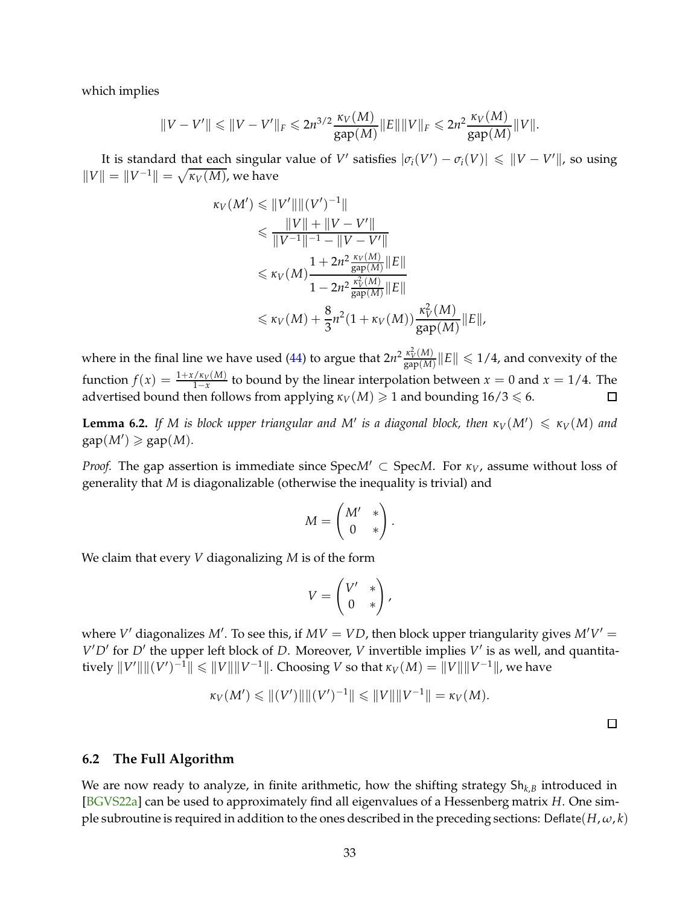which implies

$$\|V - V'\| \leqslant \|V - V'\|_F \leqslant 2n^{3/2} \frac{\kappa_V(M)}{\mathrm{gap}(M)} \|E\| \|V\|_F \leqslant 2n^2 \frac{\kappa_V(M)}{\mathrm{gap}(M)} \|V\|.$$

It is standard that each singular value of $V'$ satisfies $|\sigma_i(V') - \sigma_i(V)| \leqslant \|V - V'\|$, so using $\|V\| = \|V^{-1}\| = \sqrt{\kappa_V(M)}$, we have

$$\begin{aligned}
\kappa_V(M') &\leqslant \|V'\| \|(V')^{-1}\| \\
&\leqslant \frac{\|V\| + \|V - V'\|}{\|V^{-1}\|^{-1} - \|V - V'\|} \\
&\leqslant \kappa_V(M) \frac{1 + 2n^2 \frac{\kappa_V(M)}{\mathrm{gap}(M)} \|E\|}{1 - 2n^2 \frac{\kappa_V^2(M)}{\mathrm{gap}(M)} \|E\|} \\
&\leqslant \kappa_V(M) + \frac{8}{3} n^2 (1 + \kappa_V(M)) \frac{\kappa_V^2(M)}{\mathrm{gap}(M)} \|E\|,
\end{aligned}$$

where in the final line we have used (44) to argue that $2n^2 \frac{\kappa_V^2(M)}{\mathrm{gap}(M)} \|E\| \leqslant 1/4$, and convexity of the function $f(x) = \frac{1 + x/\kappa_V(M)}{1-x}$ to bound by the linear interpolation between $x = 0$ and $x = 1/4$. The advertised bound then follows from applying $\kappa_V(M) \geqslant 1$ and bounding $16/3 \leqslant 6$. □

**Lemma 6.2.** *If $M$ is block upper triangular and $M'$ is a diagonal block, then $\kappa_V(M') \leqslant \kappa_V(M)$ and $\mathrm{gap}(M') \geqslant \mathrm{gap}(M)$.*

*Proof.* The gap assertion is immediate since $\mathrm{Spec} M' \subset \mathrm{Spec} M$. For $\kappa_V$, assume without loss of generality that $M$ is diagonalizable (otherwise the inequality is trivial) and

$$M = \begin{pmatrix} M' & * \\ 0 & * \end{pmatrix}.$$

We claim that every $V$ diagonalizing $M$ is of the form

$$V = \begin{pmatrix} V' & * \\ 0 & * \end{pmatrix},$$

where $V'$ diagonalizes $M'$. To see this, if $MV = VD$, then block upper triangularity gives $M'V' = V'D'$ for $D'$ the upper left block of $D$. Moreover, $V$ invertible implies $V'$ is as well, and quantitatively $\|V'\| \|(V')^{-1}\| \leqslant \|V\| \|V^{-1}\|$. Choosing $V$ so that $\kappa_V(M) = \|V\| \|V^{-1}\|$, we have

$$\kappa_V(M') \leqslant \|(V')\| \|(V')^{-1}\| \leqslant \|V\| \|V^{-1}\| = \kappa_V(M).$$

□

### 6.2 The Full Algorithm

We are now ready to analyze, in finite arithmetic, how the shifting strategy $\mathsf{Sh}_{k,B}$ introduced in [BGVS22a] can be used to approximately find all eigenvalues of a Hessenberg matrix $H$. One simple subroutine is required in addition to the ones described in the preceding sections: $\mathsf{Deflate}(H, \omega, k)$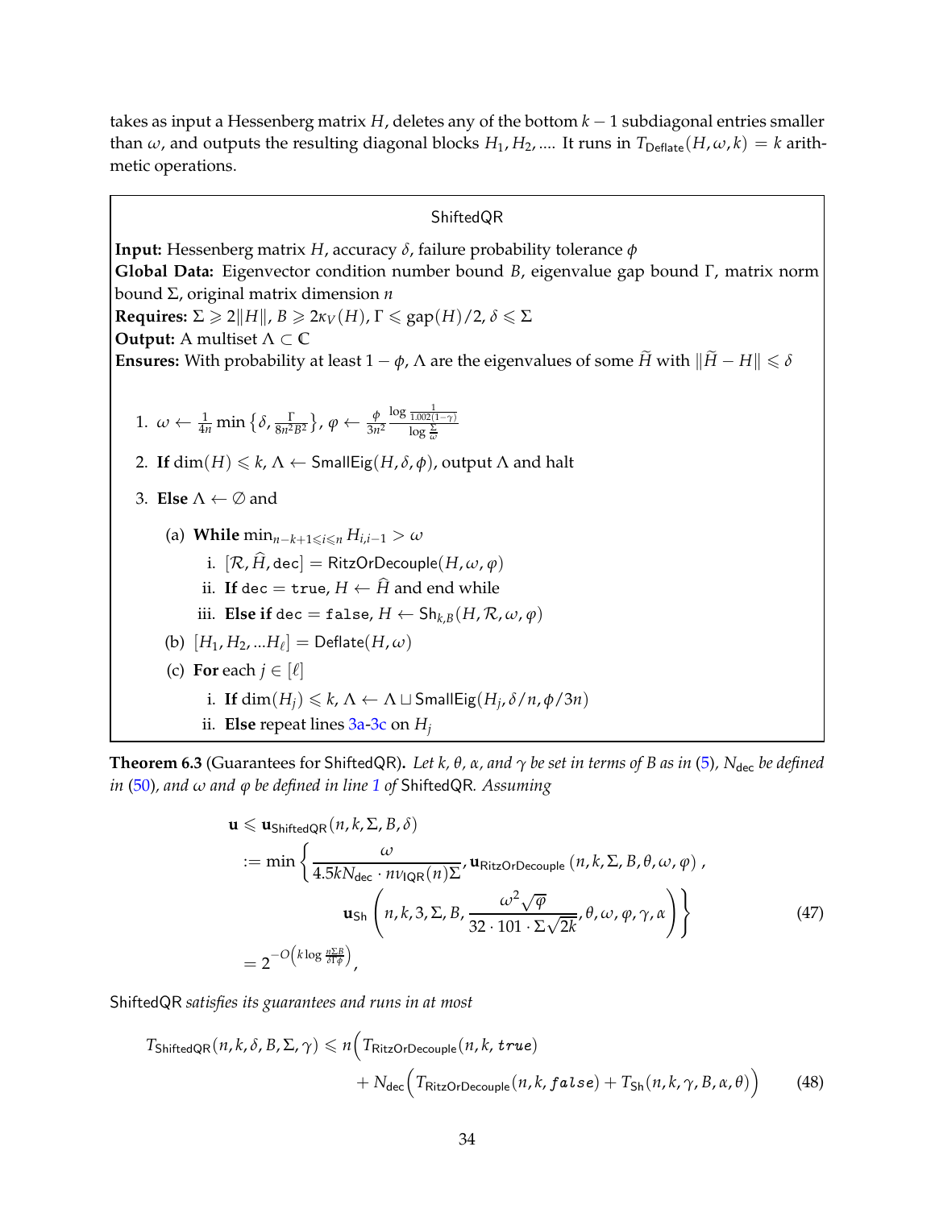takes as input a Hessenberg matrix $H$, deletes any of the bottom $k-1$ subdiagonal entries smaller than $\omega$, and outputs the resulting diagonal blocks $H_1, H_2, \ldots$. It runs in $T_{\mathsf{Deflate}}(H, \omega, k) = k$ arithmetic operations.

---

**ShiftedQR**

**Input:** Hessenberg matrix $H$, accuracy $\delta$, failure probability tolerance $\phi$

**Global Data:** Eigenvector condition number bound $B$, eigenvalue gap bound $\Gamma$, matrix norm bound $\Sigma$, original matrix dimension $n$

**Requires:** $\Sigma \geqslant 2\|H\|$, $B \geqslant 2\kappa_V(H)$, $\Gamma \leqslant \mathrm{gap}(H)/2$, $\delta \leqslant \Sigma$

**Output:** A multiset $\Lambda \subset \mathbb{C}$

**Ensures:** With probability at least $1-\phi$, $\Lambda$ are the eigenvalues of some $\widetilde{H}$ with $\|\widetilde{H} - H\| \leqslant \delta$

1. $\omega \leftarrow \frac{1}{4n}\min\left\{\delta, \frac{\Gamma}{8n^2B^2}\right\}$, $\varphi \leftarrow \frac{\phi}{3n^2}\frac{\log\frac{1}{1.002(1-\gamma)}}{\log\frac{\Sigma}{\omega}}$
2. **If** $\dim(H) \leqslant k$, $\Lambda \leftarrow \mathsf{SmallEig}(H, \delta, \phi)$, output $\Lambda$ and halt
3. **Else** $\Lambda \leftarrow \varnothing$ and
   (a) **While** $\min_{n-k+1 \leqslant i \leqslant n} H_{i,i-1} > \omega$
      i. $[\mathcal{R}, \widehat{H}, \mathtt{dec}] = \mathsf{RitzOrDecouple}(H, \omega, \varphi)$
      ii. **If** $\mathtt{dec} = \mathtt{true}$, $H \leftarrow \widehat{H}$ and end while
      iii. **Else if** $\mathtt{dec} = \mathtt{false}$, $H \leftarrow \mathsf{Sh}_{k,B}(H, \mathcal{R}, \omega, \varphi)$
   (b) $[H_1, H_2, \ldots H_\ell] = \mathsf{Deflate}(H, \omega)$
   (c) **For** each $j \in [\ell]$
      i. **If** $\dim(H_j) \leqslant k$, $\Lambda \leftarrow \Lambda \sqcup \mathsf{SmallEig}(H_j, \delta/n, \phi/3n)$
      ii. **Else** repeat lines 3a-3c on $H_j$

---

**Theorem 6.3** (Guarantees for ShiftedQR)**.** *Let $k$, $\theta$, $\alpha$, and $\gamma$ be set in terms of $B$ as in (5), $N_{\mathsf{dec}}$ be defined in (50), and $\omega$ and $\varphi$ be defined in line 1 of* ShiftedQR*. Assuming*

$$
\begin{aligned}
\mathbf{u} &\leqslant \mathbf{u}_{\mathsf{ShiftedQR}}(n, k, \Sigma, B, \delta) \\
&:= \min\left\{\frac{\omega}{4.5kN_{\mathsf{dec}} \cdot n\nu_{\mathsf{IQR}}(n)\Sigma}, \mathbf{u}_{\mathsf{RitzOrDecouple}}(n, k, \Sigma, B, \theta, \omega, \varphi),\right. \\
&\qquad\qquad \left.\mathbf{u}_{\mathsf{Sh}}\left(n, k, 3, \Sigma, B, \frac{\omega^2\sqrt{\varphi}}{32\cdot 101\cdot \Sigma\sqrt{2k}}, \theta, \omega, \varphi, \gamma, \alpha\right)\right\} \qquad (47)\\
&= 2^{-O\left(k\log\frac{n\Sigma B}{\delta\Gamma\phi}\right)},
\end{aligned}
$$

ShiftedQR *satisfies its guarantees and runs in at most*

$$
\begin{aligned}
T_{\mathsf{ShiftedQR}}(n, k, \delta, B, \Sigma, \gamma) \leqslant n\Big(& T_{\mathsf{RitzOrDecouple}}(n, k, \mathit{true}) \\
&+ N_{\mathsf{dec}}\Big(T_{\mathsf{RitzOrDecouple}}(n, k, \mathit{false}) + T_{\mathsf{Sh}}(n, k, \gamma, B, \alpha, \theta)\Big) \qquad (48)
\end{aligned}
$$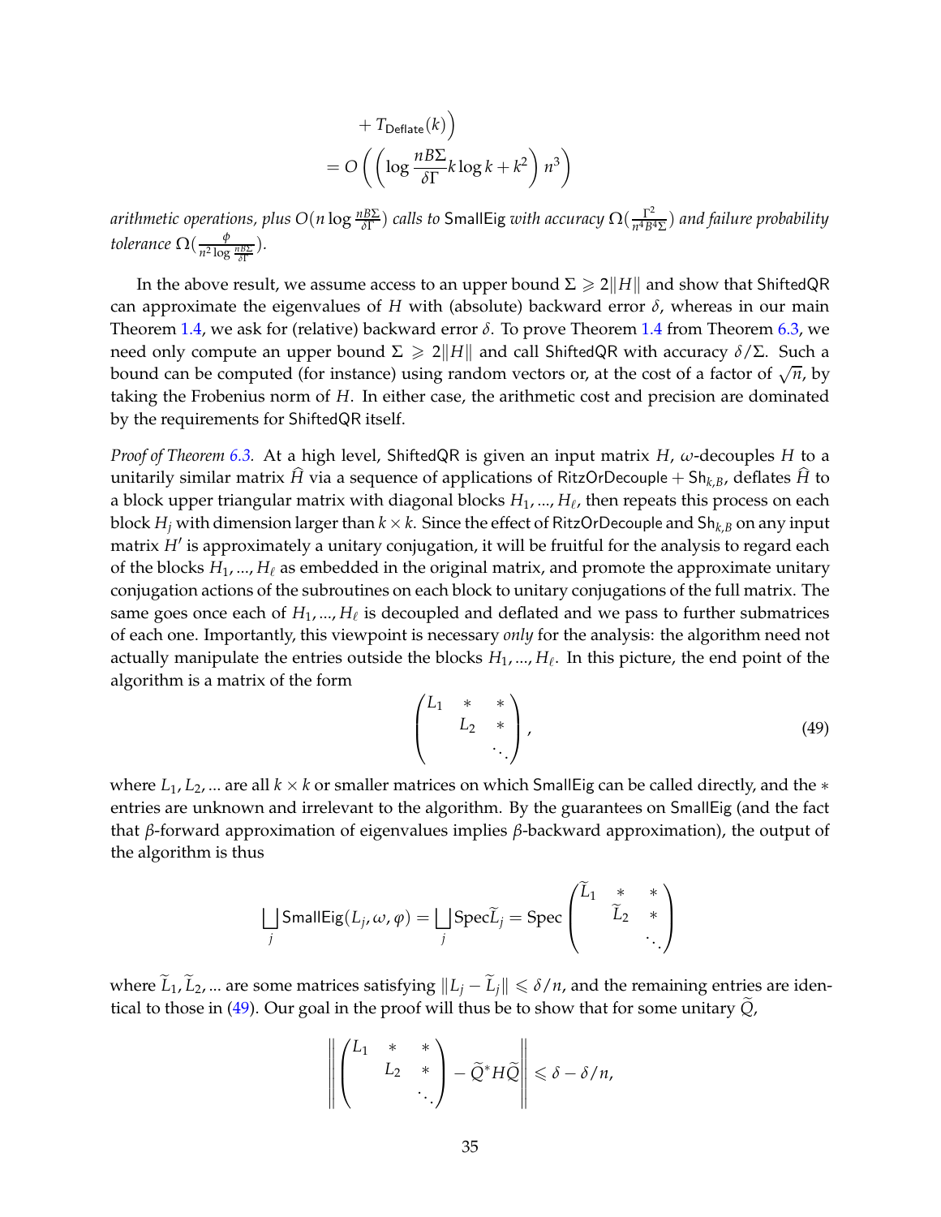$$
\begin{aligned}
&+ T_{\mathsf{Deflate}}(k)\Big) \\
&= O\left(\left(\log \frac{nB\Sigma}{\delta\Gamma} k \log k + k^2\right) n^3\right)
\end{aligned}
$$

*arithmetic operations, plus* $O(n \log \frac{nB\Sigma}{\delta\Gamma})$ *calls to* SmallEig *with accuracy* $\Omega(\frac{\Gamma^2}{n^4 B^4 \Sigma})$ *and failure probability tolerance* $\Omega(\frac{\phi}{n^2 \log \frac{nB\Sigma}{\delta\Gamma}})$.

In the above result, we assume access to an upper bound $\Sigma \geqslant 2\|H\|$ and show that ShiftedQR can approximate the eigenvalues of $H$ with (absolute) backward error $\delta$, whereas in our main Theorem 1.4, we ask for (relative) backward error $\delta$. To prove Theorem 1.4 from Theorem 6.3, we need only compute an upper bound $\Sigma \geqslant 2\|H\|$ and call ShiftedQR with accuracy $\delta/\Sigma$. Such a bound can be computed (for instance) using random vectors or, at the cost of a factor of $\sqrt{n}$, by taking the Frobenius norm of $H$. In either case, the arithmetic cost and precision are dominated by the requirements for ShiftedQR itself.

*Proof of Theorem 6.3.* At a high level, ShiftedQR is given an input matrix $H$, $\omega$-decouples $H$ to a unitarily similar matrix $\widehat{H}$ via a sequence of applications of RitzOrDecouple + $\mathsf{Sh}_{k,B}$, deflates $\widehat{H}$ to a block upper triangular matrix with diagonal blocks $H_1, ..., H_\ell$, then repeats this process on each block $H_j$ with dimension larger than $k \times k$. Since the effect of RitzOrDecouple and $\mathsf{Sh}_{k,B}$ on any input matrix $H'$ is approximately a unitary conjugation, it will be fruitful for the analysis to regard each of the blocks $H_1, ..., H_\ell$ as embedded in the original matrix, and promote the approximate unitary conjugation actions of the subroutines on each block to unitary conjugations of the full matrix. The same goes once each of $H_1, ..., H_\ell$ is decoupled and deflated and we pass to further submatrices of each one. Importantly, this viewpoint is necessary *only* for the analysis: the algorithm need not actually manipulate the entries outside the blocks $H_1, ..., H_\ell$. In this picture, the end point of the algorithm is a matrix of the form

$$
\begin{pmatrix} L_1 & * & * \\ & L_2 & * \\ & & \ddots \end{pmatrix}, \tag{49}
$$

where $L_1, L_2, ...$ are all $k \times k$ or smaller matrices on which SmallEig can be called directly, and the $*$ entries are unknown and irrelevant to the algorithm. By the guarantees on SmallEig (and the fact that $\beta$-forward approximation of eigenvalues implies $\beta$-backward approximation), the output of the algorithm is thus

$$
\bigsqcup_j \mathsf{SmallEig}(L_j, \omega, \varphi) = \bigsqcup_j \mathrm{Spec}\widetilde{L}_j = \mathrm{Spec} \begin{pmatrix} \widetilde{L}_1 & * & * \\ & \widetilde{L}_2 & * \\ & & \ddots \end{pmatrix}
$$

where $\widetilde{L}_1, \widetilde{L}_2, ...$ are some matrices satisfying $\|L_j - \widetilde{L}_j\| \leqslant \delta/n$, and the remaining entries are identical to those in (49). Our goal in the proof will thus be to show that for some unitary $\widetilde{Q}$,

$$
\left\| \begin{pmatrix} L_1 & * & * \\ & L_2 & * \\ & & \ddots \end{pmatrix} - \widetilde{Q}^* H \widetilde{Q} \right\| \leqslant \delta - \delta/n,
$$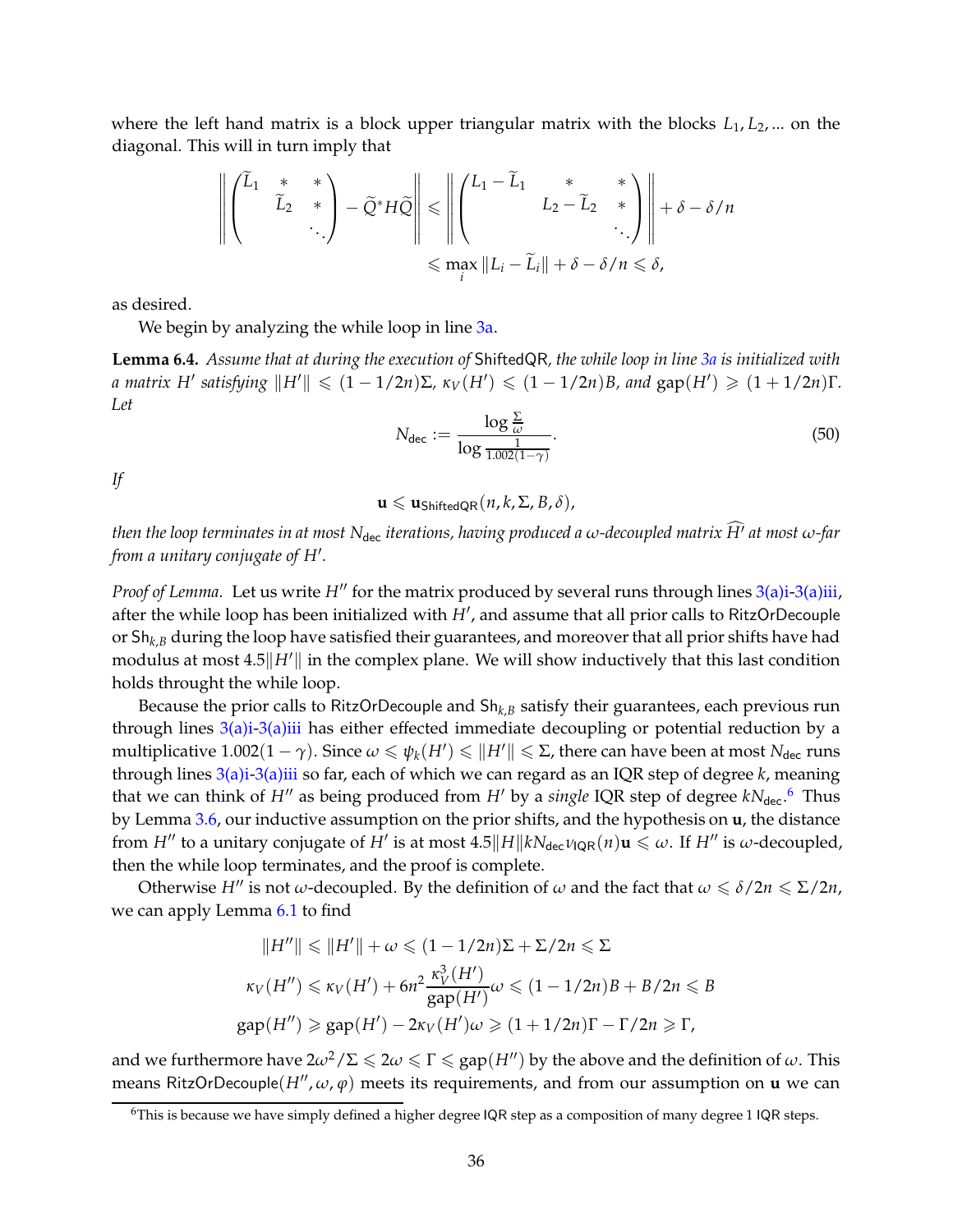where the left hand matrix is a block upper triangular matrix with the blocks $L_1, L_2, \ldots$ on the diagonal. This will in turn imply that

$$\left\| \begin{pmatrix} \widetilde{L}_1 & * & * \\ & \widetilde{L}_2 & * \\ & & \ddots \end{pmatrix} - \widetilde{Q}^* H \widetilde{Q} \right\| \leqslant \left\| \begin{pmatrix} L_1 - \widetilde{L}_1 & * & * \\ & L_2 - \widetilde{L}_2 & * \\ & & \ddots \end{pmatrix} \right\| + \delta - \delta/n$$

$$\leqslant \max_i \|L_i - \widetilde{L}_i\| + \delta - \delta/n \leqslant \delta,$$

as desired.

We begin by analyzing the while loop in line 3a.

**Lemma 6.4.** *Assume that at during the execution of* ShiftedQR*, the while loop in line 3a is initialized with a matrix $H'$ satisfying $\|H'\| \leqslant (1 - 1/2n)\Sigma$, $\kappa_V(H') \leqslant (1-1/2n)B$, and $\mathrm{gap}(H') \geqslant (1 + 1/2n)\Gamma$. Let*

$$N_{\mathsf{dec}} := \frac{\log \frac{\Sigma}{\omega}}{\log \frac{1}{1.002(1-\gamma)}}. \tag{50}$$

*If*

$$\mathbf{u} \leqslant \mathbf{u}_{\mathsf{ShiftedQR}}(n, k, \Sigma, B, \delta),$$

*then the loop terminates in at most $N_{\mathsf{dec}}$ iterations, having produced a $\omega$-decoupled matrix $\widehat{H'}$ at most $\omega$-far from a unitary conjugate of $H'$.*

*Proof of Lemma.* Let us write $H''$ for the matrix produced by several runs through lines 3(a)i-3(a)iii, after the while loop has been initialized with $H'$, and assume that all prior calls to RitzOrDecouple or $\mathsf{Sh}_{k,B}$ during the loop have satisfied their guarantees, and moreover that all prior shifts have had modulus at most $4.5\|H'\|$ in the complex plane. We will show inductively that this last condition holds throught the while loop.

Because the prior calls to RitzOrDecouple and $\mathsf{Sh}_{k,B}$ satisfy their guarantees, each previous run through lines 3(a)i-3(a)iii has either effected immediate decoupling or potential reduction by a multiplicative $1.002(1-\gamma)$. Since $\omega \leqslant \psi_k(H') \leqslant \|H'\| \leqslant \Sigma$, there can have been at most $N_{\mathsf{dec}}$ runs through lines 3(a)i-3(a)iii so far, each of which we can regard as an IQR step of degree $k$, meaning that we can think of $H''$ as being produced from $H'$ by a *single* IQR step of degree $kN_{\mathsf{dec}}$.[6] Thus by Lemma 3.6, our inductive assumption on the prior shifts, and the hypothesis on $\mathbf{u}$, the distance from $H''$ to a unitary conjugate of $H'$ is at most $4.5\|H\|kN_{\mathsf{dec}}\nu_{\mathsf{IQR}}(n)\mathbf{u} \leqslant \omega$. If $H''$ is $\omega$-decoupled, then the while loop terminates, and the proof is complete.

Otherwise $H''$ is not $\omega$-decoupled. By the definition of $\omega$ and the fact that $\omega \leqslant \delta/2n \leqslant \Sigma/2n$, we can apply Lemma 6.1 to find

$$\|H''\| \leqslant \|H'\| + \omega \leqslant (1 - 1/2n)\Sigma + \Sigma/2n \leqslant \Sigma$$

$$\kappa_V(H'') \leqslant \kappa_V(H') + 6n^2 \frac{\kappa_V^3(H')}{\mathrm{gap}(H')}\omega \leqslant (1-1/2n)B + B/2n \leqslant B$$

$$\mathrm{gap}(H'') \geqslant \mathrm{gap}(H') - 2\kappa_V(H')\omega \geqslant (1 + 1/2n)\Gamma - \Gamma/2n \geqslant \Gamma,$$

and we furthermore have $2\omega^2/\Sigma \leqslant 2\omega \leqslant \Gamma \leqslant \mathrm{gap}(H'')$ by the above and the definition of $\omega$. This means RitzOrDecouple$(H'', \omega, \varphi)$ meets its requirements, and from our assumption on $\mathbf{u}$ we can

[6] This is because we have simply defined a higher degree IQR step as a composition of many degree 1 IQR steps.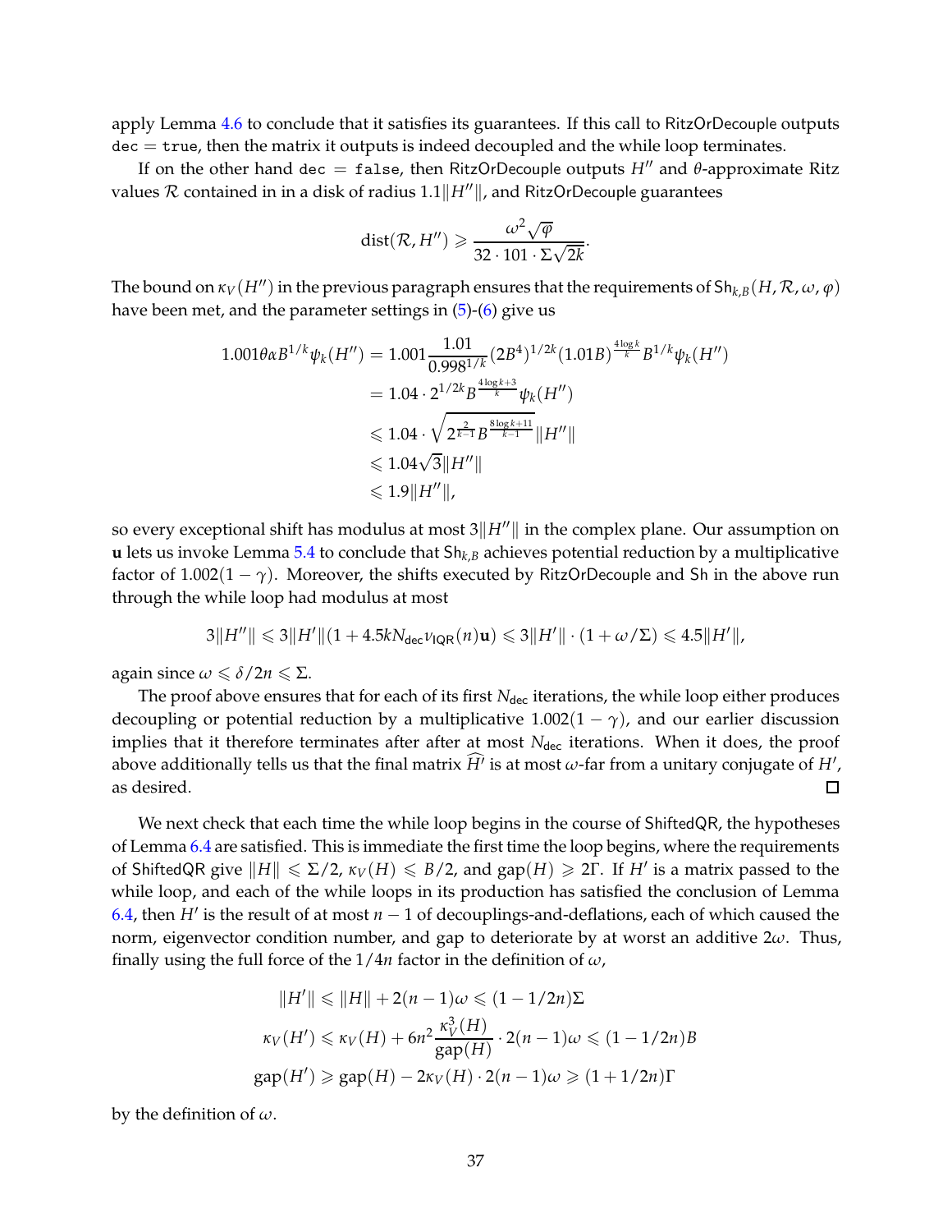apply Lemma 4.6 to conclude that it satisfies its guarantees. If this call to RitzOrDecouple outputs dec = true, then the matrix it outputs is indeed decoupled and the while loop terminates.

If on the other hand dec = false, then RitzOrDecouple outputs $H''$ and $\theta$-approximate Ritz values $\mathcal{R}$ contained in in a disk of radius $1.1\|H''\|$, and RitzOrDecouple guarantees

$$\operatorname{dist}(\mathcal{R}, H'') \geqslant \frac{\omega^2\sqrt{\varphi}}{32 \cdot 101 \cdot \Sigma\sqrt{2k}}.$$

The bound on $\kappa_V(H'')$ in the previous paragraph ensures that the requirements of $\mathsf{Sh}_{k,B}(H, \mathcal{R}, \omega, \varphi)$ have been met, and the parameter settings in (5)-(6) give us

$$\begin{aligned}
1.001\theta\alpha B^{1/k}\psi_k(H'') &= 1.001\frac{1.01}{0.998^{1/k}}(2B^4)^{1/2k}(1.01B)^{\frac{4\log k}{k}}B^{1/k}\psi_k(H'') \\
&= 1.04 \cdot 2^{1/2k}B^{\frac{4\log k+3}{k}}\psi_k(H'') \\
&\leqslant 1.04 \cdot \sqrt{2^{\frac{2}{k-1}}B^{\frac{8\log k+11}{k-1}}}\|H''\| \\
&\leqslant 1.04\sqrt{3}\|H''\| \\
&\leqslant 1.9\|H''\|,
\end{aligned}$$

so every exceptional shift has modulus at most $3\|H''\|$ in the complex plane. Our assumption on $\mathbf{u}$ lets us invoke Lemma 5.4 to conclude that $\mathsf{Sh}_{k,B}$ achieves potential reduction by a multiplicative factor of $1.002(1-\gamma)$. Moreover, the shifts executed by RitzOrDecouple and Sh in the above run through the while loop had modulus at most

$$3\|H''\| \leqslant 3\|H'\|(1 + 4.5kN_{\mathsf{dec}}\nu_{\mathsf{IQR}}(n)\mathbf{u}) \leqslant 3\|H'\| \cdot (1 + \omega/\Sigma) \leqslant 4.5\|H'\|,$$

again since $\omega \leqslant \delta/2n \leqslant \Sigma$.

The proof above ensures that for each of its first $N_{\mathsf{dec}}$ iterations, the while loop either produces decoupling or potential reduction by a multiplicative $1.002(1-\gamma)$, and our earlier discussion implies that it therefore terminates after after at most $N_{\mathsf{dec}}$ iterations. When it does, the proof above additionally tells us that the final matrix $\widehat{H'}$ is at most $\omega$-far from a unitary conjugate of $H'$, as desired. □

We next check that each time the while loop begins in the course of ShiftedQR, the hypotheses of Lemma 6.4 are satisfied. This is immediate the first time the loop begins, where the requirements of ShiftedQR give $\|H\| \leqslant \Sigma/2$, $\kappa_V(H) \leqslant B/2$, and $\operatorname{gap}(H) \geqslant 2\Gamma$. If $H'$ is a matrix passed to the while loop, and each of the while loops in its production has satisfied the conclusion of Lemma 6.4, then $H'$ is the result of at most $n-1$ of decouplings-and-deflations, each of which caused the norm, eigenvector condition number, and gap to deteriorate by at worst an additive $2\omega$. Thus, finally using the full force of the $1/4n$ factor in the definition of $\omega$,

$$\begin{aligned}
\|H'\| &\leqslant \|H\| + 2(n-1)\omega \leqslant (1 - 1/2n)\Sigma \\
\kappa_V(H') &\leqslant \kappa_V(H) + 6n^2\frac{\kappa_V^3(H)}{\operatorname{gap}(H)} \cdot 2(n-1)\omega \leqslant (1 - 1/2n)B \\
\operatorname{gap}(H') &\geqslant \operatorname{gap}(H) - 2\kappa_V(H) \cdot 2(n-1)\omega \geqslant (1 + 1/2n)\Gamma
\end{aligned}$$

by the definition of $\omega$.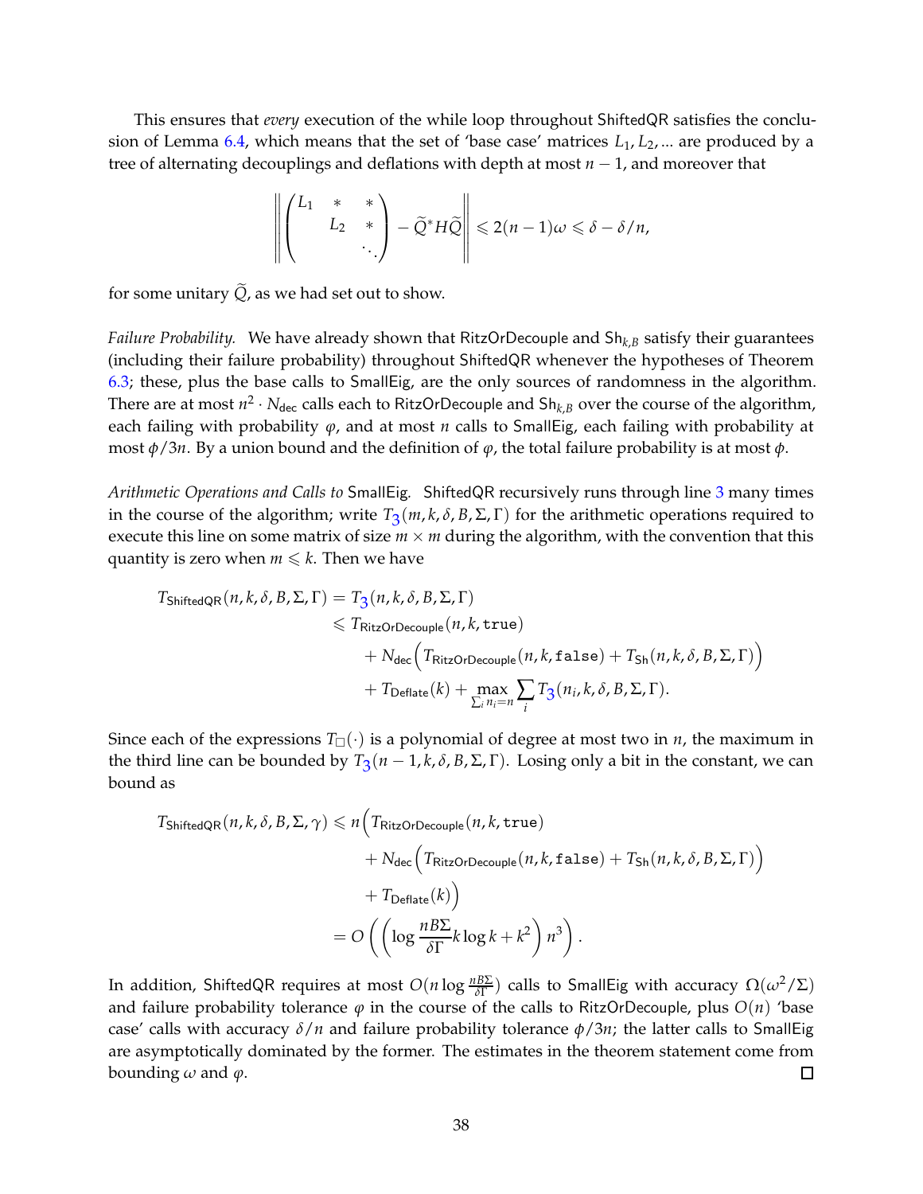This ensures that *every* execution of the while loop throughout ShiftedQR satisfies the conclusion of Lemma 6.4, which means that the set of 'base case' matrices $L_1, L_2, \ldots$ are produced by a tree of alternating decouplings and deflations with depth at most $n-1$, and moreover that

$$\left\| \begin{pmatrix} L_1 & * & * \\ & L_2 & * \\ & & \ddots \end{pmatrix} - \widetilde{Q}^* H \widetilde{Q} \right\| \leqslant 2(n-1)\omega \leqslant \delta - \delta/n,$$

for some unitary $\widetilde{Q}$, as we had set out to show.

*Failure Probability.* We have already shown that RitzOrDecouple and $\mathsf{Sh}_{k,B}$ satisfy their guarantees (including their failure probability) throughout ShiftedQR whenever the hypotheses of Theorem 6.3; these, plus the base calls to SmallEig, are the only sources of randomness in the algorithm. There are at most $n^2 \cdot N_{\mathsf{dec}}$ calls each to RitzOrDecouple and $\mathsf{Sh}_{k,B}$ over the course of the algorithm, each failing with probability $\varphi$, and at most $n$ calls to SmallEig, each failing with probability at most $\phi/3n$. By a union bound and the definition of $\varphi$, the total failure probability is at most $\phi$.

*Arithmetic Operations and Calls to* SmallEig. ShiftedQR recursively runs through line 3 many times in the course of the algorithm; write $T_3(m, k, \delta, B, \Sigma, \Gamma)$ for the arithmetic operations required to execute this line on some matrix of size $m \times m$ during the algorithm, with the convention that this quantity is zero when $m \leqslant k$. Then we have

$$\begin{aligned} T_{\mathsf{ShiftedQR}}(n, k, \delta, B, \Sigma, \Gamma) &= T_3(n, k, \delta, B, \Sigma, \Gamma) \\ &\leqslant T_{\mathsf{RitzOrDecouple}}(n, k, \mathtt{true}) \\ &\quad + N_{\mathsf{dec}}\Big(T_{\mathsf{RitzOrDecouple}}(n, k, \mathtt{false}) + T_{\mathsf{Sh}}(n, k, \delta, B, \Sigma, \Gamma)\Big) \\ &\quad + T_{\mathsf{Deflate}}(k) + \max_{\sum_i n_i = n} \sum_i T_3(n_i, k, \delta, B, \Sigma, \Gamma). \end{aligned}$$

Since each of the expressions $T_\square(\cdot)$ is a polynomial of degree at most two in $n$, the maximum in the third line can be bounded by $T_3(n-1, k, \delta, B, \Sigma, \Gamma)$. Losing only a bit in the constant, we can bound as

$$\begin{aligned} T_{\mathsf{ShiftedQR}}(n, k, \delta, B, \Sigma, \gamma) &\leqslant n\Big(T_{\mathsf{RitzOrDecouple}}(n, k, \mathtt{true}) \\ &\quad + N_{\mathsf{dec}}\Big(T_{\mathsf{RitzOrDecouple}}(n, k, \mathtt{false}) + T_{\mathsf{Sh}}(n, k, \delta, B, \Sigma, \Gamma)\Big) \\ &\quad + T_{\mathsf{Deflate}}(k)\Big) \\ &= O\left(\left(\log \frac{nB\Sigma}{\delta\Gamma} k \log k + k^2\right) n^3\right). \end{aligned}$$

In addition, ShiftedQR requires at most $O(n \log \frac{nB\Sigma}{\delta\Gamma})$ calls to SmallEig with accuracy $\Omega(\omega^2/\Sigma)$ and failure probability tolerance $\varphi$ in the course of the calls to RitzOrDecouple, plus $O(n)$ 'base case' calls with accuracy $\delta/n$ and failure probability tolerance $\phi/3n$; the latter calls to SmallEig are asymptotically dominated by the former. The estimates in the theorem statement come from bounding $\omega$ and $\varphi$. □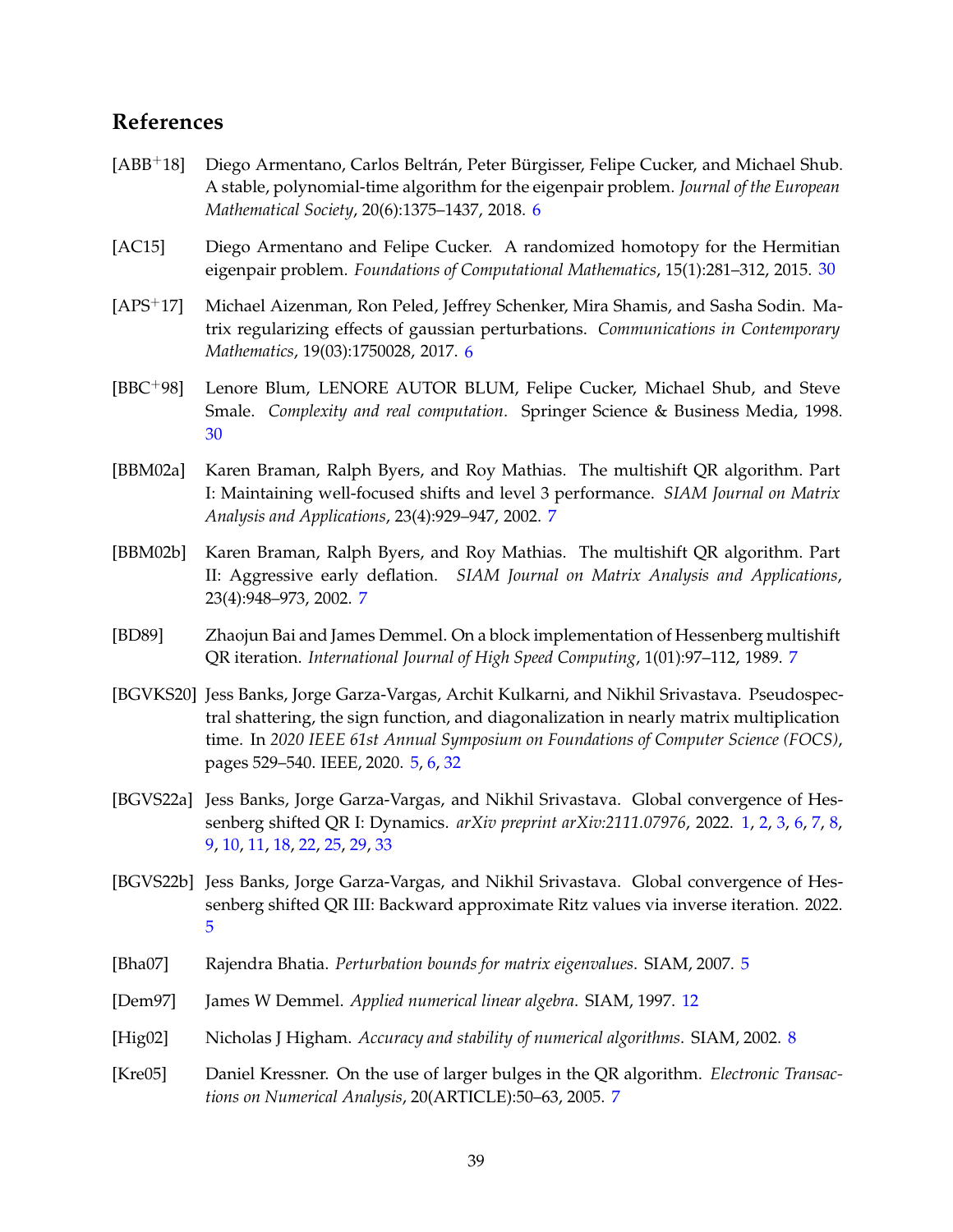## References

[ABB+18] Diego Armentano, Carlos Beltrán, Peter Bürgisser, Felipe Cucker, and Michael Shub. A stable, polynomial-time algorithm for the eigenpair problem. *Journal of the European Mathematical Society*, 20(6):1375–1437, 2018. 6

[AC15] Diego Armentano and Felipe Cucker. A randomized homotopy for the Hermitian eigenpair problem. *Foundations of Computational Mathematics*, 15(1):281–312, 2015. 30

[APS+17] Michael Aizenman, Ron Peled, Jeffrey Schenker, Mira Shamis, and Sasha Sodin. Matrix regularizing effects of gaussian perturbations. *Communications in Contemporary Mathematics*, 19(03):1750028, 2017. 6

[BBC+98] Lenore Blum, LENORE AUTOR BLUM, Felipe Cucker, Michael Shub, and Steve Smale. *Complexity and real computation*. Springer Science & Business Media, 1998. 30

[BBM02a] Karen Braman, Ralph Byers, and Roy Mathias. The multishift QR algorithm. Part I: Maintaining well-focused shifts and level 3 performance. *SIAM Journal on Matrix Analysis and Applications*, 23(4):929–947, 2002. 7

[BBM02b] Karen Braman, Ralph Byers, and Roy Mathias. The multishift QR algorithm. Part II: Aggressive early deflation. *SIAM Journal on Matrix Analysis and Applications*, 23(4):948–973, 2002. 7

[BD89] Zhaojun Bai and James Demmel. On a block implementation of Hessenberg multishift QR iteration. *International Journal of High Speed Computing*, 1(01):97–112, 1989. 7

[BGVKS20] Jess Banks, Jorge Garza-Vargas, Archit Kulkarni, and Nikhil Srivastava. Pseudospectral shattering, the sign function, and diagonalization in nearly matrix multiplication time. In *2020 IEEE 61st Annual Symposium on Foundations of Computer Science (FOCS)*, pages 529–540. IEEE, 2020. 5, 6, 32

[BGVS22a] Jess Banks, Jorge Garza-Vargas, and Nikhil Srivastava. Global convergence of Hessenberg shifted QR I: Dynamics. *arXiv preprint arXiv:2111.07976*, 2022. 1, 2, 3, 6, 7, 8, 9, 10, 11, 18, 22, 25, 29, 33

[BGVS22b] Jess Banks, Jorge Garza-Vargas, and Nikhil Srivastava. Global convergence of Hessenberg shifted QR III: Backward approximate Ritz values via inverse iteration. 2022. 5

[Bha07] Rajendra Bhatia. *Perturbation bounds for matrix eigenvalues*. SIAM, 2007. 5

[Dem97] James W Demmel. *Applied numerical linear algebra*. SIAM, 1997. 12

[Hig02] Nicholas J Higham. *Accuracy and stability of numerical algorithms*. SIAM, 2002. 8

[Kre05] Daniel Kressner. On the use of larger bulges in the QR algorithm. *Electronic Transactions on Numerical Analysis*, 20(ARTICLE):50–63, 2005. 7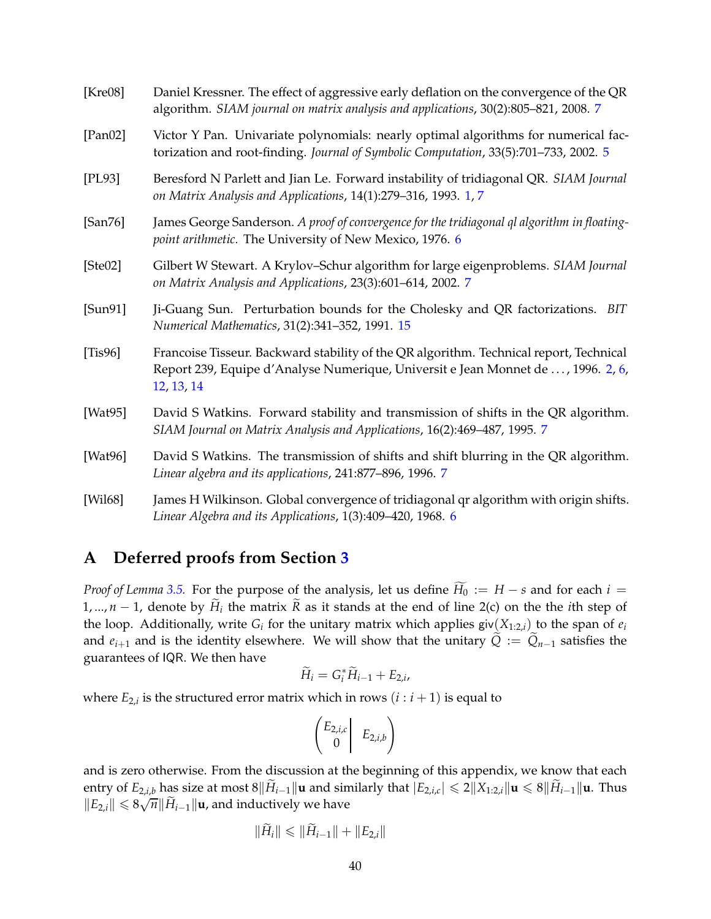[Kre08] Daniel Kressner. The effect of aggressive early deflation on the convergence of the QR algorithm. *SIAM journal on matrix analysis and applications*, 30(2):805–821, 2008. 7

[Pan02] Victor Y Pan. Univariate polynomials: nearly optimal algorithms for numerical factorization and root-finding. *Journal of Symbolic Computation*, 33(5):701–733, 2002. 5

[PL93] Beresford N Parlett and Jian Le. Forward instability of tridiagonal QR. *SIAM Journal on Matrix Analysis and Applications*, 14(1):279–316, 1993. 1, 7

[San76] James George Sanderson. *A proof of convergence for the tridiagonal ql algorithm in floating-point arithmetic.* The University of New Mexico, 1976. 6

[Ste02] Gilbert W Stewart. A Krylov–Schur algorithm for large eigenproblems. *SIAM Journal on Matrix Analysis and Applications*, 23(3):601–614, 2002. 7

[Sun91] Ji-Guang Sun. Perturbation bounds for the Cholesky and QR factorizations. *BIT Numerical Mathematics*, 31(2):341–352, 1991. 15

[Tis96] Francoise Tisseur. Backward stability of the QR algorithm. Technical report, Technical Report 239, Equipe d'Analyse Numerique, Universit e Jean Monnet de . . . , 1996. 2, 6, 12, 13, 14

[Wat95] David S Watkins. Forward stability and transmission of shifts in the QR algorithm. *SIAM Journal on Matrix Analysis and Applications*, 16(2):469–487, 1995. 7

[Wat96] David S Watkins. The transmission of shifts and shift blurring in the QR algorithm. *Linear algebra and its applications*, 241:877–896, 1996. 7

[Wil68] James H Wilkinson. Global convergence of tridiagonal qr algorithm with origin shifts. *Linear Algebra and its Applications*, 1(3):409–420, 1968. 6

# A Deferred proofs from Section 3

*Proof of Lemma 3.5.* For the purpose of the analysis, let us define $\widetilde{H_0} := H - s$ and for each $i = 1, ..., n-1$, denote by $\widetilde{H}_i$ the matrix $\widetilde{R}$ as it stands at the end of line 2(c) on the the $i$th step of the loop. Additionally, write $G_i$ for the unitary matrix which applies $\mathsf{giv}(X_{1:2,i})$ to the span of $e_i$ and $e_{i+1}$ and is the identity elsewhere. We will show that the unitary $\widetilde{Q} := \widetilde{Q}_{n-1}$ satisfies the guarantees of $\mathsf{IQR}$. We then have

$$\widetilde{H}_i = G_i^* \widetilde{H}_{i-1} + E_{2,i},$$

where $E_{2,i}$ is the structured error matrix which in rows $(i : i+1)$ is equal to

$$\left( \begin{matrix} E_{2,i,c} \\ 0 \end{matrix} \middle| \; E_{2,i,b} \right)$$

and is zero otherwise. From the discussion at the beginning of this appendix, we know that each entry of $E_{2,i,b}$ has size at most $8\|\widetilde{H}_{i-1}\|\mathbf{u}$ and similarly that $|E_{2,i,c}| \leqslant 2\|X_{1:2,i}\|\mathbf{u} \leqslant 8\|\widetilde{H}_{i-1}\|\mathbf{u}$. Thus $\|E_{2,i}\| \leqslant 8\sqrt{n}\|\widetilde{H}_{i-1}\|\mathbf{u}$, and inductively we have

$$\|\widetilde{H}_i\| \leqslant \|\widetilde{H}_{i-1}\| + \|E_{2,i}\|$$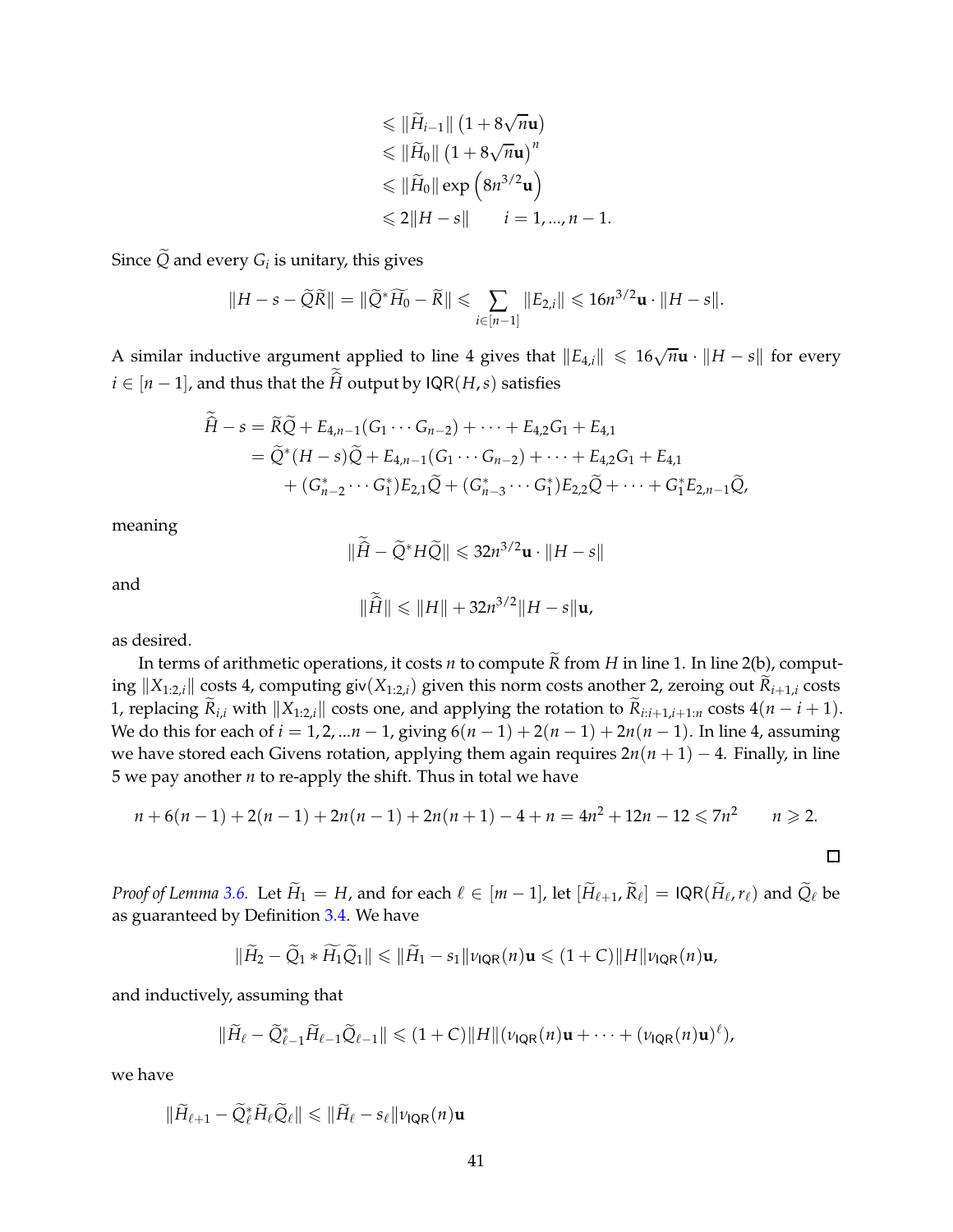$$
\begin{aligned}
&\leqslant \|\widetilde{H}_{i-1}\| \left(1 + 8\sqrt{n}\mathbf{u}\right) \\
&\leqslant \|\widetilde{H}_0\| \left(1 + 8\sqrt{n}\mathbf{u}\right)^n \\
&\leqslant \|\widetilde{H}_0\| \exp\left(8n^{3/2}\mathbf{u}\right) \\
&\leqslant 2\|H - s\| \qquad i = 1, ..., n-1.
\end{aligned}
$$

Since $\widetilde{Q}$ and every $G_i$ is unitary, this gives

$$
\|H - s - \widetilde{Q}\widetilde{R}\| = \|\widetilde{Q}^*\widetilde{H}_0 - \widetilde{R}\| \leqslant \sum_{i \in [n-1]} \|E_{2,i}\| \leqslant 16n^{3/2}\mathbf{u} \cdot \|H - s\|.
$$

A similar inductive argument applied to line 4 gives that $\|E_{4,i}\| \leqslant 16\sqrt{n}\mathbf{u} \cdot \|H - s\|$ for every $i \in [n-1]$, and thus that the $\widetilde{\widetilde{H}}$ output by $\mathsf{IQR}(H, s)$ satisfies

$$
\begin{aligned}
\widetilde{\widetilde{H}} - s &= \widetilde{R}\widetilde{Q} + E_{4,n-1}(G_1 \cdots G_{n-2}) + \cdots + E_{4,2}G_1 + E_{4,1} \\
&= \widetilde{Q}^*(H - s)\widetilde{Q} + E_{4,n-1}(G_1 \cdots G_{n-2}) + \cdots + E_{4,2}G_1 + E_{4,1} \\
&\quad + (G_{n-2}^* \cdots G_1^*)E_{2,1}\widetilde{Q} + (G_{n-3}^* \cdots G_1^*)E_{2,2}\widetilde{Q} + \cdots + G_1^*E_{2,n-1}\widetilde{Q},
\end{aligned}
$$

meaning

$$
\|\widetilde{\widetilde{H}} - \widetilde{Q}^*H\widetilde{Q}\| \leqslant 32n^{3/2}\mathbf{u} \cdot \|H - s\|
$$

and

$$
\|\widetilde{\widetilde{H}}\| \leqslant \|H\| + 32n^{3/2}\|H - s\|\mathbf{u},
$$

as desired.

In terms of arithmetic operations, it costs $n$ to compute $\widetilde{R}$ from $H$ in line 1. In line 2(b), computing $\|X_{1:2,i}\|$ costs 4, computing $\mathsf{giv}(X_{1:2,i})$ given this norm costs another 2, zeroing out $\widetilde{R}_{i+1,i}$ costs 1, replacing $\widetilde{R}_{i,i}$ with $\|X_{1:2,i}\|$ costs one, and applying the rotation to $\widetilde{R}_{i:i+1,i+1:n}$ costs $4(n-i+1)$. We do this for each of $i = 1, 2, ...n-1$, giving $6(n-1) + 2(n-1) + 2n(n-1)$. In line 4, assuming we have stored each Givens rotation, applying them again requires $2n(n+1) - 4$. Finally, in line 5 we pay another $n$ to re-apply the shift. Thus in total we have

$$
n + 6(n-1) + 2(n-1) + 2n(n-1) + 2n(n+1) - 4 + n = 4n^2 + 12n - 12 \leqslant 7n^2 \qquad n \geqslant 2.
$$

□

*Proof of Lemma 3.6.* Let $\widetilde{H}_1 = H$, and for each $\ell \in [m-1]$, let $[\widetilde{H}_{\ell+1}, \widetilde{R}_\ell] = \mathsf{IQR}(\widetilde{H}_\ell, r_\ell)$ and $\widetilde{Q}_\ell$ be as guaranteed by Definition 3.4. We have

$$
\|\widetilde{H}_2 - \widetilde{Q}_1 * \widetilde{H}_1\widetilde{Q}_1\| \leqslant \|\widetilde{H}_1 - s_1\|\nu_{\mathsf{IQR}}(n)\mathbf{u} \leqslant (1 + C)\|H\|\nu_{\mathsf{IQR}}(n)\mathbf{u},
$$

and inductively, assuming that

$$
\|\widetilde{H}_\ell - \widetilde{Q}_{\ell-1}^*\widetilde{H}_{\ell-1}\widetilde{Q}_{\ell-1}\| \leqslant (1 + C)\|H\|(\nu_{\mathsf{IQR}}(n)\mathbf{u} + \cdots + (\nu_{\mathsf{IQR}}(n)\mathbf{u})^\ell),
$$

we have

$$
\|\widetilde{H}_{\ell+1} - \widetilde{Q}_\ell^*\widetilde{H}_\ell\widetilde{Q}_\ell\| \leqslant \|\widetilde{H}_\ell - s_\ell\|\nu_{\mathsf{IQR}}(n)\mathbf{u}
$$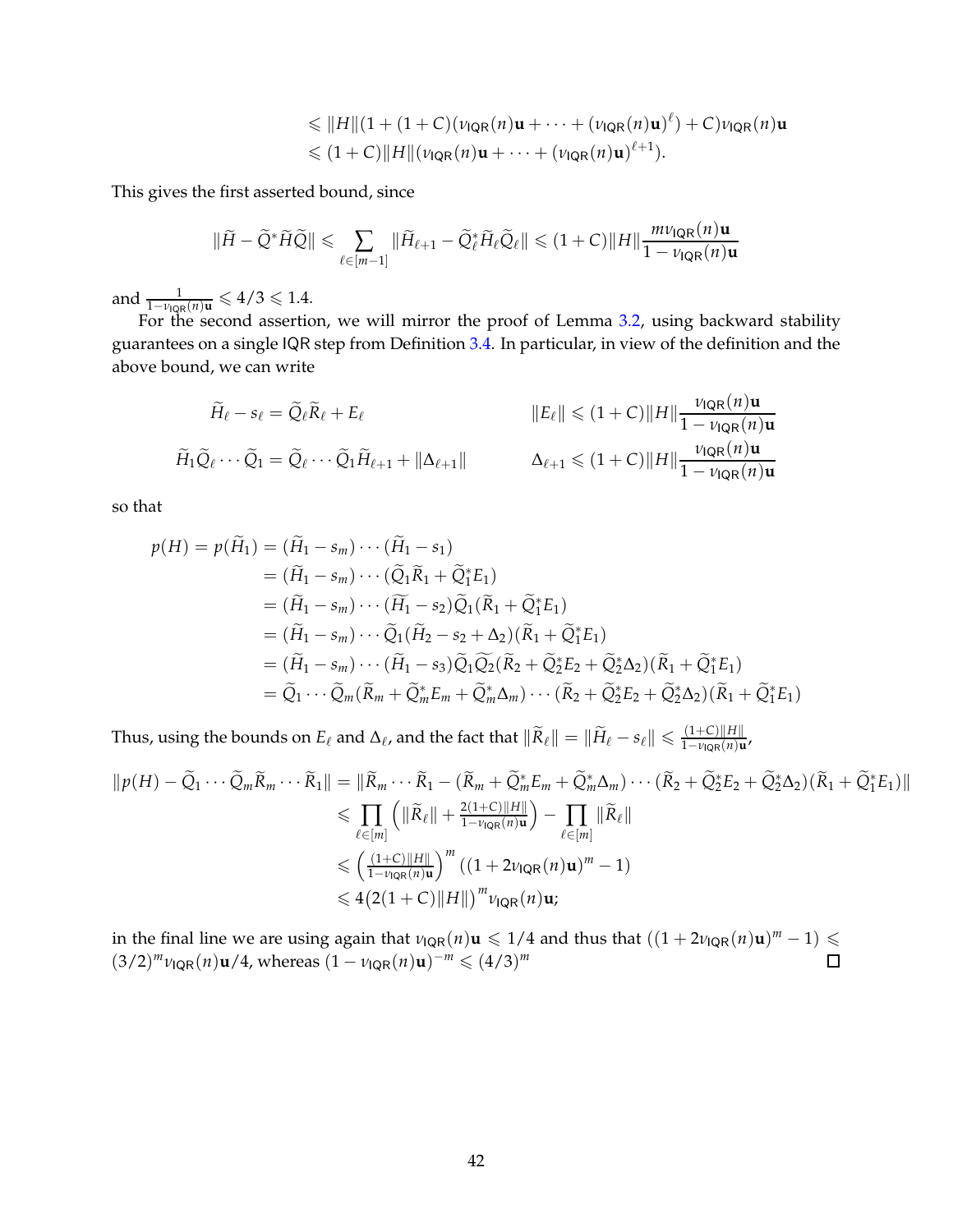$$
\begin{aligned}
&\leqslant \|H\|(1 + (1+C)(\nu_{\mathsf{IQR}}(n)\mathbf{u} + \cdots + (\nu_{\mathsf{IQR}}(n)\mathbf{u})^{\ell}) + C)\nu_{\mathsf{IQR}}(n)\mathbf{u} \\
&\leqslant (1+C)\|H\|(\nu_{\mathsf{IQR}}(n)\mathbf{u} + \cdots + (\nu_{\mathsf{IQR}}(n)\mathbf{u})^{\ell+1}).
\end{aligned}
$$

This gives the first asserted bound, since

$$
\|\widetilde{H} - \widetilde{Q}^*\widetilde{H}\widetilde{Q}\| \leqslant \sum_{\ell \in [m-1]} \|\widetilde{H}_{\ell+1} - \widetilde{Q}_\ell^*\widetilde{H}_\ell\widetilde{Q}_\ell\| \leqslant (1+C)\|H\|\frac{m\nu_{\mathsf{IQR}}(n)\mathbf{u}}{1-\nu_{\mathsf{IQR}}(n)\mathbf{u}}
$$

and $\frac{1}{1-\nu_{\mathsf{IQR}}(n)\mathbf{u}} \leqslant 4/3 \leqslant 1.4$.

For the second assertion, we will mirror the proof of Lemma 3.2, using backward stability guarantees on a single IQR step from Definition 3.4. In particular, in view of the definition and the above bound, we can write

$$
\begin{aligned}
&\widetilde{H}_\ell - s_\ell = \widetilde{Q}_\ell\widetilde{R}_\ell + E_\ell && \|E_\ell\| \leqslant (1+C)\|H\|\frac{\nu_{\mathsf{IQR}}(n)\mathbf{u}}{1-\nu_{\mathsf{IQR}}(n)\mathbf{u}} \\
&\widetilde{H}_1\widetilde{Q}_\ell\cdots\widetilde{Q}_1 = \widetilde{Q}_\ell\cdots\widetilde{Q}_1\widetilde{H}_{\ell+1} + \|\Delta_{\ell+1}\| && \Delta_{\ell+1} \leqslant (1+C)\|H\|\frac{\nu_{\mathsf{IQR}}(n)\mathbf{u}}{1-\nu_{\mathsf{IQR}}(n)\mathbf{u}}
\end{aligned}
$$

so that

$$
\begin{aligned}
p(H) = p(\widetilde{H}_1) &= (\widetilde{H}_1 - s_m)\cdots(\widetilde{H}_1 - s_1) \\
&= (\widetilde{H}_1 - s_m)\cdots(\widetilde{Q}_1\widetilde{R}_1 + \widetilde{Q}_1^*E_1) \\
&= (\widetilde{H}_1 - s_m)\cdots(\widetilde{H}_1 - s_2)\widetilde{Q}_1(\widetilde{R}_1 + \widetilde{Q}_1^*E_1) \\
&= (\widetilde{H}_1 - s_m)\cdots\widetilde{Q}_1(\widetilde{H}_2 - s_2 + \Delta_2)(\widetilde{R}_1 + \widetilde{Q}_1^*E_1) \\
&= (\widetilde{H}_1 - s_m)\cdots(\widetilde{H}_1 - s_3)\widetilde{Q}_1\widetilde{Q}_2(\widetilde{R}_2 + \widetilde{Q}_2^*E_2 + \widetilde{Q}_2^*\Delta_2)(\widetilde{R}_1 + \widetilde{Q}_1^*E_1) \\
&= \widetilde{Q}_1\cdots\widetilde{Q}_m(\widetilde{R}_m + \widetilde{Q}_m^*E_m + \widetilde{Q}_m^*\Delta_m)\cdots(\widetilde{R}_2 + \widetilde{Q}_2^*E_2 + \widetilde{Q}_2^*\Delta_2)(\widetilde{R}_1 + \widetilde{Q}_1^*E_1)
\end{aligned}
$$

Thus, using the bounds on $E_\ell$ and $\Delta_\ell$, and the fact that $\|\widetilde{R}_\ell\| = \|\widetilde{H}_\ell - s_\ell\| \leqslant \frac{(1+C)\|H\|}{1-\nu_{\mathsf{IQR}}(n)\mathbf{u}}$,

$$
\begin{aligned}
\|p(H) - \widetilde{Q}_1\cdots\widetilde{Q}_m\widetilde{R}_m\cdots\widetilde{R}_1\| &= \|\widetilde{R}_m\cdots\widetilde{R}_1 - (\widetilde{R}_m + \widetilde{Q}_m^*E_m + \widetilde{Q}_m^*\Delta_m)\cdots(\widetilde{R}_2 + \widetilde{Q}_2^*E_2 + \widetilde{Q}_2^*\Delta_2)(\widetilde{R}_1 + \widetilde{Q}_1^*E_1)\| \\
&\leqslant \prod_{\ell\in[m]}\left(\|\widetilde{R}_\ell\| + \tfrac{2(1+C)\|H\|}{1-\nu_{\mathsf{IQR}}(n)\mathbf{u}}\right) - \prod_{\ell\in[m]}\|\widetilde{R}_\ell\| \\
&\leqslant \left(\tfrac{(1+C)\|H\|}{1-\nu_{\mathsf{IQR}}(n)\mathbf{u}}\right)^m((1+2\nu_{\mathsf{IQR}}(n)\mathbf{u})^m - 1) \\
&\leqslant 4\big(2(1+C)\|H\|\big)^m\nu_{\mathsf{IQR}}(n)\mathbf{u};
\end{aligned}
$$

in the final line we are using again that $\nu_{\mathsf{IQR}}(n)\mathbf{u} \leqslant 1/4$ and thus that $((1+2\nu_{\mathsf{IQR}}(n)\mathbf{u})^m - 1) \leqslant (3/2)^m\nu_{\mathsf{IQR}}(n)\mathbf{u}/4$, whereas $(1-\nu_{\mathsf{IQR}}(n)\mathbf{u})^{-m} \leqslant (4/3)^m$ □